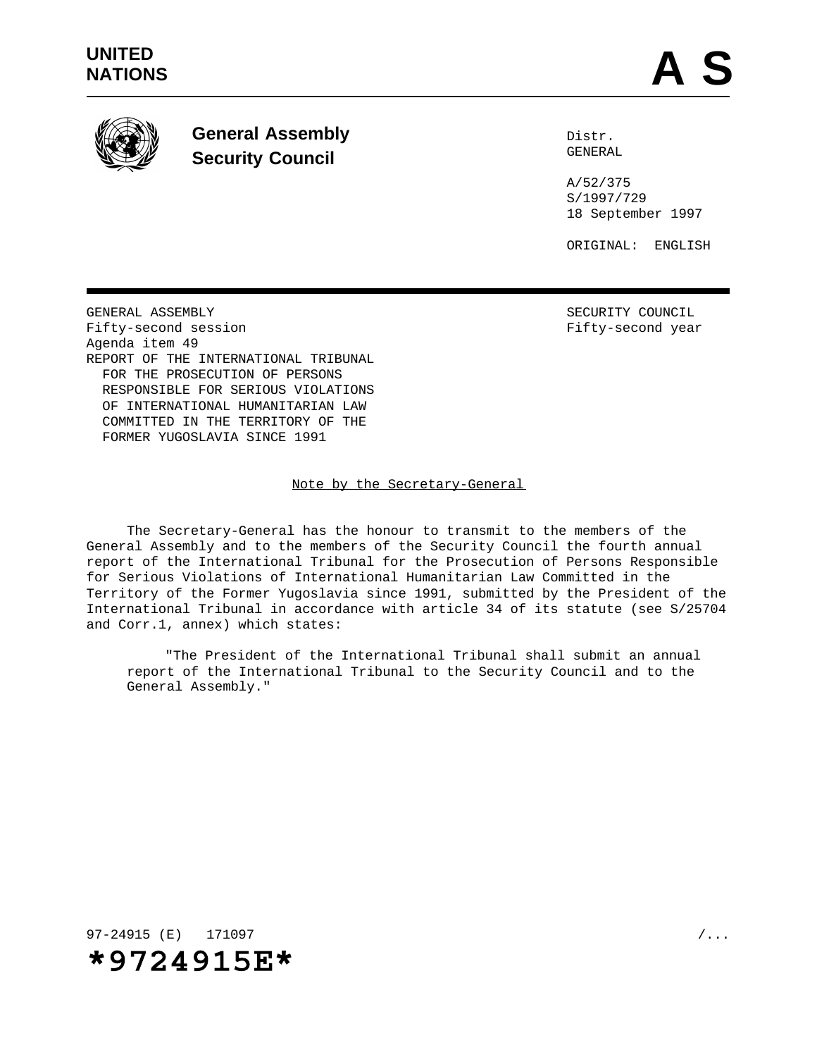UNITED NATIONS

# A S

**General Assembly**
**Security Council**

Distr.
GENERAL

A/52/375
S/1997/729
18 September 1997

ORIGINAL: ENGLISH

GENERAL ASSEMBLY
Fifty-second session
Agenda item 49
REPORT OF THE INTERNATIONAL TRIBUNAL FOR THE PROSECUTION OF PERSONS RESPONSIBLE FOR SERIOUS VIOLATIONS OF INTERNATIONAL HUMANITARIAN LAW COMMITTED IN THE TERRITORY OF THE FORMER YUGOSLAVIA SINCE 1991

SECURITY COUNCIL
Fifty-second year

## Note by the Secretary-General

The Secretary-General has the honour to transmit to the members of the General Assembly and to the members of the Security Council the fourth annual report of the International Tribunal for the Prosecution of Persons Responsible for Serious Violations of International Humanitarian Law Committed in the Territory of the Former Yugoslavia since 1991, submitted by the President of the International Tribunal in accordance with article 34 of its statute (see S/25704 and Corr.1, annex) which states:

> "The President of the International Tribunal shall submit an annual report of the International Tribunal to the Security Council and to the General Assembly."

97-24915 (E) 171097

*9724915E*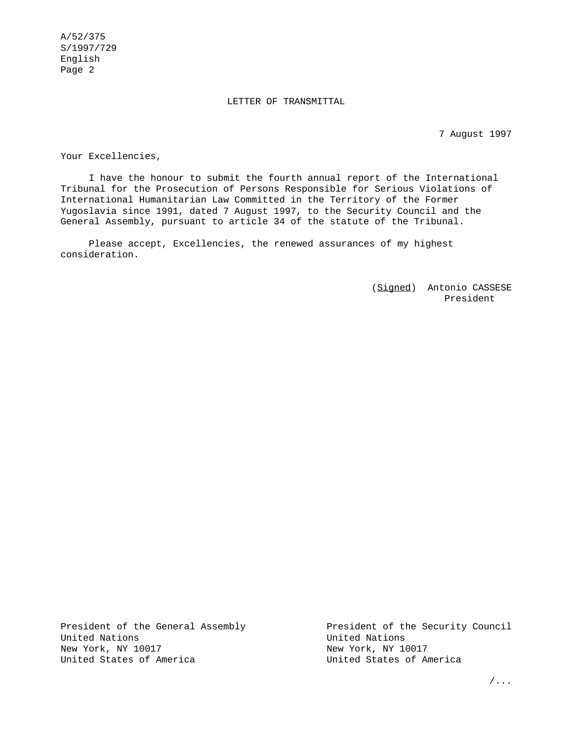# LETTER OF TRANSMITTAL

7 August 1997

Your Excellencies,

I have the honour to submit the fourth annual report of the International Tribunal for the Prosecution of Persons Responsible for Serious Violations of International Humanitarian Law Committed in the Territory of the Former Yugoslavia since 1991, dated 7 August 1997, to the Security Council and the General Assembly, pursuant to article 34 of the statute of the Tribunal.

Please accept, Excellencies, the renewed assurances of my highest consideration.

(*Signed*) Antonio CASSESE
President

President of the General Assembly
United Nations
New York, NY 10017
United States of America

President of the Security Council
United Nations
New York, NY 10017
United States of America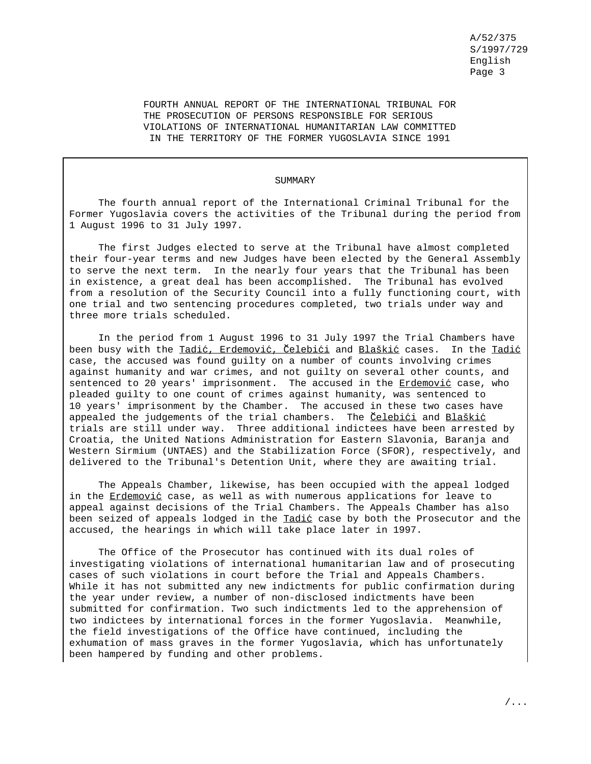# FOURTH ANNUAL REPORT OF THE INTERNATIONAL TRIBUNAL FOR THE PROSECUTION OF PERSONS RESPONSIBLE FOR SERIOUS VIOLATIONS OF INTERNATIONAL HUMANITARIAN LAW COMMITTED IN THE TERRITORY OF THE FORMER YUGOSLAVIA SINCE 1991

## SUMMARY

The fourth annual report of the International Criminal Tribunal for the Former Yugoslavia covers the activities of the Tribunal during the period from 1 August 1996 to 31 July 1997.

The first Judges elected to serve at the Tribunal have almost completed their four-year terms and new Judges have been elected by the General Assembly to serve the next term. In the nearly four years that the Tribunal has been in existence, a great deal has been accomplished. The Tribunal has evolved from a resolution of the Security Council into a fully functioning court, with one trial and two sentencing procedures completed, two trials under way and three more trials scheduled.

In the period from 1 August 1996 to 31 July 1997 the Trial Chambers have been busy with the *Tadić, Erdemović, Čelebići* and *Blaškić* cases. In the *Tadić* case, the accused was found guilty on a number of counts involving crimes against humanity and war crimes, and not guilty on several other counts, and sentenced to 20 years' imprisonment. The accused in the *Erdemović* case, who pleaded guilty to one count of crimes against humanity, was sentenced to 10 years' imprisonment by the Chamber. The accused in these two cases have appealed the judgements of the trial chambers. The *Čelebići* and *Blaškić* trials are still under way. Three additional indictees have been arrested by Croatia, the United Nations Administration for Eastern Slavonia, Baranja and Western Sirmium (UNTAES) and the Stabilization Force (SFOR), respectively, and delivered to the Tribunal's Detention Unit, where they are awaiting trial.

The Appeals Chamber, likewise, has been occupied with the appeal lodged in the *Erdemović* case, as well as with numerous applications for leave to appeal against decisions of the Trial Chambers. The Appeals Chamber has also been seized of appeals lodged in the *Tadić* case by both the Prosecutor and the accused, the hearings in which will take place later in 1997.

The Office of the Prosecutor has continued with its dual roles of investigating violations of international humanitarian law and of prosecuting cases of such violations in court before the Trial and Appeals Chambers. While it has not submitted any new indictments for public confirmation during the year under review, a number of non-disclosed indictments have been submitted for confirmation. Two such indictments led to the apprehension of two indictees by international forces in the former Yugoslavia. Meanwhile, the field investigations of the Office have continued, including the exhumation of mass graves in the former Yugoslavia, which has unfortunately been hampered by funding and other problems.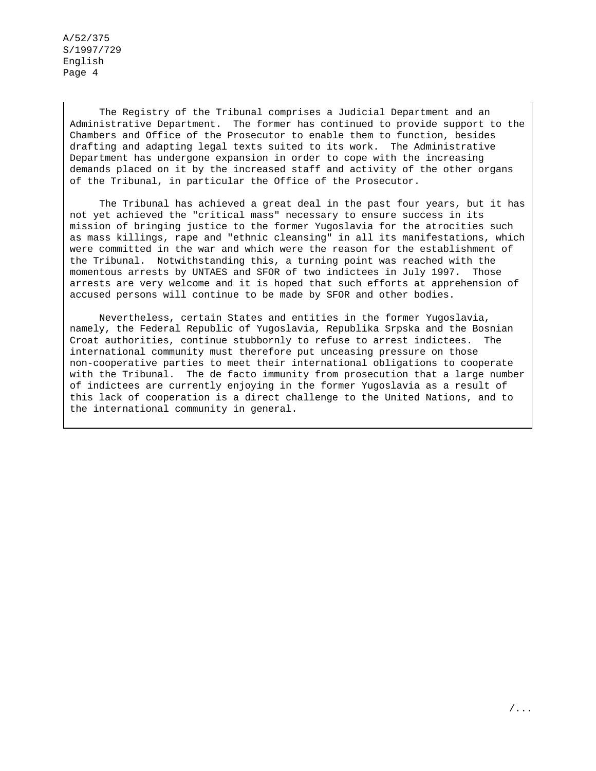The Registry of the Tribunal comprises a Judicial Department and an Administrative Department. The former has continued to provide support to the Chambers and Office of the Prosecutor to enable them to function, besides drafting and adapting legal texts suited to its work. The Administrative Department has undergone expansion in order to cope with the increasing demands placed on it by the increased staff and activity of the other organs of the Tribunal, in particular the Office of the Prosecutor.

The Tribunal has achieved a great deal in the past four years, but it has not yet achieved the "critical mass" necessary to ensure success in its mission of bringing justice to the former Yugoslavia for the atrocities such as mass killings, rape and "ethnic cleansing" in all its manifestations, which were committed in the war and which were the reason for the establishment of the Tribunal. Notwithstanding this, a turning point was reached with the momentous arrests by UNTAES and SFOR of two indictees in July 1997. Those arrests are very welcome and it is hoped that such efforts at apprehension of accused persons will continue to be made by SFOR and other bodies.

Nevertheless, certain States and entities in the former Yugoslavia, namely, the Federal Republic of Yugoslavia, Republika Srpska and the Bosnian Croat authorities, continue stubbornly to refuse to arrest indictees. The international community must therefore put unceasing pressure on those non-cooperative parties to meet their international obligations to cooperate with the Tribunal. The de facto immunity from prosecution that a large number of indictees are currently enjoying in the former Yugoslavia as a result of this lack of cooperation is a direct challenge to the United Nations, and to the international community in general.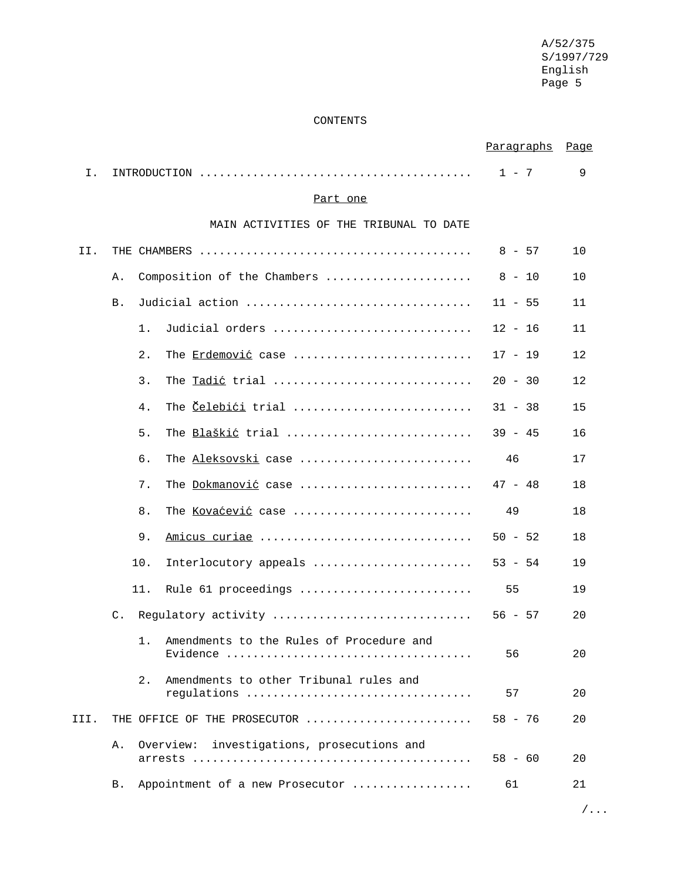CONTENTS

| | | Paragraphs | Page |
|---|---|---|---|
| I. | INTRODUCTION | 1 - 7 | 9 |

Part one

MAIN ACTIVITIES OF THE TRIBUNAL TO DATE

| | | Paragraphs | Page |
|---|---|---|---|
| II. | THE CHAMBERS | 8 - 57 | 10 |
| | A. Composition of the Chambers | 8 - 10 | 10 |
| | B. Judicial action | 11 - 55 | 11 |
| | 1. Judicial orders | 12 - 16 | 11 |
| | 2. The Erdemović case | 17 - 19 | 12 |
| | 3. The Tadić trial | 20 - 30 | 12 |
| | 4. The Čelebići trial | 31 - 38 | 15 |
| | 5. The Blaškić trial | 39 - 45 | 16 |
| | 6. The Aleksovski case | 46 | 17 |
| | 7. The Dokmanović case | 47 - 48 | 18 |
| | 8. The Kovaćević case | 49 | 18 |
| | 9. *Amicus curiae* | 50 - 52 | 18 |
| | 10. Interlocutory appeals | 53 - 54 | 19 |
| | 11. Rule 61 proceedings | 55 | 19 |
| | C. Regulatory activity | 56 - 57 | 20 |
| | 1. Amendments to the Rules of Procedure and Evidence | 56 | 20 |
| | 2. Amendments to other Tribunal rules and regulations | 57 | 20 |
| III. | THE OFFICE OF THE PROSECUTOR | 58 - 76 | 20 |
| | A. Overview: investigations, prosecutions and arrests | 58 - 60 | 20 |
| | B. Appointment of a new Prosecutor | 61 | 21 |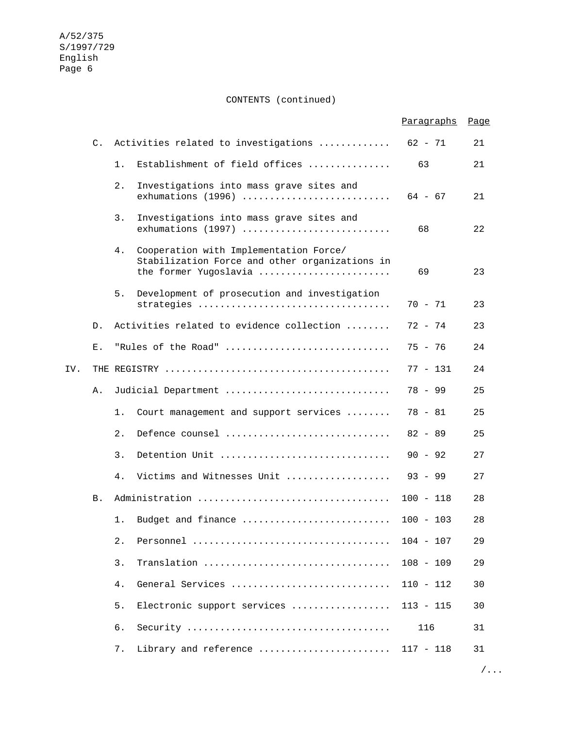CONTENTS (continued)

| | | | Paragraphs | Page |
|---|---|---|---|---|
| | C. | Activities related to investigations | 62 - 71 | 21 |
| | | 1. Establishment of field offices | 63 | 21 |
| | | 2. Investigations into mass grave sites and exhumations (1996) | 64 - 67 | 21 |
| | | 3. Investigations into mass grave sites and exhumations (1997) | 68 | 22 |
| | | 4. Cooperation with Implementation Force/ Stabilization Force and other organizations in the former Yugoslavia | 69 | 23 |
| | | 5. Development of prosecution and investigation strategies | 70 - 71 | 23 |
| | D. | Activities related to evidence collection | 72 - 74 | 23 |
| | E. | "Rules of the Road" | 75 - 76 | 24 |
| IV. | THE REGISTRY | | 77 - 131 | 24 |
| | A. | Judicial Department | 78 - 99 | 25 |
| | | 1. Court management and support services | 78 - 81 | 25 |
| | | 2. Defence counsel | 82 - 89 | 25 |
| | | 3. Detention Unit | 90 - 92 | 27 |
| | | 4. Victims and Witnesses Unit | 93 - 99 | 27 |
| | B. | Administration | 100 - 118 | 28 |
| | | 1. Budget and finance | 100 - 103 | 28 |
| | | 2. Personnel | 104 - 107 | 29 |
| | | 3. Translation | 108 - 109 | 29 |
| | | 4. General Services | 110 - 112 | 30 |
| | | 5. Electronic support services | 113 - 115 | 30 |
| | | 6. Security | 116 | 31 |
| | | 7. Library and reference | 117 - 118 | 31 |

/...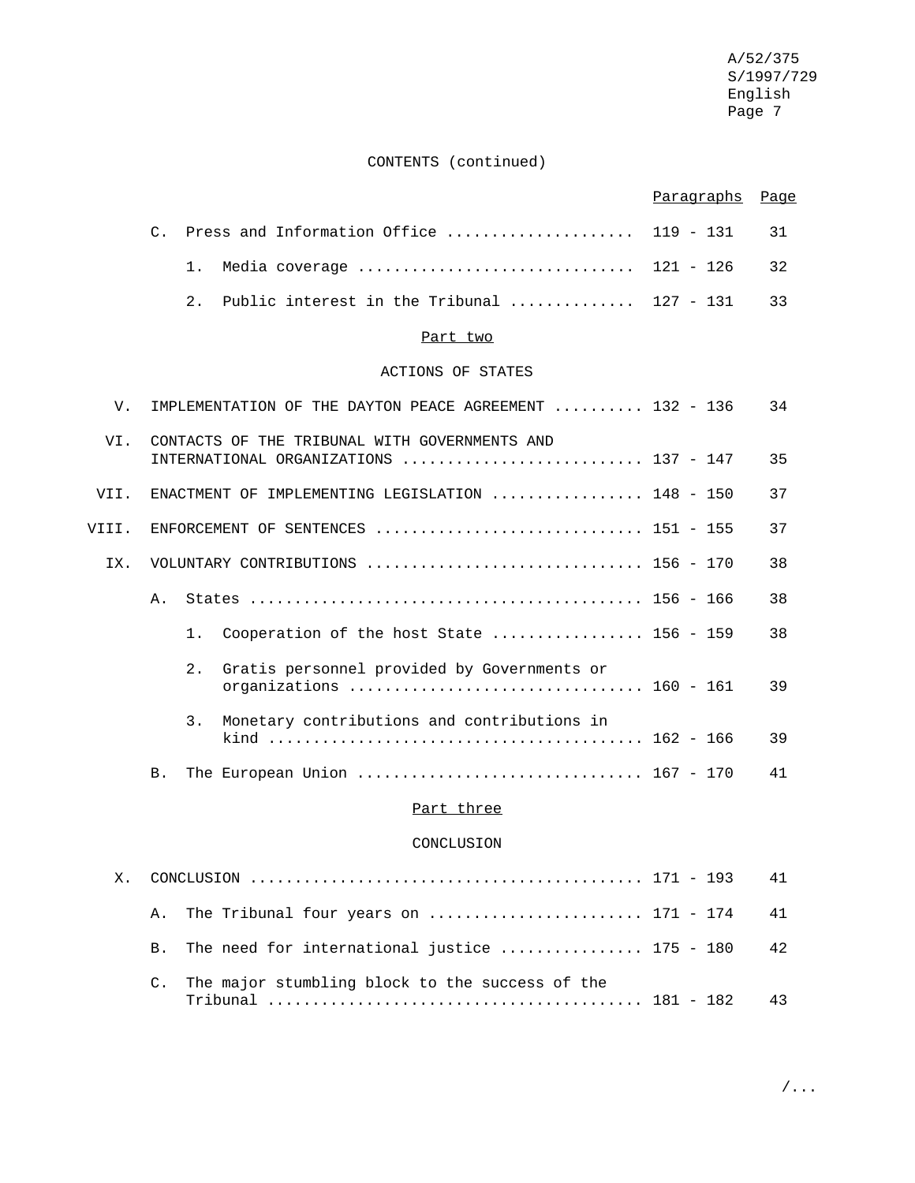CONTENTS (continued)

| | | Paragraphs | Page |
|---|---|---|---|
| | C. Press and Information Office | 119 - 131 | 31 |
| | 1. Media coverage | 121 - 126 | 32 |
| | 2. Public interest in the Tribunal | 127 - 131 | 33 |
| | **Part two** | | |
| | **ACTIONS OF STATES** | | |
| V. | IMPLEMENTATION OF THE DAYTON PEACE AGREEMENT | 132 - 136 | 34 |
| VI. | CONTACTS OF THE TRIBUNAL WITH GOVERNMENTS AND INTERNATIONAL ORGANIZATIONS | 137 - 147 | 35 |
| VII. | ENACTMENT OF IMPLEMENTING LEGISLATION | 148 - 150 | 37 |
| VIII. | ENFORCEMENT OF SENTENCES | 151 - 155 | 37 |
| IX. | VOLUNTARY CONTRIBUTIONS | 156 - 170 | 38 |
| | A. States | 156 - 166 | 38 |
| | 1. Cooperation of the host State | 156 - 159 | 38 |
| | 2. Gratis personnel provided by Governments or organizations | 160 - 161 | 39 |
| | 3. Monetary contributions and contributions in kind | 162 - 166 | 39 |
| | B. The European Union | 167 - 170 | 41 |
| | **Part three** | | |
| | **CONCLUSION** | | |
| X. | CONCLUSION | 171 - 193 | 41 |
| | A. The Tribunal four years on | 171 - 174 | 41 |
| | B. The need for international justice | 175 - 180 | 42 |
| | C. The major stumbling block to the success of the Tribunal | 181 - 182 | 43 |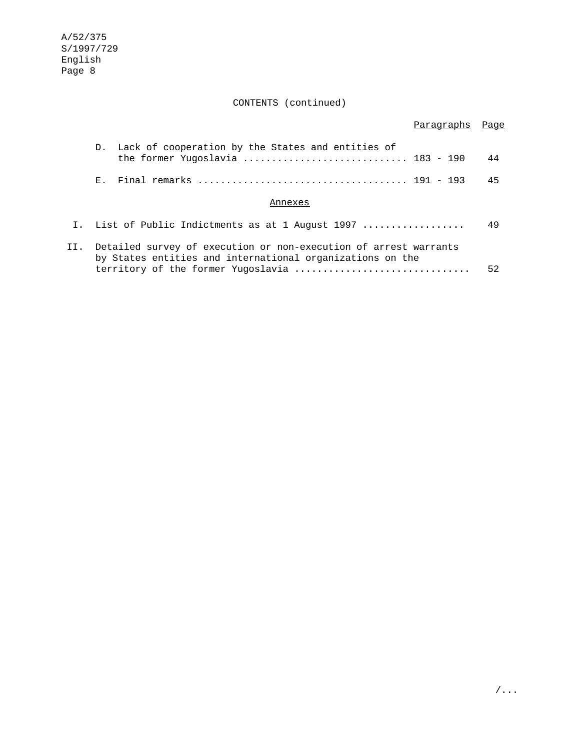CONTENTS (continued)

| | | Paragraphs | Page |
|---|---|---|---|
| D. | Lack of cooperation by the States and entities of the former Yugoslavia | 183 - 190 | 44 |
| E. | Final remarks | 191 - 193 | 45 |

Annexes

| | | Page |
|---|---|---|
| I. | List of Public Indictments as at 1 August 1997 | 49 |
| II. | Detailed survey of execution or non-execution of arrest warrants by States entities and international organizations on the territory of the former Yugoslavia | 52 |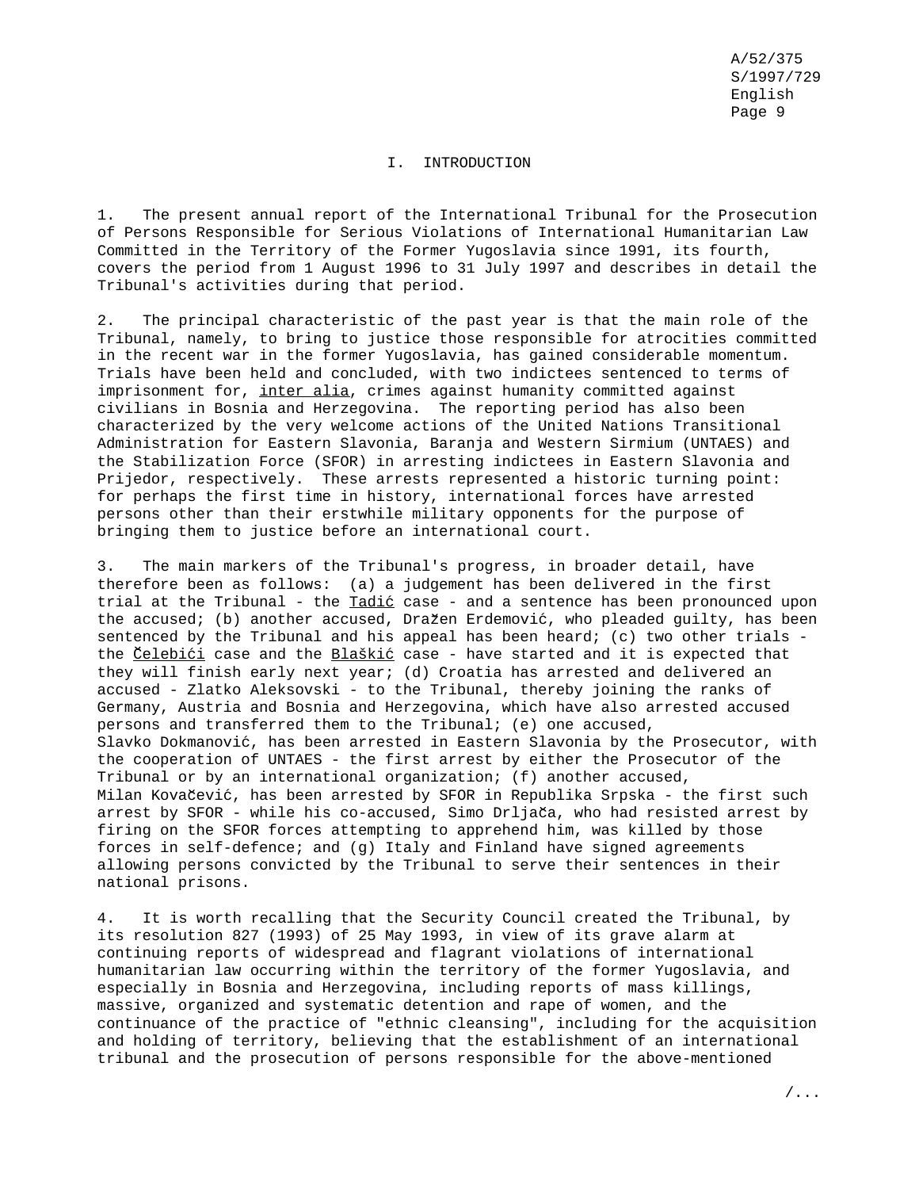# I. INTRODUCTION

1. The present annual report of the International Tribunal for the Prosecution of Persons Responsible for Serious Violations of International Humanitarian Law Committed in the Territory of the Former Yugoslavia since 1991, its fourth, covers the period from 1 August 1996 to 31 July 1997 and describes in detail the Tribunal's activities during that period.

2. The principal characteristic of the past year is that the main role of the Tribunal, namely, to bring to justice those responsible for atrocities committed in the recent war in the former Yugoslavia, has gained considerable momentum. Trials have been held and concluded, with two indictees sentenced to terms of imprisonment for, _inter alia_, crimes against humanity committed against civilians in Bosnia and Herzegovina. The reporting period has also been characterized by the very welcome actions of the United Nations Transitional Administration for Eastern Slavonia, Baranja and Western Sirmium (UNTAES) and the Stabilization Force (SFOR) in arresting indictees in Eastern Slavonia and Prijedor, respectively. These arrests represented a historic turning point: for perhaps the first time in history, international forces have arrested persons other than their erstwhile military opponents for the purpose of bringing them to justice before an international court.

3. The main markers of the Tribunal's progress, in broader detail, have therefore been as follows: (a) a judgement has been delivered in the first trial at the Tribunal - the _Tadić_ case - and a sentence has been pronounced upon the accused; (b) another accused, Dražen Erdemović, who pleaded guilty, has been sentenced by the Tribunal and his appeal has been heard; (c) two other trials - the _Čelebići_ case and the _Blaškić_ case - have started and it is expected that they will finish early next year; (d) Croatia has arrested and delivered an accused - Zlatko Aleksovski - to the Tribunal, thereby joining the ranks of Germany, Austria and Bosnia and Herzegovina, which have also arrested accused persons and transferred them to the Tribunal; (e) one accused, Slavko Dokmanović, has been arrested in Eastern Slavonia by the Prosecutor, with the cooperation of UNTAES - the first arrest by either the Prosecutor of the Tribunal or by an international organization; (f) another accused, Milan Kovačević, has been arrested by SFOR in Republika Srpska - the first such arrest by SFOR - while his co-accused, Simo Drljača, who had resisted arrest by firing on the SFOR forces attempting to apprehend him, was killed by those forces in self-defence; and (g) Italy and Finland have signed agreements allowing persons convicted by the Tribunal to serve their sentences in their national prisons.

4. It is worth recalling that the Security Council created the Tribunal, by its resolution 827 (1993) of 25 May 1993, in view of its grave alarm at continuing reports of widespread and flagrant violations of international humanitarian law occurring within the territory of the former Yugoslavia, and especially in Bosnia and Herzegovina, including reports of mass killings, massive, organized and systematic detention and rape of women, and the continuance of the practice of "ethnic cleansing", including for the acquisition and holding of territory, believing that the establishment of an international tribunal and the prosecution of persons responsible for the above-mentioned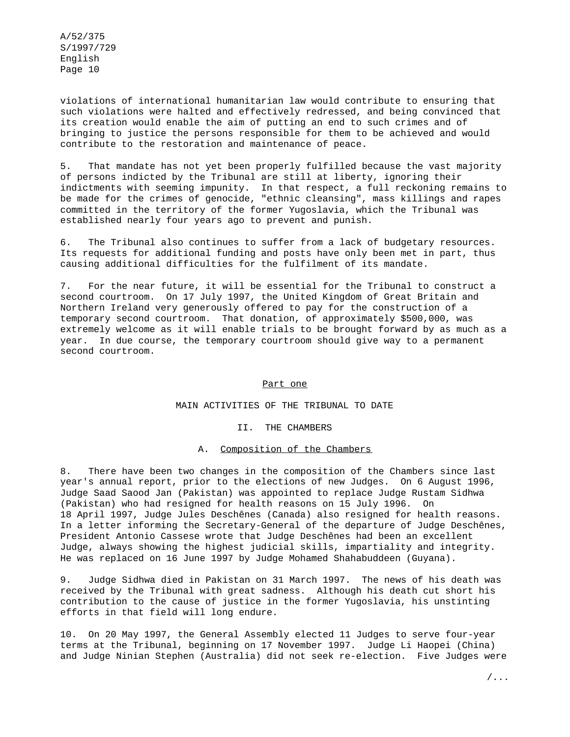violations of international humanitarian law would contribute to ensuring that such violations were halted and effectively redressed, and being convinced that its creation would enable the aim of putting an end to such crimes and of bringing to justice the persons responsible for them to be achieved and would contribute to the restoration and maintenance of peace.

5. That mandate has not yet been properly fulfilled because the vast majority of persons indicted by the Tribunal are still at liberty, ignoring their indictments with seeming impunity. In that respect, a full reckoning remains to be made for the crimes of genocide, "ethnic cleansing", mass killings and rapes committed in the territory of the former Yugoslavia, which the Tribunal was established nearly four years ago to prevent and punish.

6. The Tribunal also continues to suffer from a lack of budgetary resources. Its requests for additional funding and posts have only been met in part, thus causing additional difficulties for the fulfilment of its mandate.

7. For the near future, it will be essential for the Tribunal to construct a second courtroom. On 17 July 1997, the United Kingdom of Great Britain and Northern Ireland very generously offered to pay for the construction of a temporary second courtroom. That donation, of approximately $500,000, was extremely welcome as it will enable trials to be brought forward by as much as a year. In due course, the temporary courtroom should give way to a permanent second courtroom.

# Part one

# MAIN ACTIVITIES OF THE TRIBUNAL TO DATE

## II. THE CHAMBERS

### A. Composition of the Chambers

8. There have been two changes in the composition of the Chambers since last year's annual report, prior to the elections of new Judges. On 6 August 1996, Judge Saad Saood Jan (Pakistan) was appointed to replace Judge Rustam Sidhwa (Pakistan) who had resigned for health reasons on 15 July 1996. On 18 April 1997, Judge Jules Deschênes (Canada) also resigned for health reasons. In a letter informing the Secretary-General of the departure of Judge Deschênes, President Antonio Cassese wrote that Judge Deschênes had been an excellent Judge, always showing the highest judicial skills, impartiality and integrity. He was replaced on 16 June 1997 by Judge Mohamed Shahabuddeen (Guyana).

9. Judge Sidhwa died in Pakistan on 31 March 1997. The news of his death was received by the Tribunal with great sadness. Although his death cut short his contribution to the cause of justice in the former Yugoslavia, his unstinting efforts in that field will long endure.

10. On 20 May 1997, the General Assembly elected 11 Judges to serve four-year terms at the Tribunal, beginning on 17 November 1997. Judge Li Haopei (China) and Judge Ninian Stephen (Australia) did not seek re-election. Five Judges were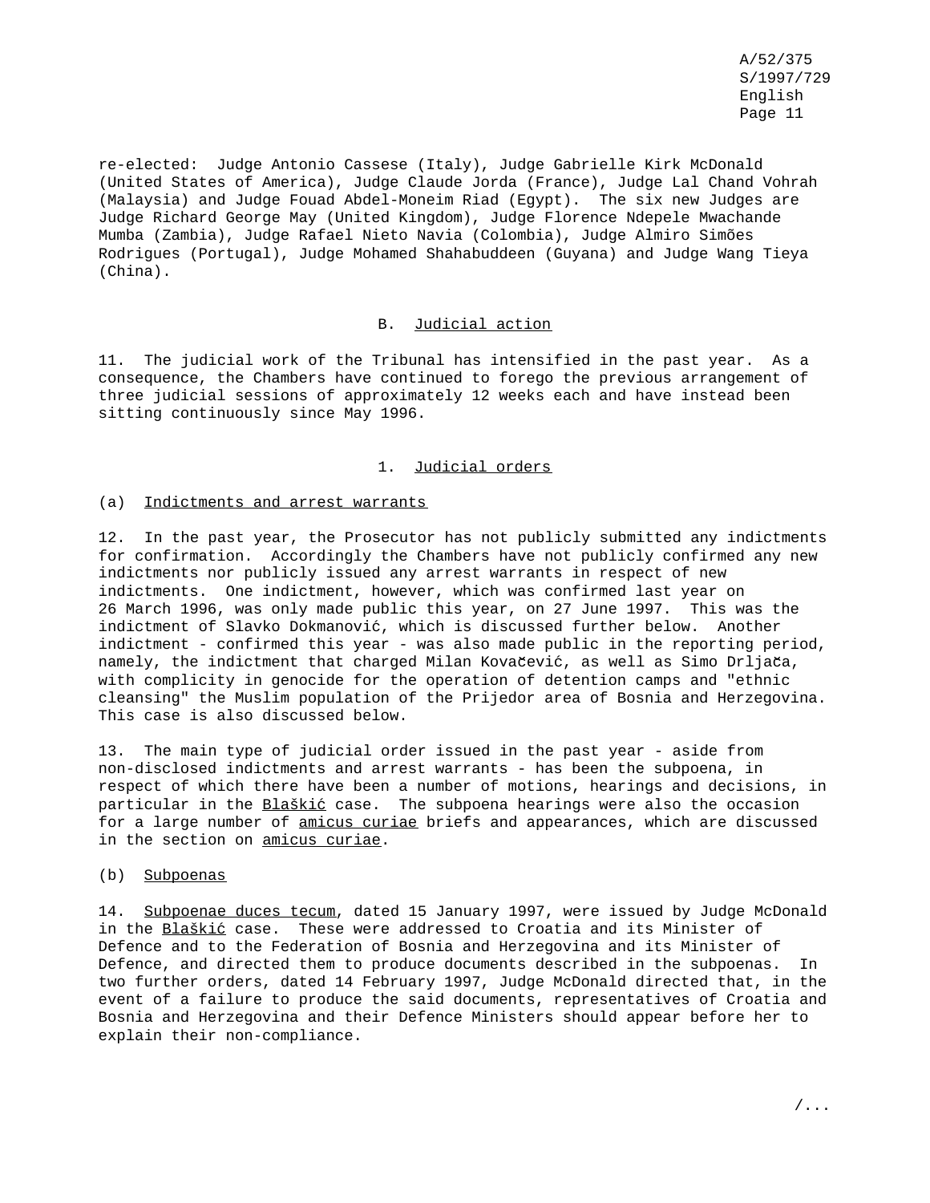re-elected: Judge Antonio Cassese (Italy), Judge Gabrielle Kirk McDonald (United States of America), Judge Claude Jorda (France), Judge Lal Chand Vohrah (Malaysia) and Judge Fouad Abdel-Moneim Riad (Egypt). The six new Judges are Judge Richard George May (United Kingdom), Judge Florence Ndepele Mwachande Mumba (Zambia), Judge Rafael Nieto Navia (Colombia), Judge Almiro Simões Rodrigues (Portugal), Judge Mohamed Shahabuddeen (Guyana) and Judge Wang Tieya (China).

## B. Judicial action

11. The judicial work of the Tribunal has intensified in the past year. As a consequence, the Chambers have continued to forego the previous arrangement of three judicial sessions of approximately 12 weeks each and have instead been sitting continuously since May 1996.

### 1. Judicial orders

#### (a) Indictments and arrest warrants

12. In the past year, the Prosecutor has not publicly submitted any indictments for confirmation. Accordingly the Chambers have not publicly confirmed any new indictments nor publicly issued any arrest warrants in respect of new indictments. One indictment, however, which was confirmed last year on 26 March 1996, was only made public this year, on 27 June 1997. This was the indictment of Slavko Dokmanović, which is discussed further below. Another indictment - confirmed this year - was also made public in the reporting period, namely, the indictment that charged Milan Kovačević, as well as Simo Drljača, with complicity in genocide for the operation of detention camps and "ethnic cleansing" the Muslim population of the Prijedor area of Bosnia and Herzegovina. This case is also discussed below.

13. The main type of judicial order issued in the past year - aside from non-disclosed indictments and arrest warrants - has been the subpoena, in respect of which there have been a number of motions, hearings and decisions, in particular in the *Blaškić* case. The subpoena hearings were also the occasion for a large number of *amicus curiae* briefs and appearances, which are discussed in the section on *amicus curiae*.

#### (b) Subpoenas

14. *Subpoenae duces tecum*, dated 15 January 1997, were issued by Judge McDonald in the *Blaškić* case. These were addressed to Croatia and its Minister of Defence and to the Federation of Bosnia and Herzegovina and its Minister of Defence, and directed them to produce documents described in the subpoenas. In two further orders, dated 14 February 1997, Judge McDonald directed that, in the event of a failure to produce the said documents, representatives of Croatia and Bosnia and Herzegovina and their Defence Ministers should appear before her to explain their non-compliance.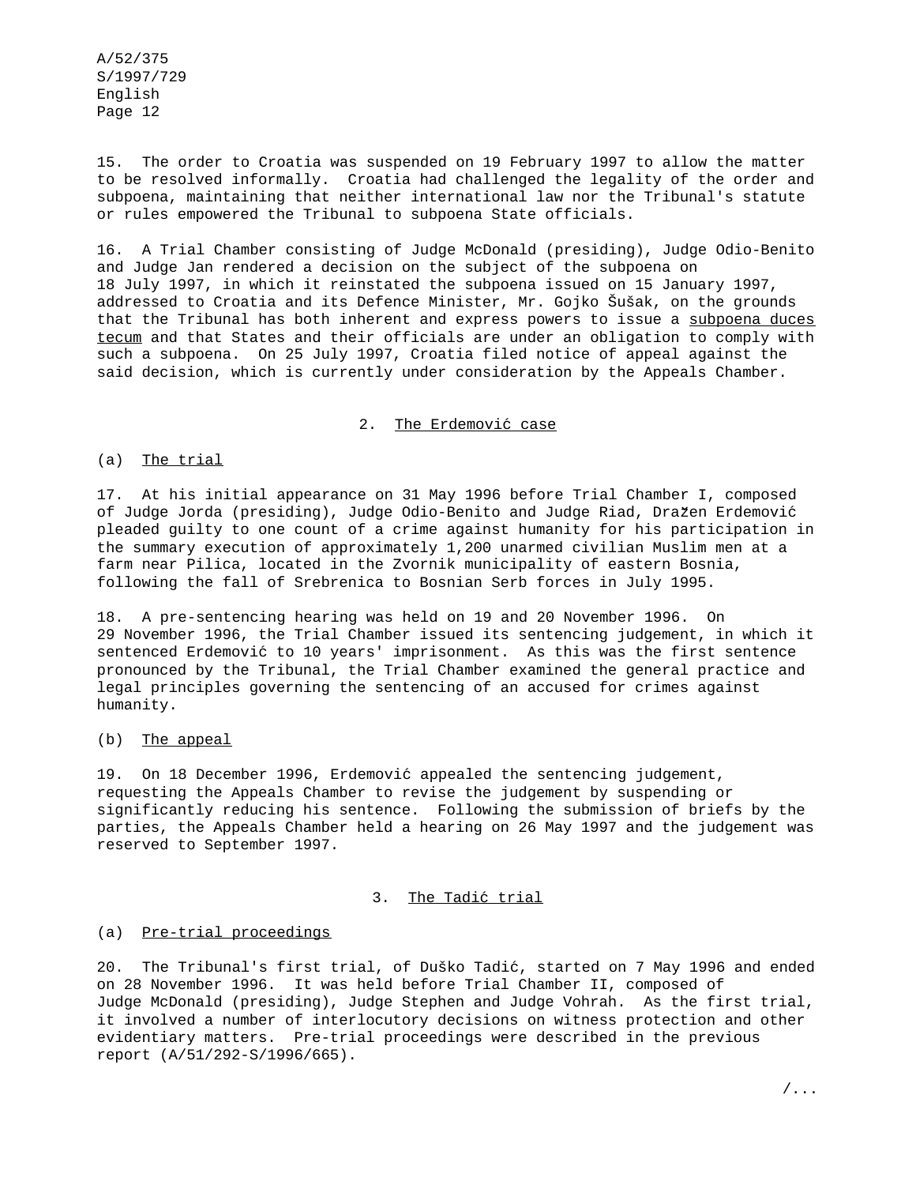15. The order to Croatia was suspended on 19 February 1997 to allow the matter to be resolved informally. Croatia had challenged the legality of the order and subpoena, maintaining that neither international law nor the Tribunal's statute or rules empowered the Tribunal to subpoena State officials.

16. A Trial Chamber consisting of Judge McDonald (presiding), Judge Odio-Benito and Judge Jan rendered a decision on the subject of the subpoena on 18 July 1997, in which it reinstated the subpoena issued on 15 January 1997, addressed to Croatia and its Defence Minister, Mr. Gojko Šušak, on the grounds that the Tribunal has both inherent and express powers to issue a *subpoena duces tecum* and that States and their officials are under an obligation to comply with such a subpoena. On 25 July 1997, Croatia filed notice of appeal against the said decision, which is currently under consideration by the Appeals Chamber.

### 2. The Erdemović case

#### (a) The trial

17. At his initial appearance on 31 May 1996 before Trial Chamber I, composed of Judge Jorda (presiding), Judge Odio-Benito and Judge Riad, Dražen Erdemović pleaded guilty to one count of a crime against humanity for his participation in the summary execution of approximately 1,200 unarmed civilian Muslim men at a farm near Pilica, located in the Zvornik municipality of eastern Bosnia, following the fall of Srebrenica to Bosnian Serb forces in July 1995.

18. A pre-sentencing hearing was held on 19 and 20 November 1996. On 29 November 1996, the Trial Chamber issued its sentencing judgement, in which it sentenced Erdemović to 10 years' imprisonment. As this was the first sentence pronounced by the Tribunal, the Trial Chamber examined the general practice and legal principles governing the sentencing of an accused for crimes against humanity.

#### (b) The appeal

19. On 18 December 1996, Erdemović appealed the sentencing judgement, requesting the Appeals Chamber to revise the judgement by suspending or significantly reducing his sentence. Following the submission of briefs by the parties, the Appeals Chamber held a hearing on 26 May 1997 and the judgement was reserved to September 1997.

### 3. The Tadić trial

#### (a) Pre-trial proceedings

20. The Tribunal's first trial, of Duško Tadić, started on 7 May 1996 and ended on 28 November 1996. It was held before Trial Chamber II, composed of Judge McDonald (presiding), Judge Stephen and Judge Vohrah. As the first trial, it involved a number of interlocutory decisions on witness protection and other evidentiary matters. Pre-trial proceedings were described in the previous report (A/51/292-S/1996/665).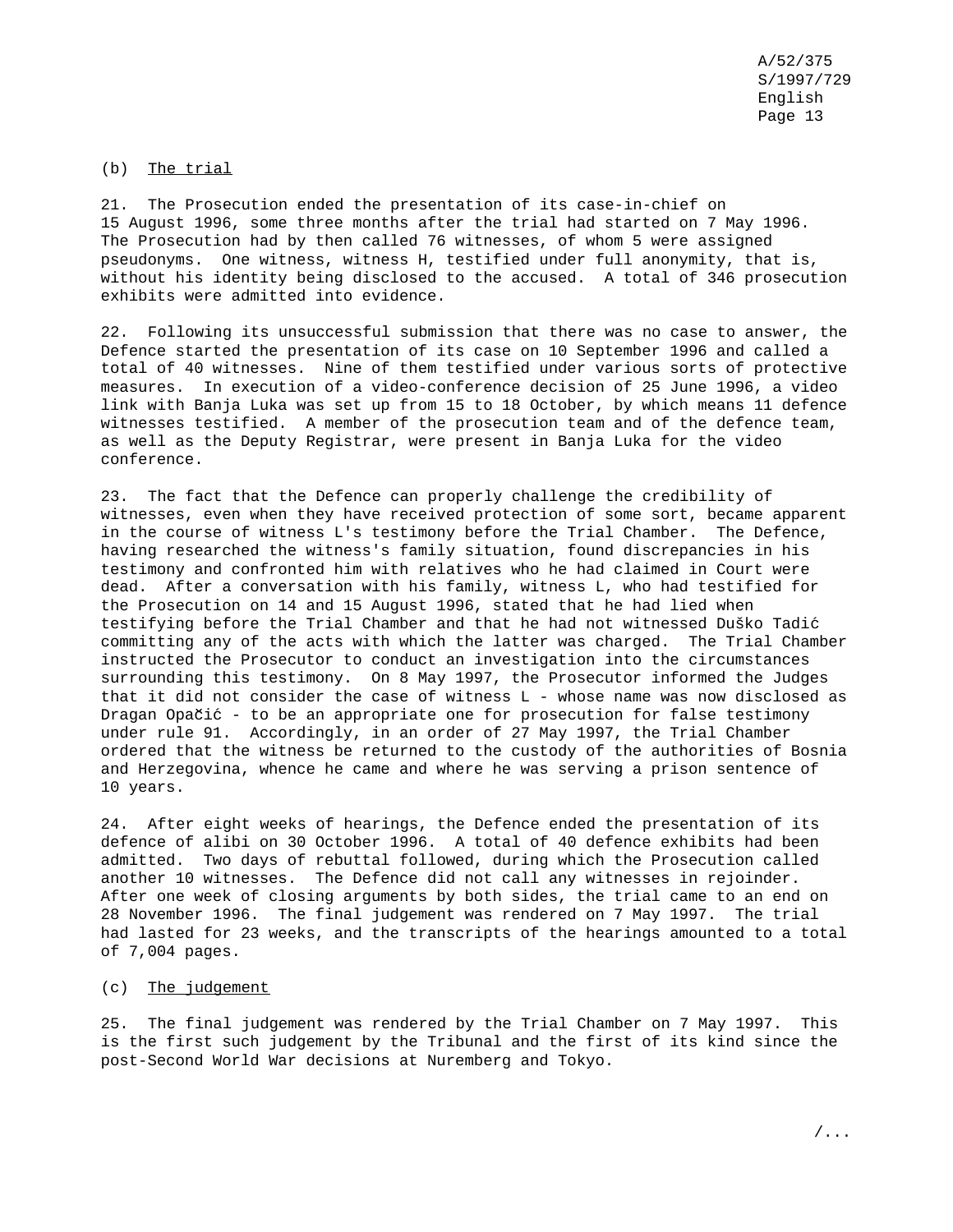(b) The trial

21. The Prosecution ended the presentation of its case-in-chief on 15 August 1996, some three months after the trial had started on 7 May 1996. The Prosecution had by then called 76 witnesses, of whom 5 were assigned pseudonyms. One witness, witness H, testified under full anonymity, that is, without his identity being disclosed to the accused. A total of 346 prosecution exhibits were admitted into evidence.

22. Following its unsuccessful submission that there was no case to answer, the Defence started the presentation of its case on 10 September 1996 and called a total of 40 witnesses. Nine of them testified under various sorts of protective measures. In execution of a video-conference decision of 25 June 1996, a video link with Banja Luka was set up from 15 to 18 October, by which means 11 defence witnesses testified. A member of the prosecution team and of the defence team, as well as the Deputy Registrar, were present in Banja Luka for the video conference.

23. The fact that the Defence can properly challenge the credibility of witnesses, even when they have received protection of some sort, became apparent in the course of witness L's testimony before the Trial Chamber. The Defence, having researched the witness's family situation, found discrepancies in his testimony and confronted him with relatives who he had claimed in Court were dead. After a conversation with his family, witness L, who had testified for the Prosecution on 14 and 15 August 1996, stated that he had lied when testifying before the Trial Chamber and that he had not witnessed Duško Tadić committing any of the acts with which the latter was charged. The Trial Chamber instructed the Prosecutor to conduct an investigation into the circumstances surrounding this testimony. On 8 May 1997, the Prosecutor informed the Judges that it did not consider the case of witness L - whose name was now disclosed as Dragan Opačić - to be an appropriate one for prosecution for false testimony under rule 91. Accordingly, in an order of 27 May 1997, the Trial Chamber ordered that the witness be returned to the custody of the authorities of Bosnia and Herzegovina, whence he came and where he was serving a prison sentence of 10 years.

24. After eight weeks of hearings, the Defence ended the presentation of its defence of alibi on 30 October 1996. A total of 40 defence exhibits had been admitted. Two days of rebuttal followed, during which the Prosecution called another 10 witnesses. The Defence did not call any witnesses in rejoinder. After one week of closing arguments by both sides, the trial came to an end on 28 November 1996. The final judgement was rendered on 7 May 1997. The trial had lasted for 23 weeks, and the transcripts of the hearings amounted to a total of 7,004 pages.

(c) The judgement

25. The final judgement was rendered by the Trial Chamber on 7 May 1997. This is the first such judgement by the Tribunal and the first of its kind since the post-Second World War decisions at Nuremberg and Tokyo.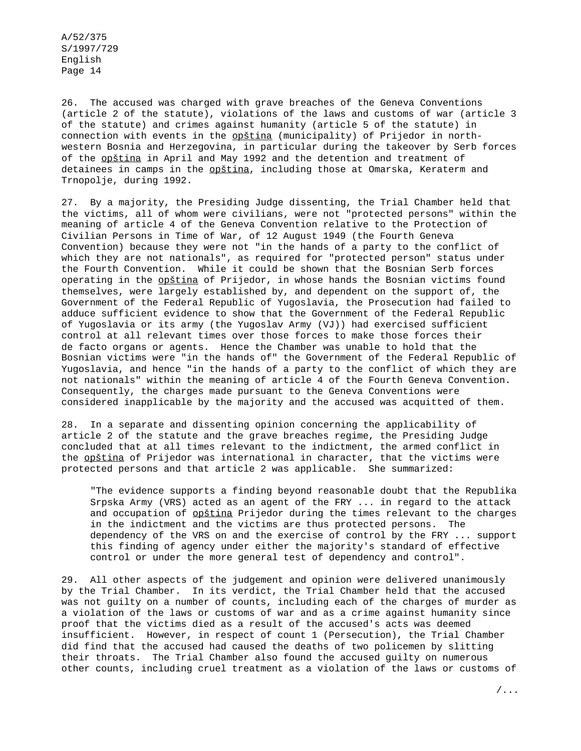26. The accused was charged with grave breaches of the Geneva Conventions (article 2 of the statute), violations of the laws and customs of war (article 3 of the statute) and crimes against humanity (article 5 of the statute) in connection with events in the _opština_ (municipality) of Prijedor in north-western Bosnia and Herzegovina, in particular during the takeover by Serb forces of the _opština_ in April and May 1992 and the detention and treatment of detainees in camps in the _opština_, including those at Omarska, Keraterm and Trnopolje, during 1992.

27. By a majority, the Presiding Judge dissenting, the Trial Chamber held that the victims, all of whom were civilians, were not "protected persons" within the meaning of article 4 of the Geneva Convention relative to the Protection of Civilian Persons in Time of War, of 12 August 1949 (the Fourth Geneva Convention) because they were not "in the hands of a party to the conflict of which they are not nationals", as required for "protected person" status under the Fourth Convention. While it could be shown that the Bosnian Serb forces operating in the _opština_ of Prijedor, in whose hands the Bosnian victims found themselves, were largely established by, and dependent on the support of, the Government of the Federal Republic of Yugoslavia, the Prosecution had failed to adduce sufficient evidence to show that the Government of the Federal Republic of Yugoslavia or its army (the Yugoslav Army (VJ)) had exercised sufficient control at all relevant times over those forces to make those forces their de facto organs or agents. Hence the Chamber was unable to hold that the Bosnian victims were "in the hands of" the Government of the Federal Republic of Yugoslavia, and hence "in the hands of a party to the conflict of which they are not nationals" within the meaning of article 4 of the Fourth Geneva Convention. Consequently, the charges made pursuant to the Geneva Conventions were considered inapplicable by the majority and the accused was acquitted of them.

28. In a separate and dissenting opinion concerning the applicability of article 2 of the statute and the grave breaches regime, the Presiding Judge concluded that at all times relevant to the indictment, the armed conflict in the _opština_ of Prijedor was international in character, that the victims were protected persons and that article 2 was applicable. She summarized:

> "The evidence supports a finding beyond reasonable doubt that the Republika Srpska Army (VRS) acted as an agent of the FRY ... in regard to the attack and occupation of _opština_ Prijedor during the times relevant to the charges in the indictment and the victims are thus protected persons. The dependency of the VRS on and the exercise of control by the FRY ... support this finding of agency under either the majority's standard of effective control or under the more general test of dependency and control".

29. All other aspects of the judgement and opinion were delivered unanimously by the Trial Chamber. In its verdict, the Trial Chamber held that the accused was not guilty on a number of counts, including each of the charges of murder as a violation of the laws or customs of war and as a crime against humanity since proof that the victims died as a result of the accused's acts was deemed insufficient. However, in respect of count 1 (Persecution), the Trial Chamber did find that the accused had caused the deaths of two policemen by slitting their throats. The Trial Chamber also found the accused guilty on numerous other counts, including cruel treatment as a violation of the laws or customs of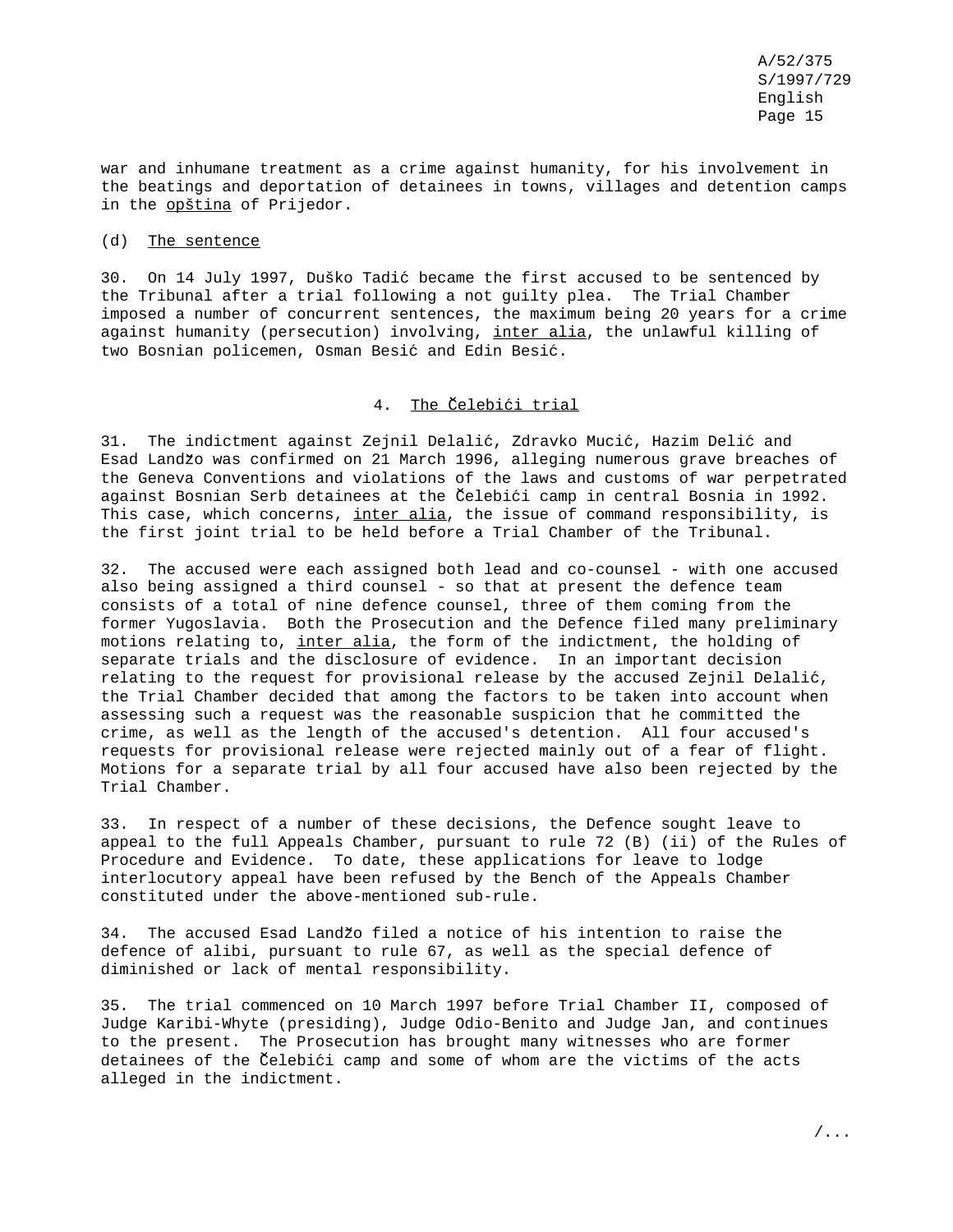war and inhumane treatment as a crime against humanity, for his involvement in the beatings and deportation of detainees in towns, villages and detention camps in the _opština_ of Prijedor.

(d) _The sentence_

30. On 14 July 1997, Duško Tadić became the first accused to be sentenced by the Tribunal after a trial following a not guilty plea. The Trial Chamber imposed a number of concurrent sentences, the maximum being 20 years for a crime against humanity (persecution) involving, _inter alia_, the unlawful killing of two Bosnian policemen, Osman Besić and Edin Besić.

### 4. The Čelebići trial

31. The indictment against Zejnil Delalić, Zdravko Mucić, Hazim Delić and Esad Landžo was confirmed on 21 March 1996, alleging numerous grave breaches of the Geneva Conventions and violations of the laws and customs of war perpetrated against Bosnian Serb detainees at the Čelebići camp in central Bosnia in 1992. This case, which concerns, _inter alia_, the issue of command responsibility, is the first joint trial to be held before a Trial Chamber of the Tribunal.

32. The accused were each assigned both lead and co-counsel - with one accused also being assigned a third counsel - so that at present the defence team consists of a total of nine defence counsel, three of them coming from the former Yugoslavia. Both the Prosecution and the Defence filed many preliminary motions relating to, _inter alia_, the form of the indictment, the holding of separate trials and the disclosure of evidence. In an important decision relating to the request for provisional release by the accused Zejnil Delalić, the Trial Chamber decided that among the factors to be taken into account when assessing such a request was the reasonable suspicion that he committed the crime, as well as the length of the accused's detention. All four accused's requests for provisional release were rejected mainly out of a fear of flight. Motions for a separate trial by all four accused have also been rejected by the Trial Chamber.

33. In respect of a number of these decisions, the Defence sought leave to appeal to the full Appeals Chamber, pursuant to rule 72 (B) (ii) of the Rules of Procedure and Evidence. To date, these applications for leave to lodge interlocutory appeal have been refused by the Bench of the Appeals Chamber constituted under the above-mentioned sub-rule.

34. The accused Esad Landžo filed a notice of his intention to raise the defence of alibi, pursuant to rule 67, as well as the special defence of diminished or lack of mental responsibility.

35. The trial commenced on 10 March 1997 before Trial Chamber II, composed of Judge Karibi-Whyte (presiding), Judge Odio-Benito and Judge Jan, and continues to the present. The Prosecution has brought many witnesses who are former detainees of the Čelebići camp and some of whom are the victims of the acts alleged in the indictment.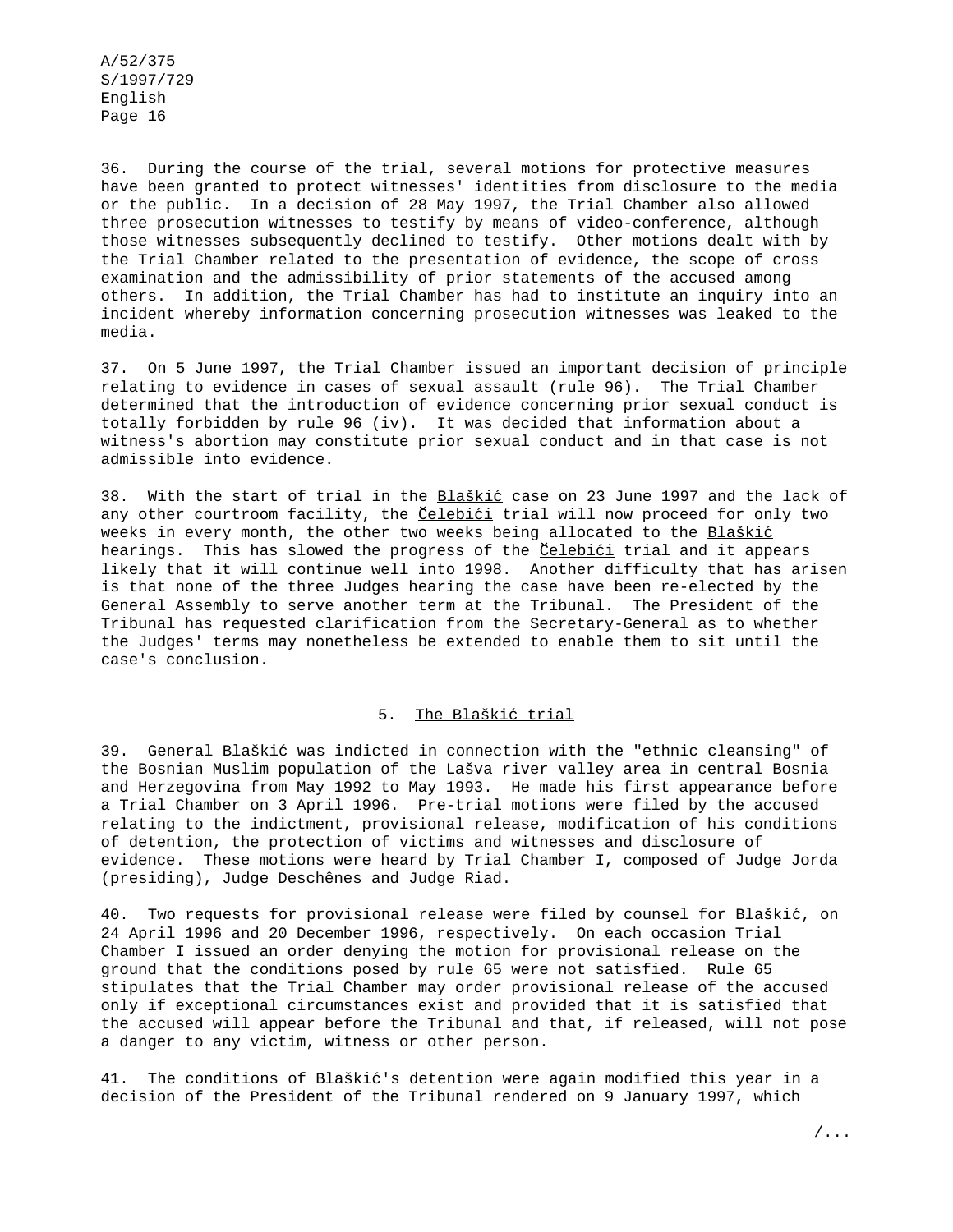36. During the course of the trial, several motions for protective measures have been granted to protect witnesses' identities from disclosure to the media or the public. In a decision of 28 May 1997, the Trial Chamber also allowed three prosecution witnesses to testify by means of video-conference, although those witnesses subsequently declined to testify. Other motions dealt with by the Trial Chamber related to the presentation of evidence, the scope of cross examination and the admissibility of prior statements of the accused among others. In addition, the Trial Chamber has had to institute an inquiry into an incident whereby information concerning prosecution witnesses was leaked to the media.

37. On 5 June 1997, the Trial Chamber issued an important decision of principle relating to evidence in cases of sexual assault (rule 96). The Trial Chamber determined that the introduction of evidence concerning prior sexual conduct is totally forbidden by rule 96 (iv). It was decided that information about a witness's abortion may constitute prior sexual conduct and in that case is not admissible into evidence.

38. With the start of trial in the Blaškić case on 23 June 1997 and the lack of any other courtroom facility, the Čelebići trial will now proceed for only two weeks in every month, the other two weeks being allocated to the Blaškić hearings. This has slowed the progress of the Čelebići trial and it appears likely that it will continue well into 1998. Another difficulty that has arisen is that none of the three Judges hearing the case have been re-elected by the General Assembly to serve another term at the Tribunal. The President of the Tribunal has requested clarification from the Secretary-General as to whether the Judges' terms may nonetheless be extended to enable them to sit until the case's conclusion.

### 5. The Blaškić trial

39. General Blaškić was indicted in connection with the "ethnic cleansing" of the Bosnian Muslim population of the Lašva river valley area in central Bosnia and Herzegovina from May 1992 to May 1993. He made his first appearance before a Trial Chamber on 3 April 1996. Pre-trial motions were filed by the accused relating to the indictment, provisional release, modification of his conditions of detention, the protection of victims and witnesses and disclosure of evidence. These motions were heard by Trial Chamber I, composed of Judge Jorda (presiding), Judge Deschênes and Judge Riad.

40. Two requests for provisional release were filed by counsel for Blaškić, on 24 April 1996 and 20 December 1996, respectively. On each occasion Trial Chamber I issued an order denying the motion for provisional release on the ground that the conditions posed by rule 65 were not satisfied. Rule 65 stipulates that the Trial Chamber may order provisional release of the accused only if exceptional circumstances exist and provided that it is satisfied that the accused will appear before the Tribunal and that, if released, will not pose a danger to any victim, witness or other person.

41. The conditions of Blaškić's detention were again modified this year in a decision of the President of the Tribunal rendered on 9 January 1997, which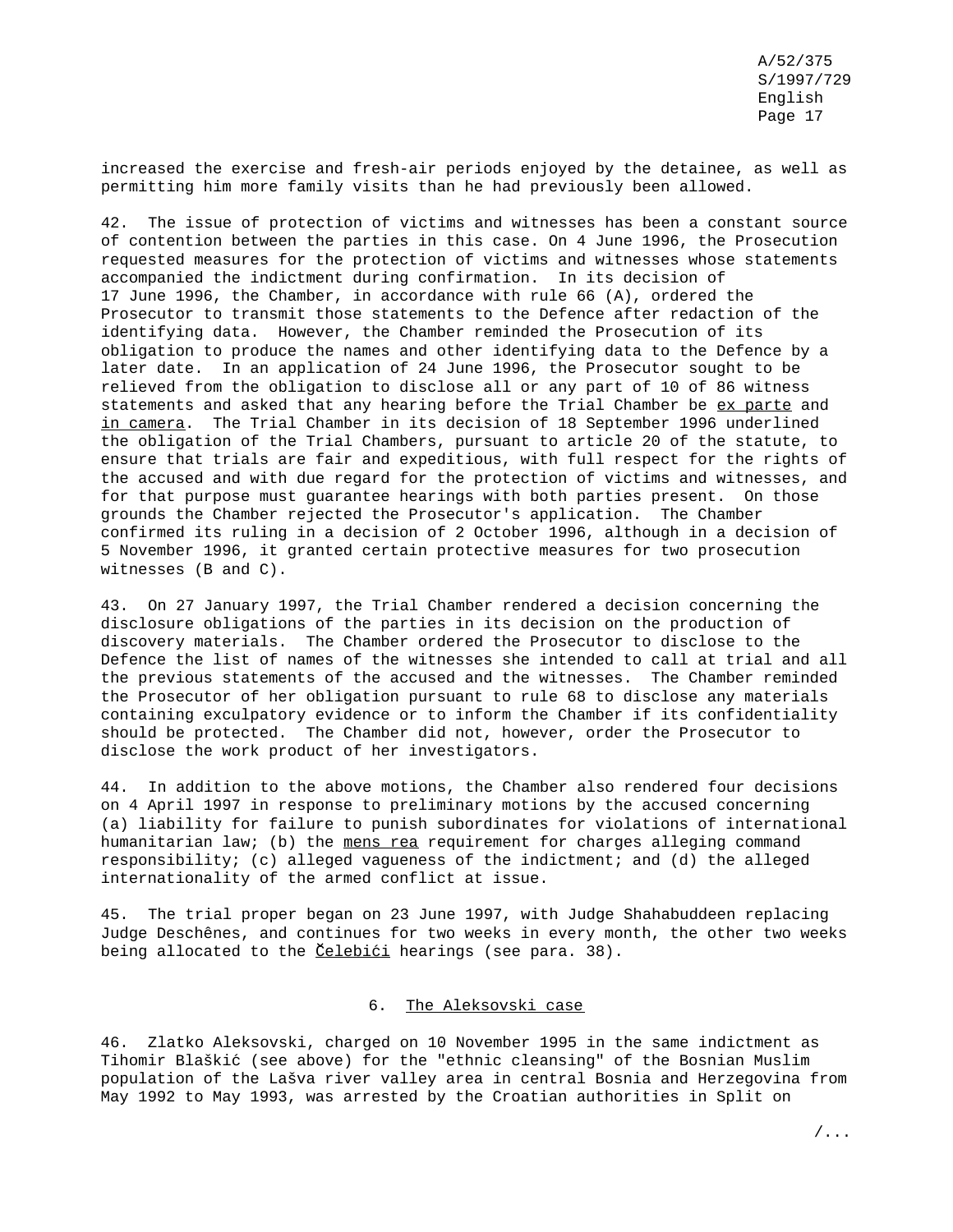increased the exercise and fresh-air periods enjoyed by the detainee, as well as permitting him more family visits than he had previously been allowed.

42. The issue of protection of victims and witnesses has been a constant source of contention between the parties in this case. On 4 June 1996, the Prosecution requested measures for the protection of victims and witnesses whose statements accompanied the indictment during confirmation. In its decision of 17 June 1996, the Chamber, in accordance with rule 66 (A), ordered the Prosecutor to transmit those statements to the Defence after redaction of the identifying data. However, the Chamber reminded the Prosecution of its obligation to produce the names and other identifying data to the Defence by a later date. In an application of 24 June 1996, the Prosecutor sought to be relieved from the obligation to disclose all or any part of 10 of 86 witness statements and asked that any hearing before the Trial Chamber be *ex parte* and *in camera*. The Trial Chamber in its decision of 18 September 1996 underlined the obligation of the Trial Chambers, pursuant to article 20 of the statute, to ensure that trials are fair and expeditious, with full respect for the rights of the accused and with due regard for the protection of victims and witnesses, and for that purpose must guarantee hearings with both parties present. On those grounds the Chamber rejected the Prosecutor's application. The Chamber confirmed its ruling in a decision of 2 October 1996, although in a decision of 5 November 1996, it granted certain protective measures for two prosecution witnesses (B and C).

43. On 27 January 1997, the Trial Chamber rendered a decision concerning the disclosure obligations of the parties in its decision on the production of discovery materials. The Chamber ordered the Prosecutor to disclose to the Defence the list of names of the witnesses she intended to call at trial and all the previous statements of the accused and the witnesses. The Chamber reminded the Prosecutor of her obligation pursuant to rule 68 to disclose any materials containing exculpatory evidence or to inform the Chamber if its confidentiality should be protected. The Chamber did not, however, order the Prosecutor to disclose the work product of her investigators.

44. In addition to the above motions, the Chamber also rendered four decisions on 4 April 1997 in response to preliminary motions by the accused concerning (a) liability for failure to punish subordinates for violations of international humanitarian law; (b) the *mens rea* requirement for charges alleging command responsibility; (c) alleged vagueness of the indictment; and (d) the alleged internationality of the armed conflict at issue.

45. The trial proper began on 23 June 1997, with Judge Shahabuddeen replacing Judge Deschênes, and continues for two weeks in every month, the other two weeks being allocated to the *Čelebići* hearings (see para. 38).

### 6. The Aleksovski case

46. Zlatko Aleksovski, charged on 10 November 1995 in the same indictment as Tihomir Blaškić (see above) for the "ethnic cleansing" of the Bosnian Muslim population of the Lašva river valley area in central Bosnia and Herzegovina from May 1992 to May 1993, was arrested by the Croatian authorities in Split on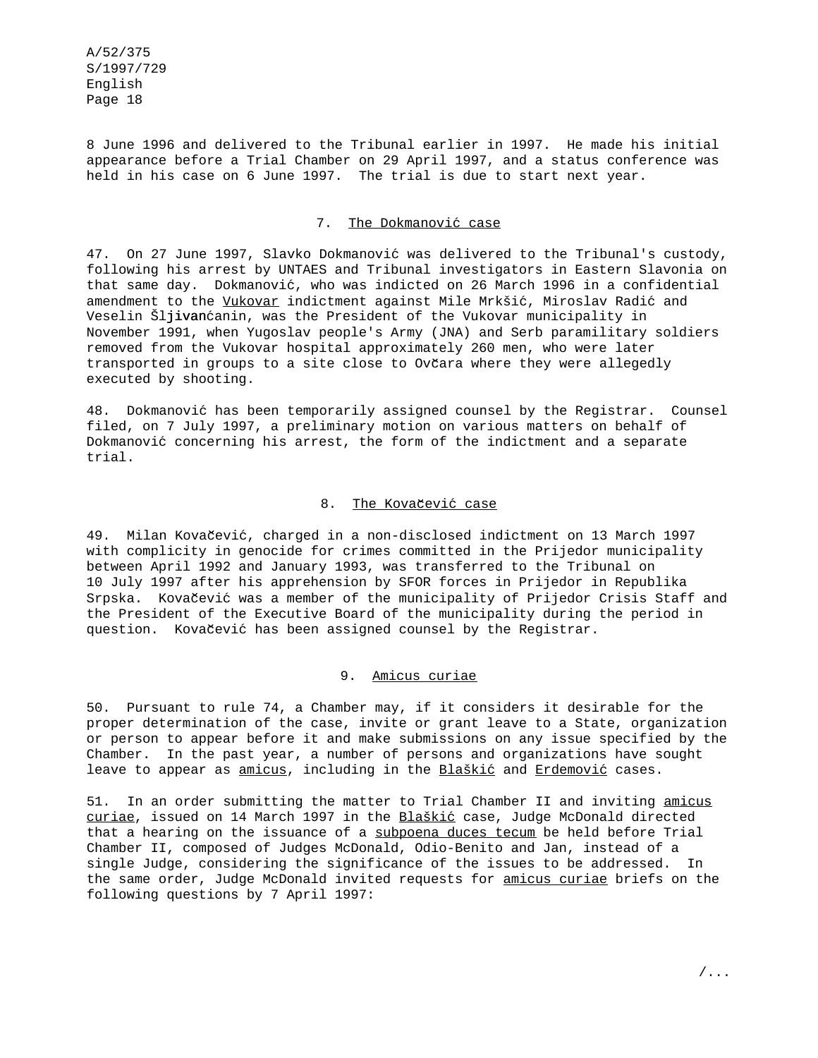8 June 1996 and delivered to the Tribunal earlier in 1997. He made his initial appearance before a Trial Chamber on 29 April 1997, and a status conference was held in his case on 6 June 1997. The trial is due to start next year.

### 7. The Dokmanović case

47. On 27 June 1997, Slavko Dokmanović was delivered to the Tribunal's custody, following his arrest by UNTAES and Tribunal investigators in Eastern Slavonia on that same day. Dokmanović, who was indicted on 26 March 1996 in a confidential amendment to the *Vukovar* indictment against Mile Mrkšić, Miroslav Radić and Veselin Šljivančanin, was the President of the Vukovar municipality in November 1991, when Yugoslav people's Army (JNA) and Serb paramilitary soldiers removed from the Vukovar hospital approximately 260 men, who were later transported in groups to a site close to Ovčara where they were allegedly executed by shooting.

48. Dokmanović has been temporarily assigned counsel by the Registrar. Counsel filed, on 7 July 1997, a preliminary motion on various matters on behalf of Dokmanović concerning his arrest, the form of the indictment and a separate trial.

### 8. The Kovačević case

49. Milan Kovačević, charged in a non-disclosed indictment on 13 March 1997 with complicity in genocide for crimes committed in the Prijedor municipality between April 1992 and January 1993, was transferred to the Tribunal on 10 July 1997 after his apprehension by SFOR forces in Prijedor in Republika Srpska. Kovačević was a member of the municipality of Prijedor Crisis Staff and the President of the Executive Board of the municipality during the period in question. Kovačević has been assigned counsel by the Registrar.

### 9. *Amicus curiae*

50. Pursuant to rule 74, a Chamber may, if it considers it desirable for the proper determination of the case, invite or grant leave to a State, organization or person to appear before it and make submissions on any issue specified by the Chamber. In the past year, a number of persons and organizations have sought leave to appear as *amicus*, including in the *Blaškić* and *Erdemović* cases.

51. In an order submitting the matter to Trial Chamber II and inviting *amicus curiae*, issued on 14 March 1997 in the *Blaškić* case, Judge McDonald directed that a hearing on the issuance of a *subpoena duces tecum* be held before Trial Chamber II, composed of Judges McDonald, Odio-Benito and Jan, instead of a single Judge, considering the significance of the issues to be addressed. In the same order, Judge McDonald invited requests for *amicus curiae* briefs on the following questions by 7 April 1997: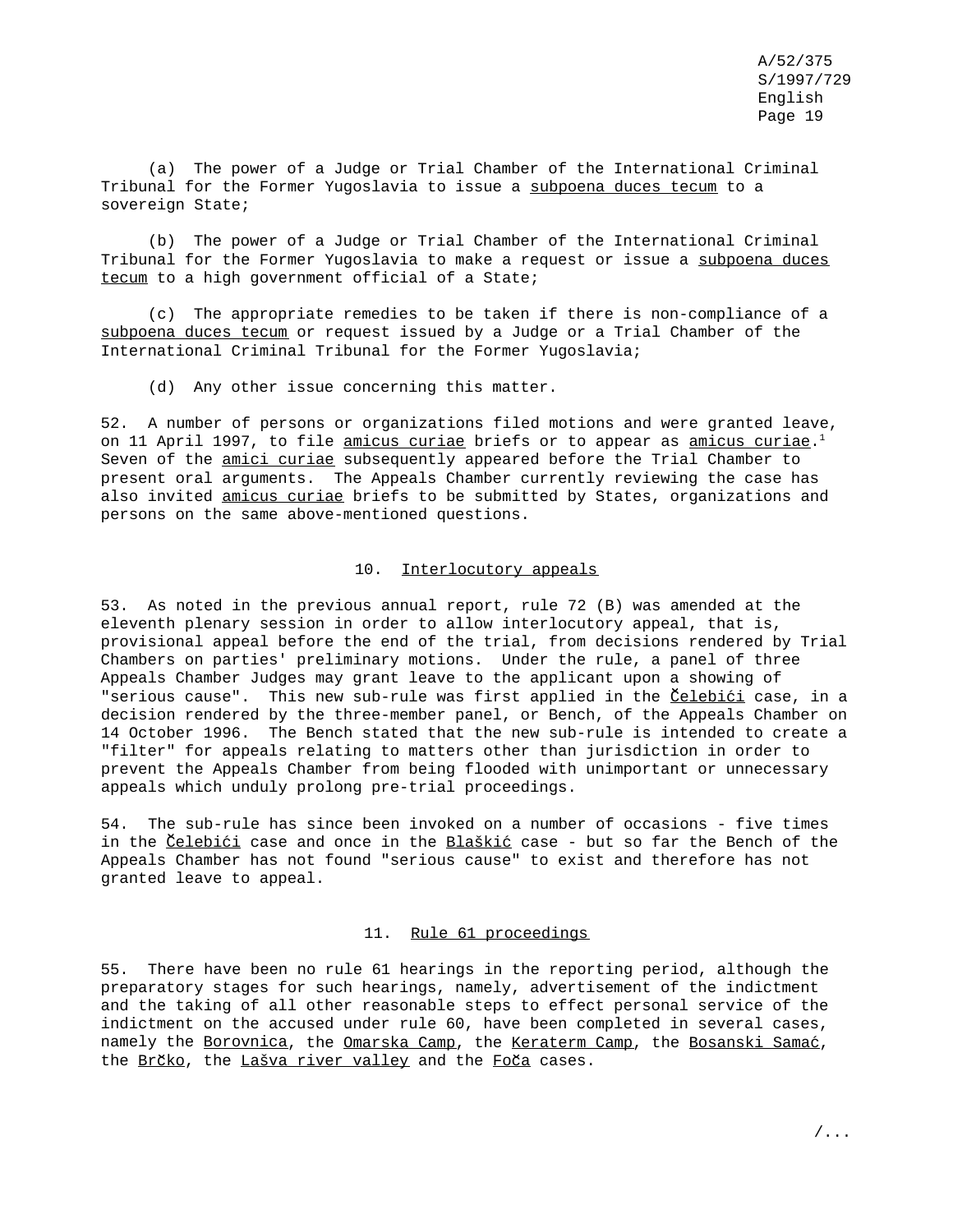(a) The power of a Judge or Trial Chamber of the International Criminal Tribunal for the Former Yugoslavia to issue a _subpoena duces tecum_ to a sovereign State;

(b) The power of a Judge or Trial Chamber of the International Criminal Tribunal for the Former Yugoslavia to make a request or issue a _subpoena duces tecum_ to a high government official of a State;

(c) The appropriate remedies to be taken if there is non-compliance of a _subpoena duces tecum_ or request issued by a Judge or a Trial Chamber of the International Criminal Tribunal for the Former Yugoslavia;

(d) Any other issue concerning this matter.

52. A number of persons or organizations filed motions and were granted leave, on 11 April 1997, to file _amicus curiae_ briefs or to appear as _amicus curiae_.[1] Seven of the _amici curiae_ subsequently appeared before the Trial Chamber to present oral arguments. The Appeals Chamber currently reviewing the case has also invited _amicus curiae_ briefs to be submitted by States, organizations and persons on the same above-mentioned questions.

### 10. Interlocutory appeals

53. As noted in the previous annual report, rule 72 (B) was amended at the eleventh plenary session in order to allow interlocutory appeal, that is, provisional appeal before the end of the trial, from decisions rendered by Trial Chambers on parties' preliminary motions. Under the rule, a panel of three Appeals Chamber Judges may grant leave to the applicant upon a showing of "serious cause". This new sub-rule was first applied in the _Čelebići_ case, in a decision rendered by the three-member panel, or Bench, of the Appeals Chamber on 14 October 1996. The Bench stated that the new sub-rule is intended to create a "filter" for appeals relating to matters other than jurisdiction in order to prevent the Appeals Chamber from being flooded with unimportant or unnecessary appeals which unduly prolong pre-trial proceedings.

54. The sub-rule has since been invoked on a number of occasions - five times in the _Čelebići_ case and once in the _Blaškić_ case - but so far the Bench of the Appeals Chamber has not found "serious cause" to exist and therefore has not granted leave to appeal.

### 11. Rule 61 proceedings

55. There have been no rule 61 hearings in the reporting period, although the preparatory stages for such hearings, namely, advertisement of the indictment and the taking of all other reasonable steps to effect personal service of the indictment on the accused under rule 60, have been completed in several cases, namely the _Borovnica_, the _Omarska Camp_, the _Keraterm Camp_, the _Bosanski Samać_, the _Brčko_, the _Lašva river valley_ and the _Foča_ cases.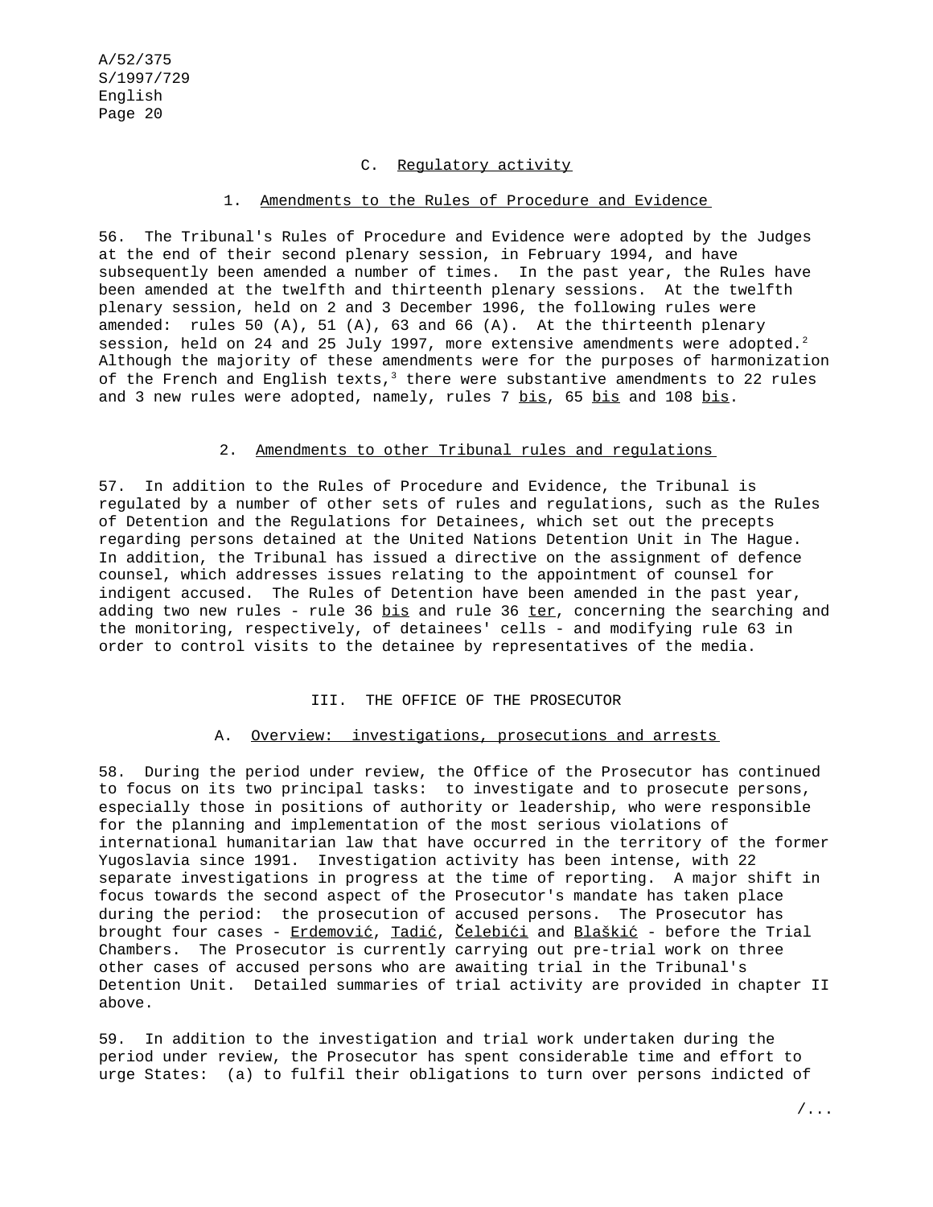### C. Regulatory activity

#### 1. Amendments to the Rules of Procedure and Evidence

56. The Tribunal's Rules of Procedure and Evidence were adopted by the Judges at the end of their second plenary session, in February 1994, and have subsequently been amended a number of times. In the past year, the Rules have been amended at the twelfth and thirteenth plenary sessions. At the twelfth plenary session, held on 2 and 3 December 1996, the following rules were amended: rules 50 (A), 51 (A), 63 and 66 (A). At the thirteenth plenary session, held on 24 and 25 July 1997, more extensive amendments were adopted.[2] Although the majority of these amendments were for the purposes of harmonization of the French and English texts,[3] there were substantive amendments to 22 rules and 3 new rules were adopted, namely, rules 7 *bis*, 65 *bis* and 108 *bis*.

#### 2. Amendments to other Tribunal rules and regulations

57. In addition to the Rules of Procedure and Evidence, the Tribunal is regulated by a number of other sets of rules and regulations, such as the Rules of Detention and the Regulations for Detainees, which set out the precepts regarding persons detained at the United Nations Detention Unit in The Hague. In addition, the Tribunal has issued a directive on the assignment of defence counsel, which addresses issues relating to the appointment of counsel for indigent accused. The Rules of Detention have been amended in the past year, adding two new rules - rule 36 *bis* and rule 36 *ter*, concerning the searching and the monitoring, respectively, of detainees' cells - and modifying rule 63 in order to control visits to the detainee by representatives of the media.

## III. THE OFFICE OF THE PROSECUTOR

### A. Overview: investigations, prosecutions and arrests

58. During the period under review, the Office of the Prosecutor has continued to focus on its two principal tasks: to investigate and to prosecute persons, especially those in positions of authority or leadership, who were responsible for the planning and implementation of the most serious violations of international humanitarian law that have occurred in the territory of the former Yugoslavia since 1991. Investigation activity has been intense, with 22 separate investigations in progress at the time of reporting. A major shift in focus towards the second aspect of the Prosecutor's mandate has taken place during the period: the prosecution of accused persons. The Prosecutor has brought four cases - *Erdemović*, *Tadić*, *Čelebići* and *Blaškić* - before the Trial Chambers. The Prosecutor is currently carrying out pre-trial work on three other cases of accused persons who are awaiting trial in the Tribunal's Detention Unit. Detailed summaries of trial activity are provided in chapter II above.

59. In addition to the investigation and trial work undertaken during the period under review, the Prosecutor has spent considerable time and effort to urge States: (a) to fulfil their obligations to turn over persons indicted of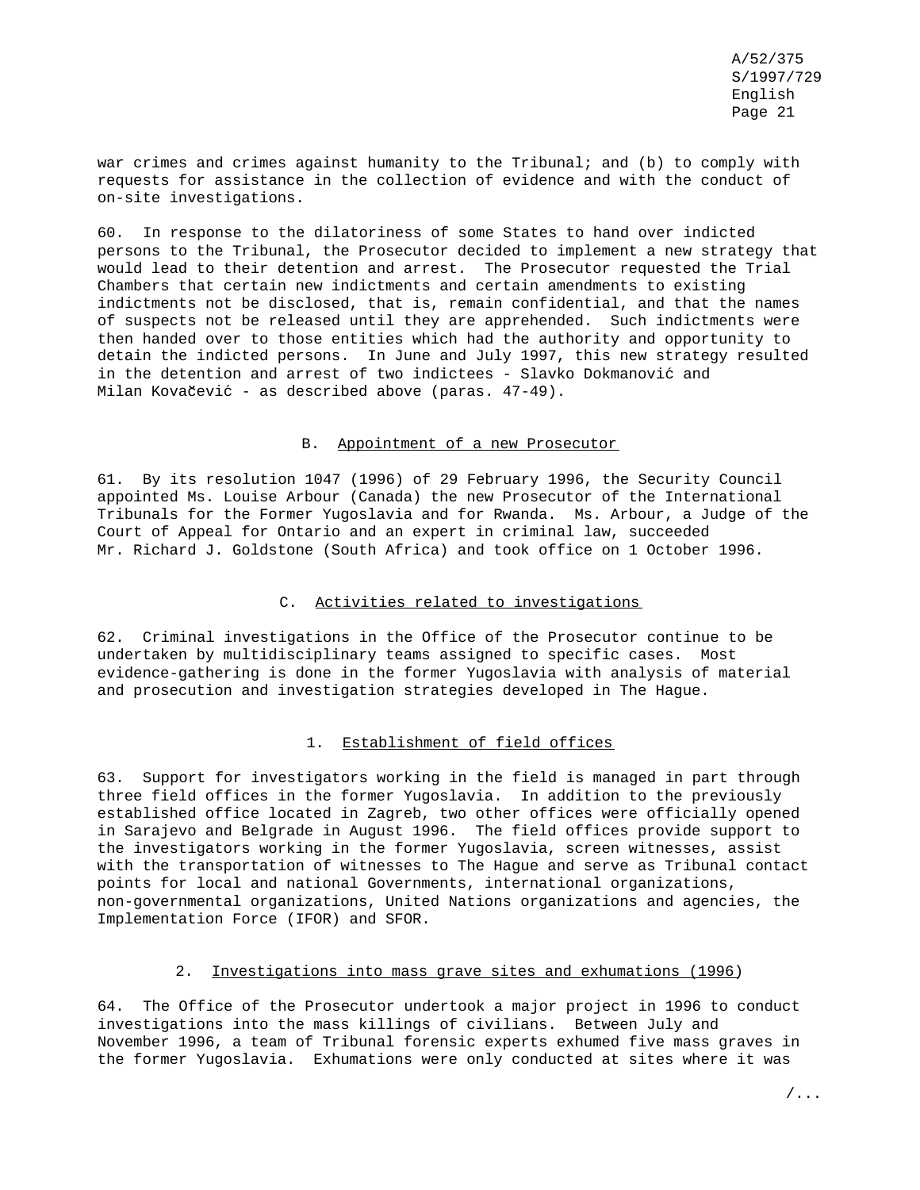war crimes and crimes against humanity to the Tribunal; and (b) to comply with requests for assistance in the collection of evidence and with the conduct of on-site investigations.

60. In response to the dilatoriness of some States to hand over indicted persons to the Tribunal, the Prosecutor decided to implement a new strategy that would lead to their detention and arrest. The Prosecutor requested the Trial Chambers that certain new indictments and certain amendments to existing indictments not be disclosed, that is, remain confidential, and that the names of suspects not be released until they are apprehended. Such indictments were then handed over to those entities which had the authority and opportunity to detain the indicted persons. In June and July 1997, this new strategy resulted in the detention and arrest of two indictees - Slavko Dokmanović and Milan Kovačević - as described above (paras. 47-49).

### B. Appointment of a new Prosecutor

61. By its resolution 1047 (1996) of 29 February 1996, the Security Council appointed Ms. Louise Arbour (Canada) the new Prosecutor of the International Tribunals for the Former Yugoslavia and for Rwanda. Ms. Arbour, a Judge of the Court of Appeal for Ontario and an expert in criminal law, succeeded Mr. Richard J. Goldstone (South Africa) and took office on 1 October 1996.

### C. Activities related to investigations

62. Criminal investigations in the Office of the Prosecutor continue to be undertaken by multidisciplinary teams assigned to specific cases. Most evidence-gathering is done in the former Yugoslavia with analysis of material and prosecution and investigation strategies developed in The Hague.

#### 1. Establishment of field offices

63. Support for investigators working in the field is managed in part through three field offices in the former Yugoslavia. In addition to the previously established office located in Zagreb, two other offices were officially opened in Sarajevo and Belgrade in August 1996. The field offices provide support to the investigators working in the former Yugoslavia, screen witnesses, assist with the transportation of witnesses to The Hague and serve as Tribunal contact points for local and national Governments, international organizations, non-governmental organizations, United Nations organizations and agencies, the Implementation Force (IFOR) and SFOR.

#### 2. Investigations into mass grave sites and exhumations (1996)

64. The Office of the Prosecutor undertook a major project in 1996 to conduct investigations into the mass killings of civilians. Between July and November 1996, a team of Tribunal forensic experts exhumed five mass graves in the former Yugoslavia. Exhumations were only conducted at sites where it was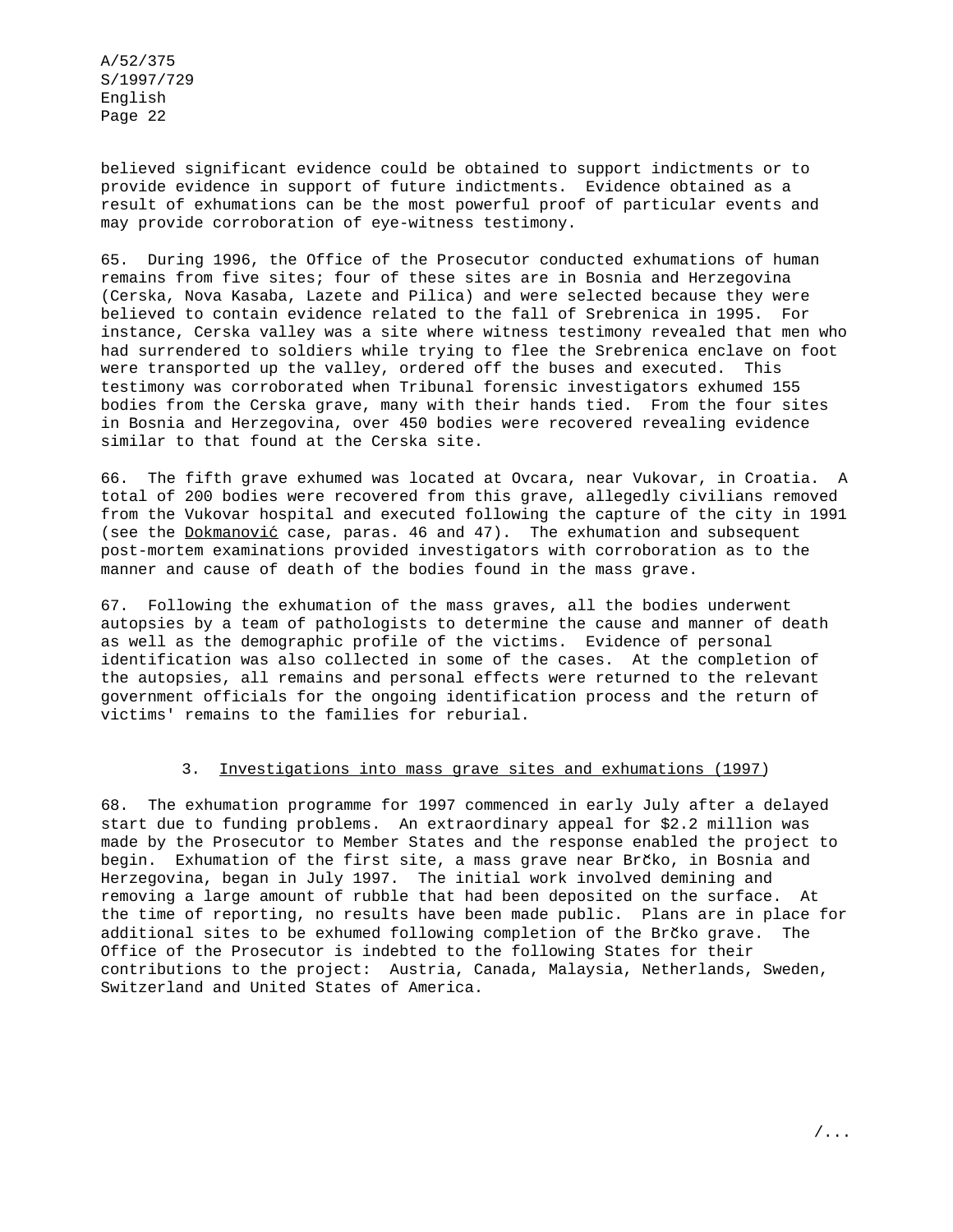believed significant evidence could be obtained to support indictments or to provide evidence in support of future indictments. Evidence obtained as a result of exhumations can be the most powerful proof of particular events and may provide corroboration of eye-witness testimony.

65. During 1996, the Office of the Prosecutor conducted exhumations of human remains from five sites; four of these sites are in Bosnia and Herzegovina (Cerska, Nova Kasaba, Lazete and Pilica) and were selected because they were believed to contain evidence related to the fall of Srebrenica in 1995. For instance, Cerska valley was a site where witness testimony revealed that men who had surrendered to soldiers while trying to flee the Srebrenica enclave on foot were transported up the valley, ordered off the buses and executed. This testimony was corroborated when Tribunal forensic investigators exhumed 155 bodies from the Cerska grave, many with their hands tied. From the four sites in Bosnia and Herzegovina, over 450 bodies were recovered revealing evidence similar to that found at the Cerska site.

66. The fifth grave exhumed was located at Ovcara, near Vukovar, in Croatia. A total of 200 bodies were recovered from this grave, allegedly civilians removed from the Vukovar hospital and executed following the capture of the city in 1991 (see the Dokmanović case, paras. 46 and 47). The exhumation and subsequent post-mortem examinations provided investigators with corroboration as to the manner and cause of death of the bodies found in the mass grave.

67. Following the exhumation of the mass graves, all the bodies underwent autopsies by a team of pathologists to determine the cause and manner of death as well as the demographic profile of the victims. Evidence of personal identification was also collected in some of the cases. At the completion of the autopsies, all remains and personal effects were returned to the relevant government officials for the ongoing identification process and the return of victims' remains to the families for reburial.

### 3. Investigations into mass grave sites and exhumations (1997)

68. The exhumation programme for 1997 commenced in early July after a delayed start due to funding problems. An extraordinary appeal for $2.2 million was made by the Prosecutor to Member States and the response enabled the project to begin. Exhumation of the first site, a mass grave near Brčko, in Bosnia and Herzegovina, began in July 1997. The initial work involved demining and removing a large amount of rubble that had been deposited on the surface. At the time of reporting, no results have been made public. Plans are in place for additional sites to be exhumed following completion of the Brčko grave. The Office of the Prosecutor is indebted to the following States for their contributions to the project: Austria, Canada, Malaysia, Netherlands, Sweden, Switzerland and United States of America.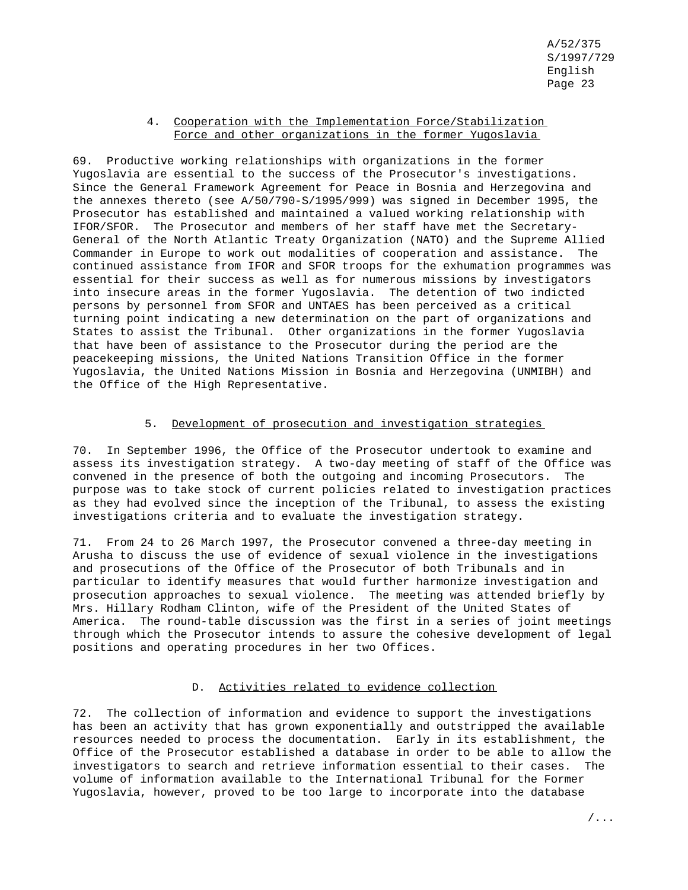### 4. Cooperation with the Implementation Force/Stabilization Force and other organizations in the former Yugoslavia

69. Productive working relationships with organizations in the former Yugoslavia are essential to the success of the Prosecutor's investigations. Since the General Framework Agreement for Peace in Bosnia and Herzegovina and the annexes thereto (see A/50/790-S/1995/999) was signed in December 1995, the Prosecutor has established and maintained a valued working relationship with IFOR/SFOR. The Prosecutor and members of her staff have met the Secretary-General of the North Atlantic Treaty Organization (NATO) and the Supreme Allied Commander in Europe to work out modalities of cooperation and assistance. The continued assistance from IFOR and SFOR troops for the exhumation programmes was essential for their success as well as for numerous missions by investigators into insecure areas in the former Yugoslavia. The detention of two indicted persons by personnel from SFOR and UNTAES has been perceived as a critical turning point indicating a new determination on the part of organizations and States to assist the Tribunal. Other organizations in the former Yugoslavia that have been of assistance to the Prosecutor during the period are the peacekeeping missions, the United Nations Transition Office in the former Yugoslavia, the United Nations Mission in Bosnia and Herzegovina (UNMIBH) and the Office of the High Representative.

### 5. Development of prosecution and investigation strategies

70. In September 1996, the Office of the Prosecutor undertook to examine and assess its investigation strategy. A two-day meeting of staff of the Office was convened in the presence of both the outgoing and incoming Prosecutors. The purpose was to take stock of current policies related to investigation practices as they had evolved since the inception of the Tribunal, to assess the existing investigations criteria and to evaluate the investigation strategy.

71. From 24 to 26 March 1997, the Prosecutor convened a three-day meeting in Arusha to discuss the use of evidence of sexual violence in the investigations and prosecutions of the Office of the Prosecutor of both Tribunals and in particular to identify measures that would further harmonize investigation and prosecution approaches to sexual violence. The meeting was attended briefly by Mrs. Hillary Rodham Clinton, wife of the President of the United States of America. The round-table discussion was the first in a series of joint meetings through which the Prosecutor intends to assure the cohesive development of legal positions and operating procedures in her two Offices.

## D. Activities related to evidence collection

72. The collection of information and evidence to support the investigations has been an activity that has grown exponentially and outstripped the available resources needed to process the documentation. Early in its establishment, the Office of the Prosecutor established a database in order to be able to allow the investigators to search and retrieve information essential to their cases. The volume of information available to the International Tribunal for the Former Yugoslavia, however, proved to be too large to incorporate into the database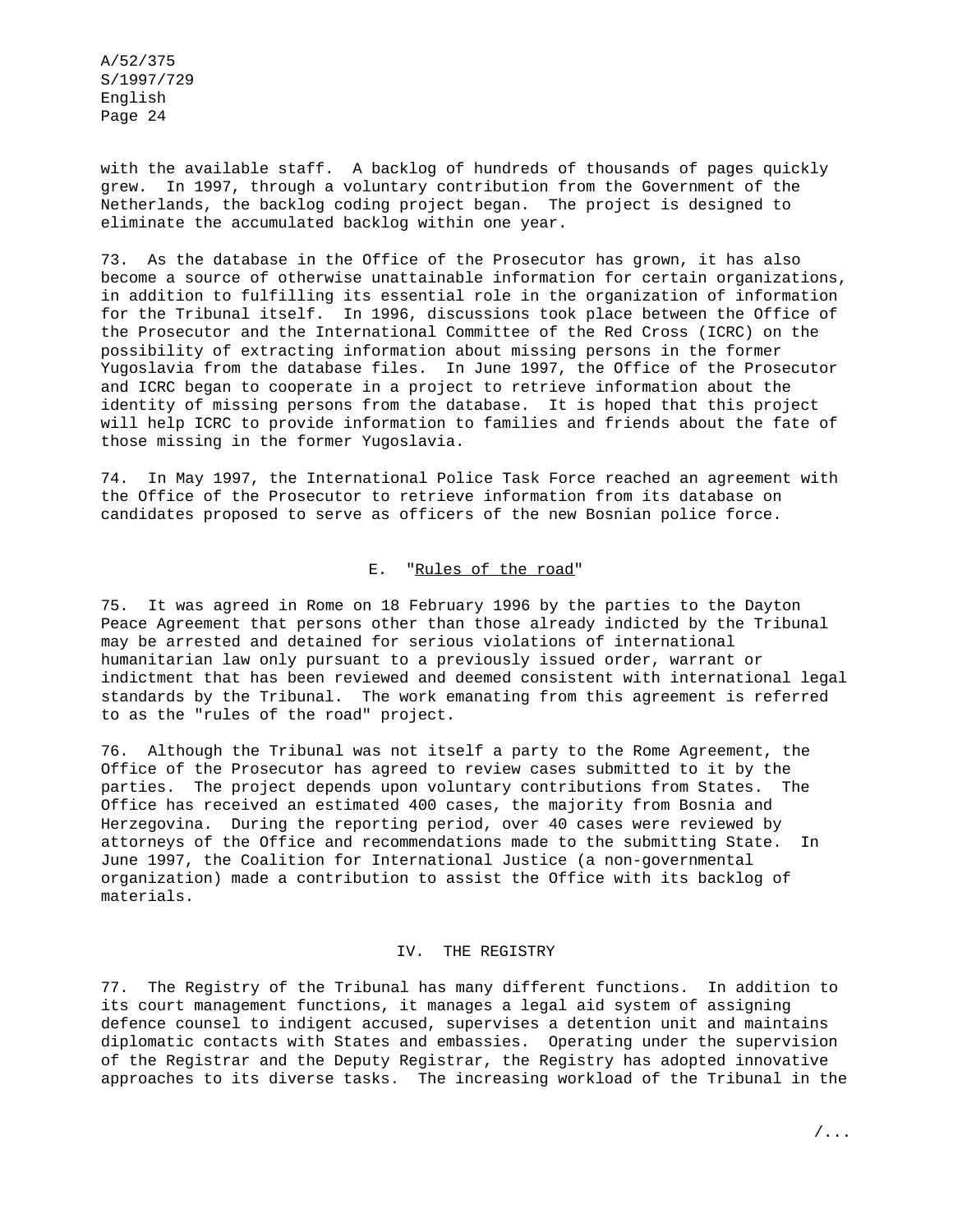with the available staff. A backlog of hundreds of thousands of pages quickly grew. In 1997, through a voluntary contribution from the Government of the Netherlands, the backlog coding project began. The project is designed to eliminate the accumulated backlog within one year.

73. As the database in the Office of the Prosecutor has grown, it has also become a source of otherwise unattainable information for certain organizations, in addition to fulfilling its essential role in the organization of information for the Tribunal itself. In 1996, discussions took place between the Office of the Prosecutor and the International Committee of the Red Cross (ICRC) on the possibility of extracting information about missing persons in the former Yugoslavia from the database files. In June 1997, the Office of the Prosecutor and ICRC began to cooperate in a project to retrieve information about the identity of missing persons from the database. It is hoped that this project will help ICRC to provide information to families and friends about the fate of those missing in the former Yugoslavia.

74. In May 1997, the International Police Task Force reached an agreement with the Office of the Prosecutor to retrieve information from its database on candidates proposed to serve as officers of the new Bosnian police force.

### E. "Rules of the road"

75. It was agreed in Rome on 18 February 1996 by the parties to the Dayton Peace Agreement that persons other than those already indicted by the Tribunal may be arrested and detained for serious violations of international humanitarian law only pursuant to a previously issued order, warrant or indictment that has been reviewed and deemed consistent with international legal standards by the Tribunal. The work emanating from this agreement is referred to as the "rules of the road" project.

76. Although the Tribunal was not itself a party to the Rome Agreement, the Office of the Prosecutor has agreed to review cases submitted to it by the parties. The project depends upon voluntary contributions from States. The Office has received an estimated 400 cases, the majority from Bosnia and Herzegovina. During the reporting period, over 40 cases were reviewed by attorneys of the Office and recommendations made to the submitting State. In June 1997, the Coalition for International Justice (a non-governmental organization) made a contribution to assist the Office with its backlog of materials.

## IV. THE REGISTRY

77. The Registry of the Tribunal has many different functions. In addition to its court management functions, it manages a legal aid system of assigning defence counsel to indigent accused, supervises a detention unit and maintains diplomatic contacts with States and embassies. Operating under the supervision of the Registrar and the Deputy Registrar, the Registry has adopted innovative approaches to its diverse tasks. The increasing workload of the Tribunal in the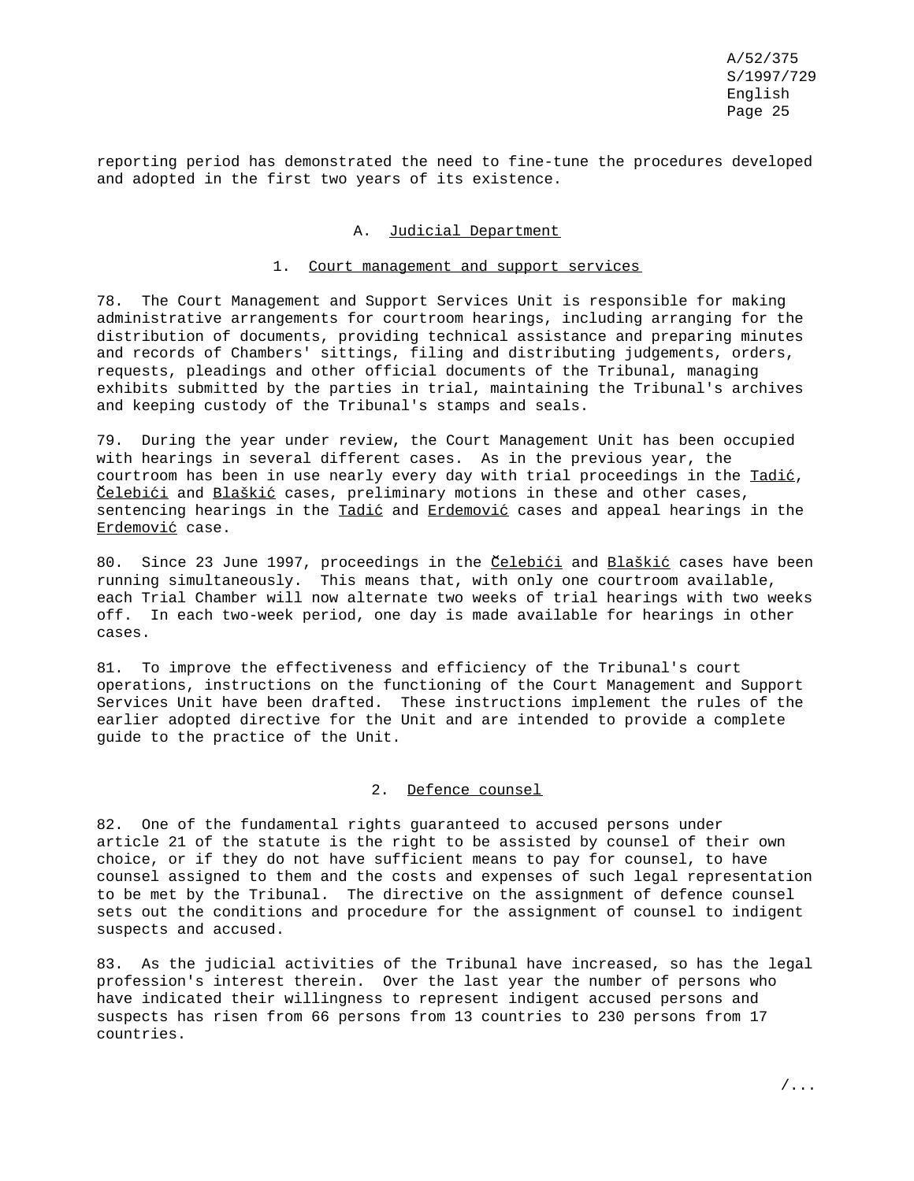reporting period has demonstrated the need to fine-tune the procedures developed and adopted in the first two years of its existence.

## A. Judicial Department

### 1. Court management and support services

78. The Court Management and Support Services Unit is responsible for making administrative arrangements for courtroom hearings, including arranging for the distribution of documents, providing technical assistance and preparing minutes and records of Chambers' sittings, filing and distributing judgements, orders, requests, pleadings and other official documents of the Tribunal, managing exhibits submitted by the parties in trial, maintaining the Tribunal's archives and keeping custody of the Tribunal's stamps and seals.

79. During the year under review, the Court Management Unit has been occupied with hearings in several different cases. As in the previous year, the courtroom has been in use nearly every day with trial proceedings in the Tadić, Čelebići and Blaškić cases, preliminary motions in these and other cases, sentencing hearings in the Tadić and Erdemović cases and appeal hearings in the Erdemović case.

80. Since 23 June 1997, proceedings in the Čelebići and Blaškić cases have been running simultaneously. This means that, with only one courtroom available, each Trial Chamber will now alternate two weeks of trial hearings with two weeks off. In each two-week period, one day is made available for hearings in other cases.

81. To improve the effectiveness and efficiency of the Tribunal's court operations, instructions on the functioning of the Court Management and Support Services Unit have been drafted. These instructions implement the rules of the earlier adopted directive for the Unit and are intended to provide a complete guide to the practice of the Unit.

### 2. Defence counsel

82. One of the fundamental rights guaranteed to accused persons under article 21 of the statute is the right to be assisted by counsel of their own choice, or if they do not have sufficient means to pay for counsel, to have counsel assigned to them and the costs and expenses of such legal representation to be met by the Tribunal. The directive on the assignment of defence counsel sets out the conditions and procedure for the assignment of counsel to indigent suspects and accused.

83. As the judicial activities of the Tribunal have increased, so has the legal profession's interest therein. Over the last year the number of persons who have indicated their willingness to represent indigent accused persons and suspects has risen from 66 persons from 13 countries to 230 persons from 17 countries.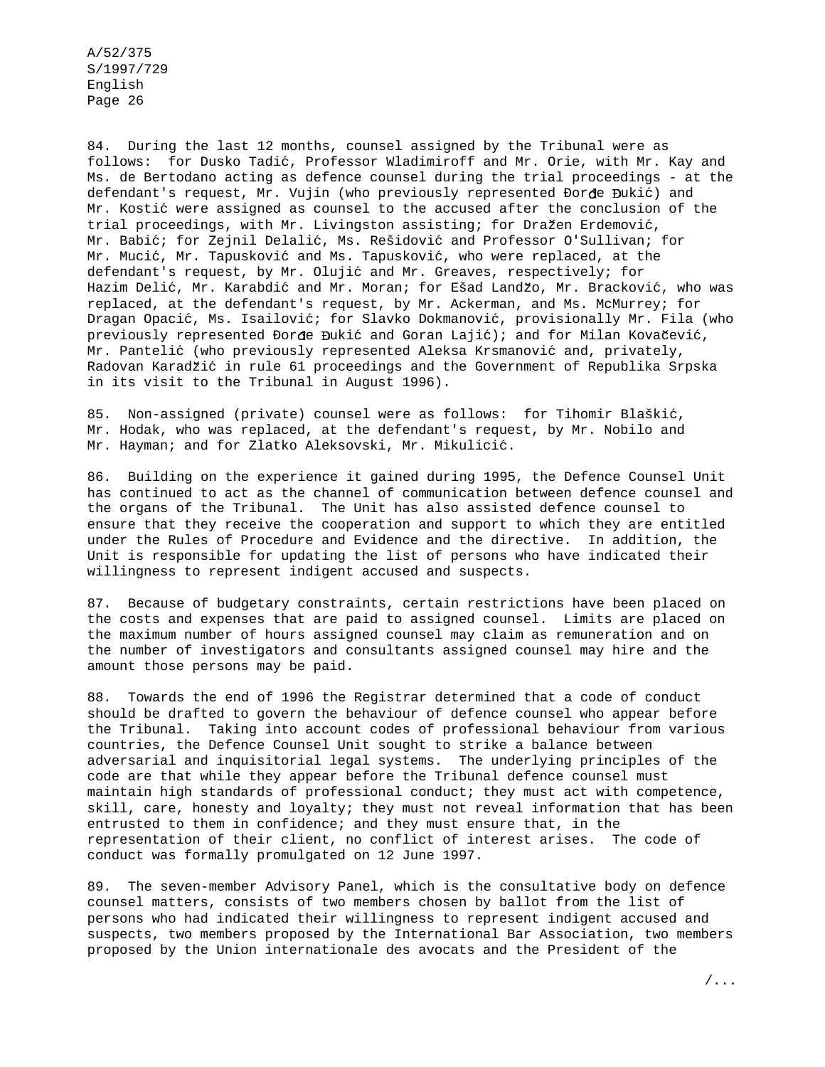84. During the last 12 months, counsel assigned by the Tribunal were as follows: for Dusko Tadić, Professor Wladimiroff and Mr. Orie, with Mr. Kay and Ms. de Bertodano acting as defence counsel during the trial proceedings - at the defendant's request, Mr. Vujin (who previously represented Đorđe Đukić) and Mr. Kostić were assigned as counsel to the accused after the conclusion of the trial proceedings, with Mr. Livingston assisting; for Dražen Erdemović, Mr. Babić; for Zejnil Delalić, Ms. Rešidović and Professor O'Sullivan; for Mr. Mucić, Mr. Tapusković and Ms. Tapusković, who were replaced, at the defendant's request, by Mr. Olujić and Mr. Greaves, respectively; for Hazim Delić, Mr. Karabdić and Mr. Moran; for Ešad Landžo, Mr. Bracković, who was replaced, at the defendant's request, by Mr. Ackerman, and Ms. McMurrey; for Dragan Opacić, Ms. Isailović; for Slavko Dokmanović, provisionally Mr. Fila (who previously represented Đorđe Đukić and Goran Lajić); and for Milan Kovačević, Mr. Pantelić (who previously represented Aleksa Krsmanović and, privately, Radovan Karadžić in rule 61 proceedings and the Government of Republika Srpska in its visit to the Tribunal in August 1996).

85. Non-assigned (private) counsel were as follows: for Tihomir Blaškić, Mr. Hodak, who was replaced, at the defendant's request, by Mr. Nobilo and Mr. Hayman; and for Zlatko Aleksovski, Mr. Mikulicić.

86. Building on the experience it gained during 1995, the Defence Counsel Unit has continued to act as the channel of communication between defence counsel and the organs of the Tribunal. The Unit has also assisted defence counsel to ensure that they receive the cooperation and support to which they are entitled under the Rules of Procedure and Evidence and the directive. In addition, the Unit is responsible for updating the list of persons who have indicated their willingness to represent indigent accused and suspects.

87. Because of budgetary constraints, certain restrictions have been placed on the costs and expenses that are paid to assigned counsel. Limits are placed on the maximum number of hours assigned counsel may claim as remuneration and on the number of investigators and consultants assigned counsel may hire and the amount those persons may be paid.

88. Towards the end of 1996 the Registrar determined that a code of conduct should be drafted to govern the behaviour of defence counsel who appear before the Tribunal. Taking into account codes of professional behaviour from various countries, the Defence Counsel Unit sought to strike a balance between adversarial and inquisitorial legal systems. The underlying principles of the code are that while they appear before the Tribunal defence counsel must maintain high standards of professional conduct; they must act with competence, skill, care, honesty and loyalty; they must not reveal information that has been entrusted to them in confidence; and they must ensure that, in the representation of their client, no conflict of interest arises. The code of conduct was formally promulgated on 12 June 1997.

89. The seven-member Advisory Panel, which is the consultative body on defence counsel matters, consists of two members chosen by ballot from the list of persons who had indicated their willingness to represent indigent accused and suspects, two members proposed by the International Bar Association, two members proposed by the Union internationale des avocats and the President of the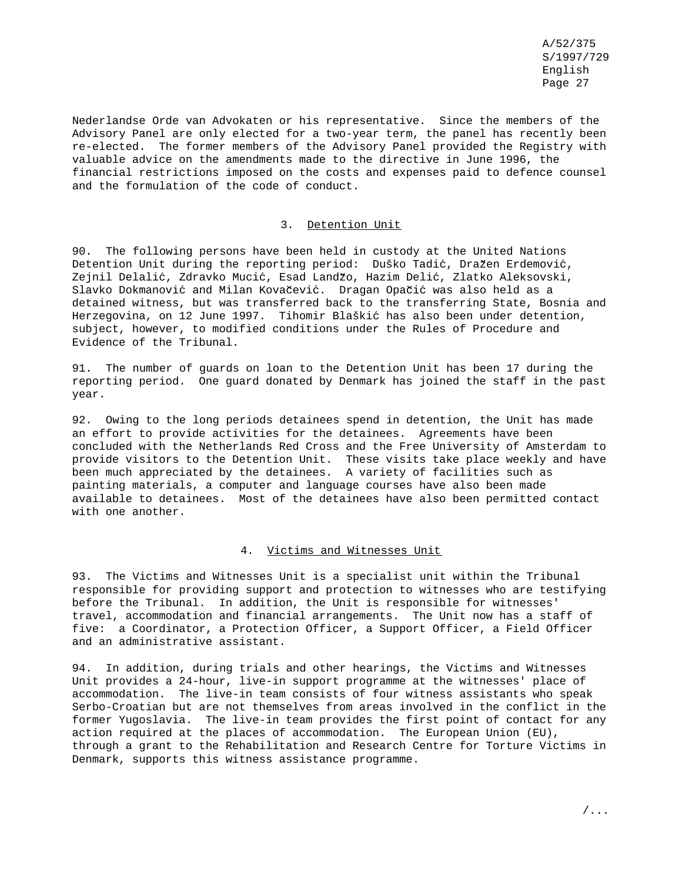Nederlandse Orde van Advokaten or his representative. Since the members of the Advisory Panel are only elected for a two-year term, the panel has recently been re-elected. The former members of the Advisory Panel provided the Registry with valuable advice on the amendments made to the directive in June 1996, the financial restrictions imposed on the costs and expenses paid to defence counsel and the formulation of the code of conduct.

### 3. Detention Unit

90. The following persons have been held in custody at the United Nations Detention Unit during the reporting period: Duško Tadić, Dražen Erdemović, Zejnil Delalić, Zdravko Mucić, Esad Landžo, Hazim Delić, Zlatko Aleksovski, Slavko Dokmanović and Milan Kovačević. Dragan Opačić was also held as a detained witness, but was transferred back to the transferring State, Bosnia and Herzegovina, on 12 June 1997. Tihomir Blaškić has also been under detention, subject, however, to modified conditions under the Rules of Procedure and Evidence of the Tribunal.

91. The number of guards on loan to the Detention Unit has been 17 during the reporting period. One guard donated by Denmark has joined the staff in the past year.

92. Owing to the long periods detainees spend in detention, the Unit has made an effort to provide activities for the detainees. Agreements have been concluded with the Netherlands Red Cross and the Free University of Amsterdam to provide visitors to the Detention Unit. These visits take place weekly and have been much appreciated by the detainees. A variety of facilities such as painting materials, a computer and language courses have also been made available to detainees. Most of the detainees have also been permitted contact with one another.

### 4. Victims and Witnesses Unit

93. The Victims and Witnesses Unit is a specialist unit within the Tribunal responsible for providing support and protection to witnesses who are testifying before the Tribunal. In addition, the Unit is responsible for witnesses' travel, accommodation and financial arrangements. The Unit now has a staff of five: a Coordinator, a Protection Officer, a Support Officer, a Field Officer and an administrative assistant.

94. In addition, during trials and other hearings, the Victims and Witnesses Unit provides a 24-hour, live-in support programme at the witnesses' place of accommodation. The live-in team consists of four witness assistants who speak Serbo-Croatian but are not themselves from areas involved in the conflict in the former Yugoslavia. The live-in team provides the first point of contact for any action required at the places of accommodation. The European Union (EU), through a grant to the Rehabilitation and Research Centre for Torture Victims in Denmark, supports this witness assistance programme.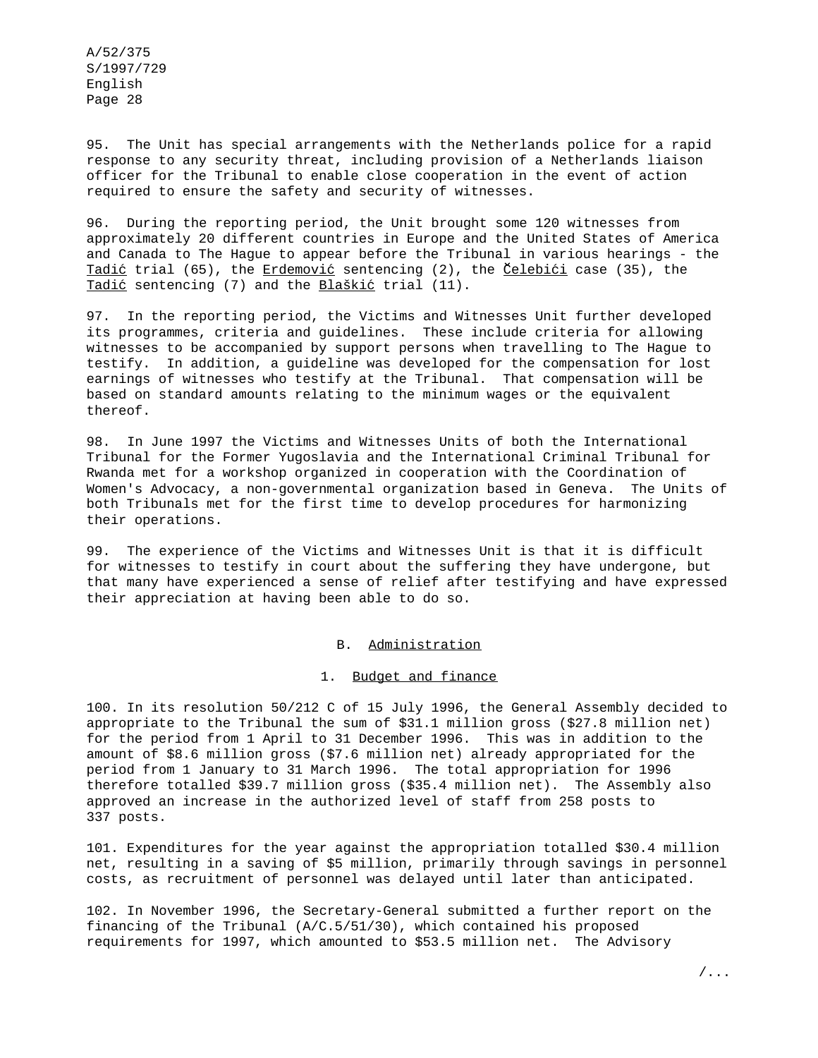95. The Unit has special arrangements with the Netherlands police for a rapid response to any security threat, including provision of a Netherlands liaison officer for the Tribunal to enable close cooperation in the event of action required to ensure the safety and security of witnesses.

96. During the reporting period, the Unit brought some 120 witnesses from approximately 20 different countries in Europe and the United States of America and Canada to The Hague to appear before the Tribunal in various hearings - the Tadić trial (65), the Erdemović sentencing (2), the Čelebići case (35), the Tadić sentencing (7) and the Blaškić trial (11).

97. In the reporting period, the Victims and Witnesses Unit further developed its programmes, criteria and guidelines. These include criteria for allowing witnesses to be accompanied by support persons when travelling to The Hague to testify. In addition, a guideline was developed for the compensation for lost earnings of witnesses who testify at the Tribunal. That compensation will be based on standard amounts relating to the minimum wages or the equivalent thereof.

98. In June 1997 the Victims and Witnesses Units of both the International Tribunal for the Former Yugoslavia and the International Criminal Tribunal for Rwanda met for a workshop organized in cooperation with the Coordination of Women's Advocacy, a non-governmental organization based in Geneva. The Units of both Tribunals met for the first time to develop procedures for harmonizing their operations.

99. The experience of the Victims and Witnesses Unit is that it is difficult for witnesses to testify in court about the suffering they have undergone, but that many have experienced a sense of relief after testifying and have expressed their appreciation at having been able to do so.

## B. Administration

### 1. Budget and finance

100. In its resolution 50/212 C of 15 July 1996, the General Assembly decided to appropriate to the Tribunal the sum of $31.1 million gross ($27.8 million net) for the period from 1 April to 31 December 1996. This was in addition to the amount of $8.6 million gross ($7.6 million net) already appropriated for the period from 1 January to 31 March 1996. The total appropriation for 1996 therefore totalled $39.7 million gross ($35.4 million net). The Assembly also approved an increase in the authorized level of staff from 258 posts to 337 posts.

101. Expenditures for the year against the appropriation totalled $30.4 million net, resulting in a saving of $5 million, primarily through savings in personnel costs, as recruitment of personnel was delayed until later than anticipated.

102. In November 1996, the Secretary-General submitted a further report on the financing of the Tribunal (A/C.5/51/30), which contained his proposed requirements for 1997, which amounted to $53.5 million net. The Advisory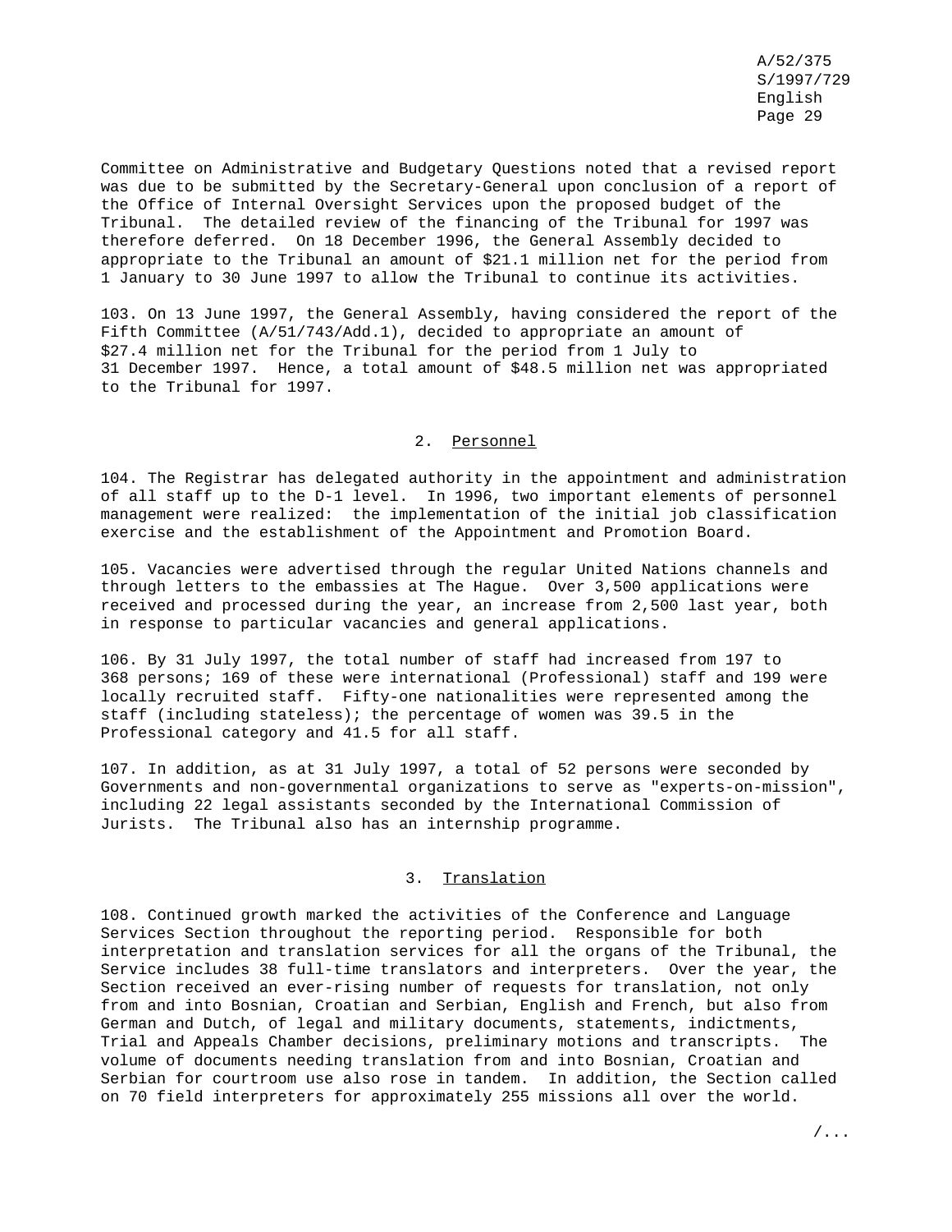Committee on Administrative and Budgetary Questions noted that a revised report was due to be submitted by the Secretary-General upon conclusion of a report of the Office of Internal Oversight Services upon the proposed budget of the Tribunal. The detailed review of the financing of the Tribunal for 1997 was therefore deferred. On 18 December 1996, the General Assembly decided to appropriate to the Tribunal an amount of $21.1 million net for the period from 1 January to 30 June 1997 to allow the Tribunal to continue its activities.

103. On 13 June 1997, the General Assembly, having considered the report of the Fifth Committee (A/51/743/Add.1), decided to appropriate an amount of $27.4 million net for the Tribunal for the period from 1 July to 31 December 1997. Hence, a total amount of $48.5 million net was appropriated to the Tribunal for 1997.

### 2. Personnel

104. The Registrar has delegated authority in the appointment and administration of all staff up to the D-1 level. In 1996, two important elements of personnel management were realized: the implementation of the initial job classification exercise and the establishment of the Appointment and Promotion Board.

105. Vacancies were advertised through the regular United Nations channels and through letters to the embassies at The Hague. Over 3,500 applications were received and processed during the year, an increase from 2,500 last year, both in response to particular vacancies and general applications.

106. By 31 July 1997, the total number of staff had increased from 197 to 368 persons; 169 of these were international (Professional) staff and 199 were locally recruited staff. Fifty-one nationalities were represented among the staff (including stateless); the percentage of women was 39.5 in the Professional category and 41.5 for all staff.

107. In addition, as at 31 July 1997, a total of 52 persons were seconded by Governments and non-governmental organizations to serve as "experts-on-mission", including 22 legal assistants seconded by the International Commission of Jurists. The Tribunal also has an internship programme.

### 3. Translation

108. Continued growth marked the activities of the Conference and Language Services Section throughout the reporting period. Responsible for both interpretation and translation services for all the organs of the Tribunal, the Service includes 38 full-time translators and interpreters. Over the year, the Section received an ever-rising number of requests for translation, not only from and into Bosnian, Croatian and Serbian, English and French, but also from German and Dutch, of legal and military documents, statements, indictments, Trial and Appeals Chamber decisions, preliminary motions and transcripts. The volume of documents needing translation from and into Bosnian, Croatian and Serbian for courtroom use also rose in tandem. In addition, the Section called on 70 field interpreters for approximately 255 missions all over the world.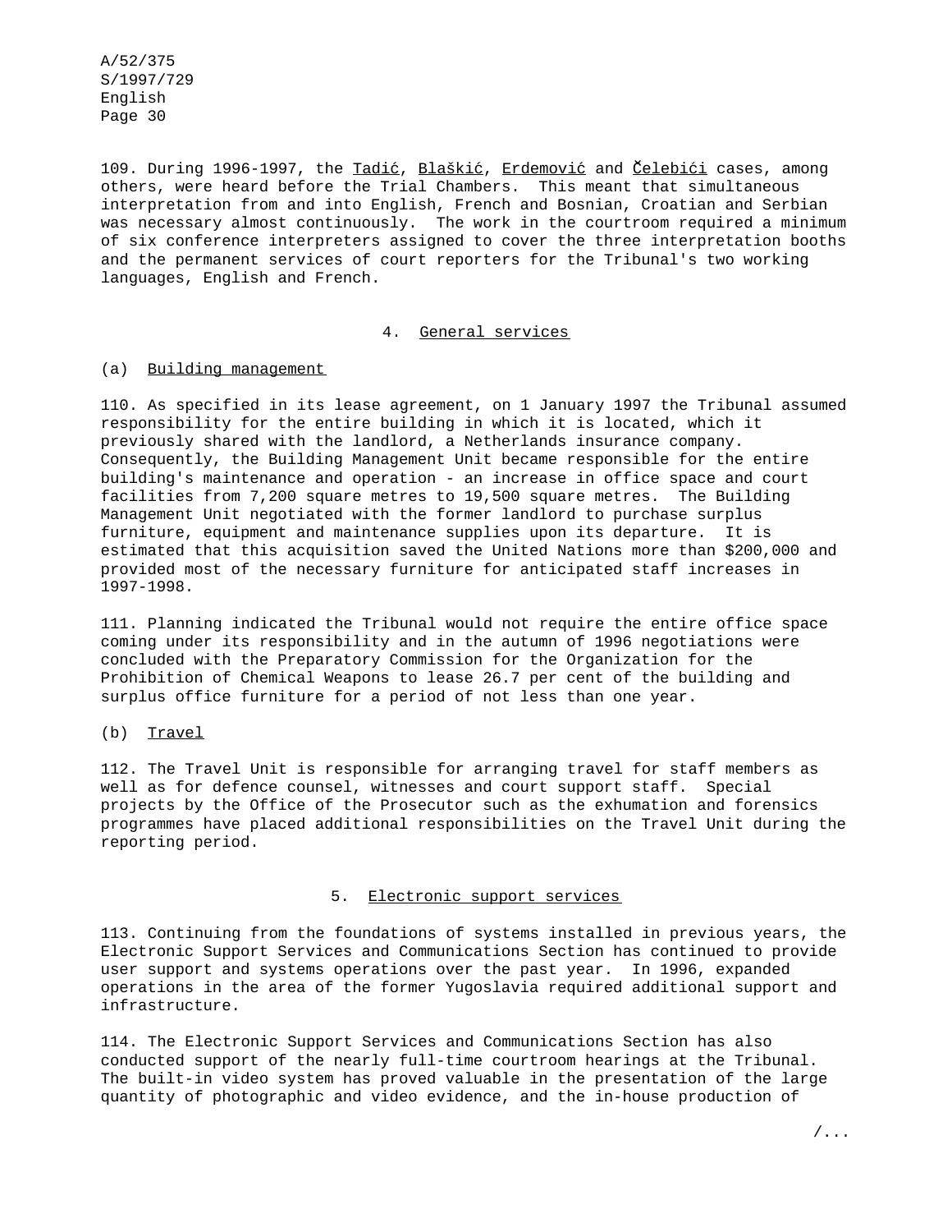109. During 1996-1997, the _Tadić_, _Blaškić_, _Erdemović_ and _Čelebići_ cases, among others, were heard before the Trial Chambers. This meant that simultaneous interpretation from and into English, French and Bosnian, Croatian and Serbian was necessary almost continuously. The work in the courtroom required a minimum of six conference interpreters assigned to cover the three interpretation booths and the permanent services of court reporters for the Tribunal's two working languages, English and French.

### 4. General services

#### (a) Building management

110. As specified in its lease agreement, on 1 January 1997 the Tribunal assumed responsibility for the entire building in which it is located, which it previously shared with the landlord, a Netherlands insurance company. Consequently, the Building Management Unit became responsible for the entire building's maintenance and operation - an increase in office space and court facilities from 7,200 square metres to 19,500 square metres. The Building Management Unit negotiated with the former landlord to purchase surplus furniture, equipment and maintenance supplies upon its departure. It is estimated that this acquisition saved the United Nations more than $200,000 and provided most of the necessary furniture for anticipated staff increases in 1997-1998.

111. Planning indicated the Tribunal would not require the entire office space coming under its responsibility and in the autumn of 1996 negotiations were concluded with the Preparatory Commission for the Organization for the Prohibition of Chemical Weapons to lease 26.7 per cent of the building and surplus office furniture for a period of not less than one year.

#### (b) Travel

112. The Travel Unit is responsible for arranging travel for staff members as well as for defence counsel, witnesses and court support staff. Special projects by the Office of the Prosecutor such as the exhumation and forensics programmes have placed additional responsibilities on the Travel Unit during the reporting period.

### 5. Electronic support services

113. Continuing from the foundations of systems installed in previous years, the Electronic Support Services and Communications Section has continued to provide user support and systems operations over the past year. In 1996, expanded operations in the area of the former Yugoslavia required additional support and infrastructure.

114. The Electronic Support Services and Communications Section has also conducted support of the nearly full-time courtroom hearings at the Tribunal. The built-in video system has proved valuable in the presentation of the large quantity of photographic and video evidence, and the in-house production of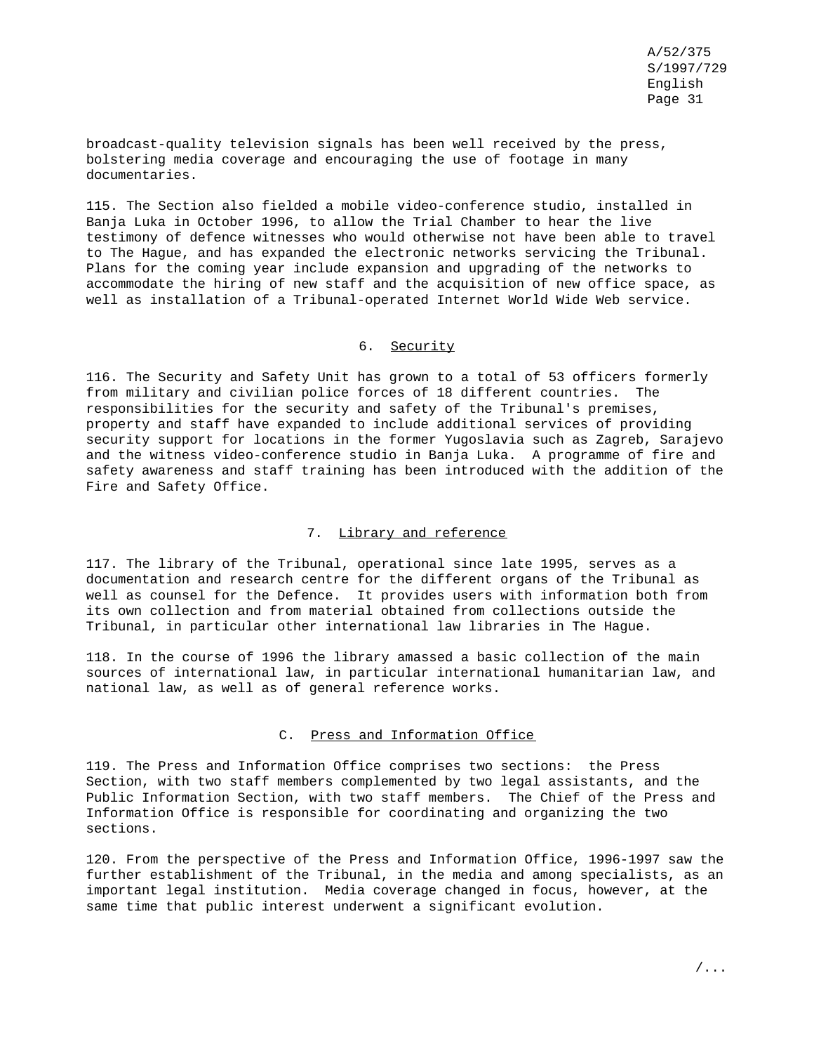broadcast-quality television signals has been well received by the press, bolstering media coverage and encouraging the use of footage in many documentaries.

115. The Section also fielded a mobile video-conference studio, installed in Banja Luka in October 1996, to allow the Trial Chamber to hear the live testimony of defence witnesses who would otherwise not have been able to travel to The Hague, and has expanded the electronic networks servicing the Tribunal. Plans for the coming year include expansion and upgrading of the networks to accommodate the hiring of new staff and the acquisition of new office space, as well as installation of a Tribunal-operated Internet World Wide Web service.

### 6. Security

116. The Security and Safety Unit has grown to a total of 53 officers formerly from military and civilian police forces of 18 different countries. The responsibilities for the security and safety of the Tribunal's premises, property and staff have expanded to include additional services of providing security support for locations in the former Yugoslavia such as Zagreb, Sarajevo and the witness video-conference studio in Banja Luka. A programme of fire and safety awareness and staff training has been introduced with the addition of the Fire and Safety Office.

### 7. Library and reference

117. The library of the Tribunal, operational since late 1995, serves as a documentation and research centre for the different organs of the Tribunal as well as counsel for the Defence. It provides users with information both from its own collection and from material obtained from collections outside the Tribunal, in particular other international law libraries in The Hague.

118. In the course of 1996 the library amassed a basic collection of the main sources of international law, in particular international humanitarian law, and national law, as well as of general reference works.

## C. Press and Information Office

119. The Press and Information Office comprises two sections: the Press Section, with two staff members complemented by two legal assistants, and the Public Information Section, with two staff members. The Chief of the Press and Information Office is responsible for coordinating and organizing the two sections.

120. From the perspective of the Press and Information Office, 1996-1997 saw the further establishment of the Tribunal, in the media and among specialists, as an important legal institution. Media coverage changed in focus, however, at the same time that public interest underwent a significant evolution.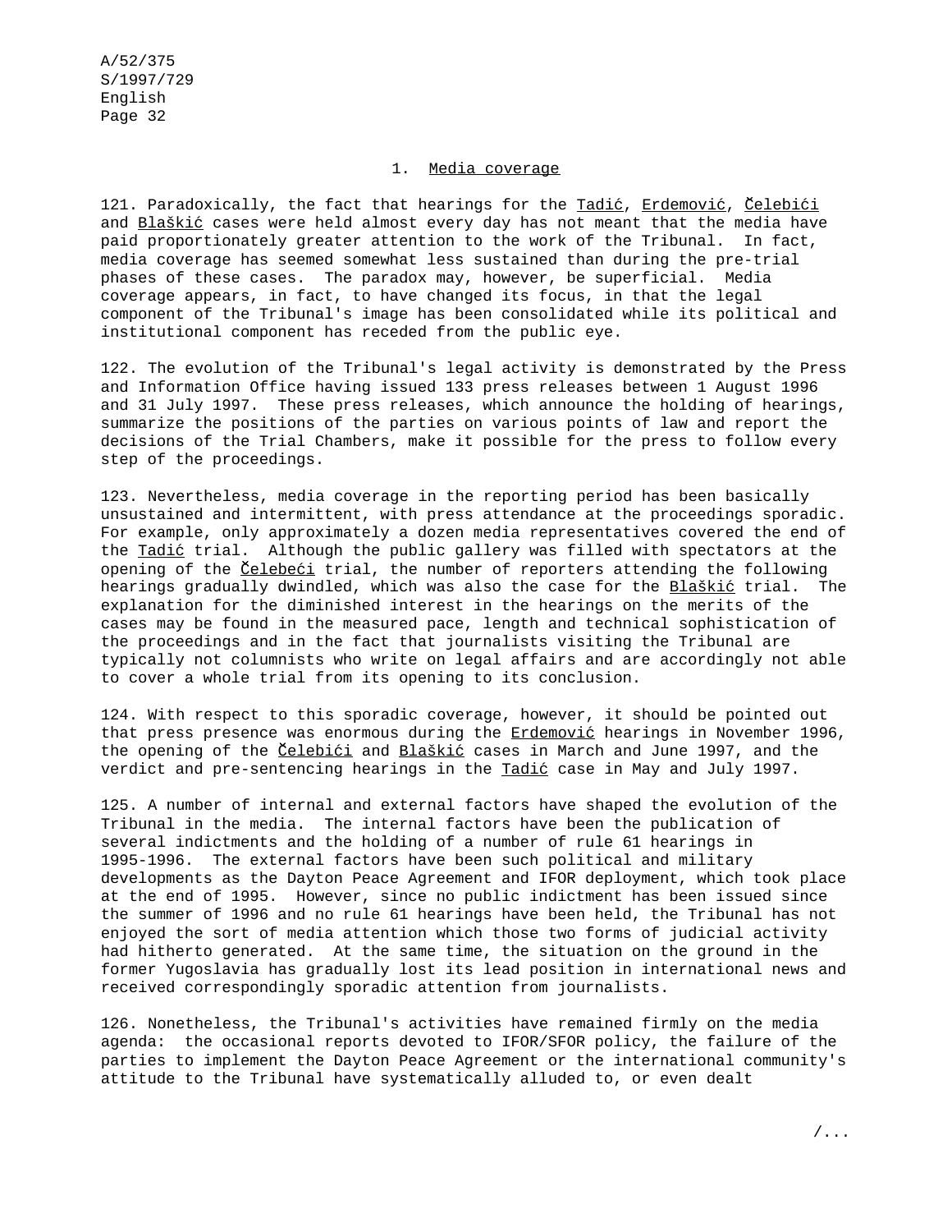### 1. Media coverage

121. Paradoxically, the fact that hearings for the Tadić, Erdemović, Čelebići and Blaškić cases were held almost every day has not meant that the media have paid proportionately greater attention to the work of the Tribunal. In fact, media coverage has seemed somewhat less sustained than during the pre-trial phases of these cases. The paradox may, however, be superficial. Media coverage appears, in fact, to have changed its focus, in that the legal component of the Tribunal's image has been consolidated while its political and institutional component has receded from the public eye.

122. The evolution of the Tribunal's legal activity is demonstrated by the Press and Information Office having issued 133 press releases between 1 August 1996 and 31 July 1997. These press releases, which announce the holding of hearings, summarize the positions of the parties on various points of law and report the decisions of the Trial Chambers, make it possible for the press to follow every step of the proceedings.

123. Nevertheless, media coverage in the reporting period has been basically unsustained and intermittent, with press attendance at the proceedings sporadic. For example, only approximately a dozen media representatives covered the end of the Tadić trial. Although the public gallery was filled with spectators at the opening of the Čelebeći trial, the number of reporters attending the following hearings gradually dwindled, which was also the case for the Blaškić trial. The explanation for the diminished interest in the hearings on the merits of the cases may be found in the measured pace, length and technical sophistication of the proceedings and in the fact that journalists visiting the Tribunal are typically not columnists who write on legal affairs and are accordingly not able to cover a whole trial from its opening to its conclusion.

124. With respect to this sporadic coverage, however, it should be pointed out that press presence was enormous during the Erdemović hearings in November 1996, the opening of the Čelebići and Blaškić cases in March and June 1997, and the verdict and pre-sentencing hearings in the Tadić case in May and July 1997.

125. A number of internal and external factors have shaped the evolution of the Tribunal in the media. The internal factors have been the publication of several indictments and the holding of a number of rule 61 hearings in 1995-1996. The external factors have been such political and military developments as the Dayton Peace Agreement and IFOR deployment, which took place at the end of 1995. However, since no public indictment has been issued since the summer of 1996 and no rule 61 hearings have been held, the Tribunal has not enjoyed the sort of media attention which those two forms of judicial activity had hitherto generated. At the same time, the situation on the ground in the former Yugoslavia has gradually lost its lead position in international news and received correspondingly sporadic attention from journalists.

126. Nonetheless, the Tribunal's activities have remained firmly on the media agenda: the occasional reports devoted to IFOR/SFOR policy, the failure of the parties to implement the Dayton Peace Agreement or the international community's attitude to the Tribunal have systematically alluded to, or even dealt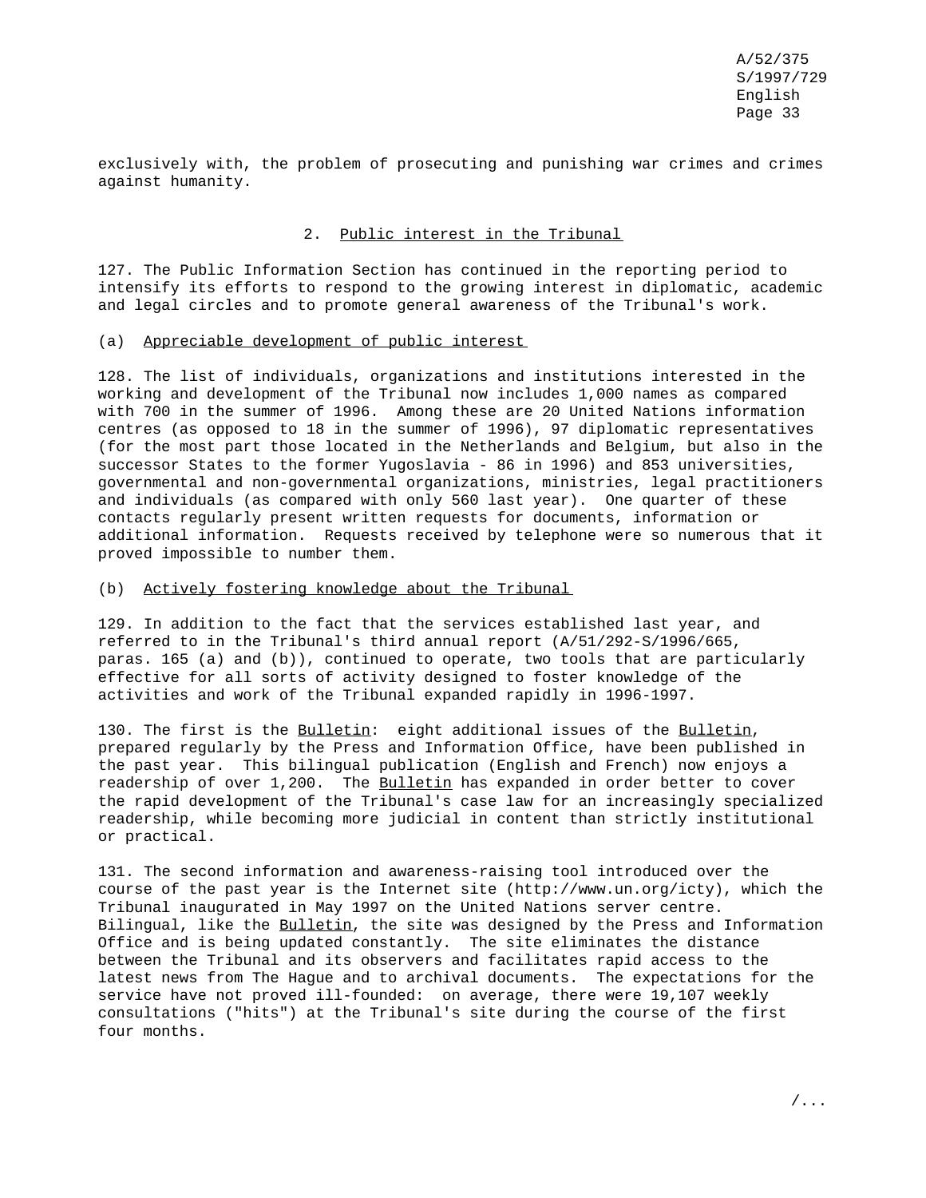exclusively with, the problem of prosecuting and punishing war crimes and crimes against humanity.

### 2. Public interest in the Tribunal

127. The Public Information Section has continued in the reporting period to intensify its efforts to respond to the growing interest in diplomatic, academic and legal circles and to promote general awareness of the Tribunal's work.

#### (a) Appreciable development of public interest

128. The list of individuals, organizations and institutions interested in the working and development of the Tribunal now includes 1,000 names as compared with 700 in the summer of 1996. Among these are 20 United Nations information centres (as opposed to 18 in the summer of 1996), 97 diplomatic representatives (for the most part those located in the Netherlands and Belgium, but also in the successor States to the former Yugoslavia - 86 in 1996) and 853 universities, governmental and non-governmental organizations, ministries, legal practitioners and individuals (as compared with only 560 last year). One quarter of these contacts regularly present written requests for documents, information or additional information. Requests received by telephone were so numerous that it proved impossible to number them.

#### (b) Actively fostering knowledge about the Tribunal

129. In addition to the fact that the services established last year, and referred to in the Tribunal's third annual report (A/51/292-S/1996/665, paras. 165 (a) and (b)), continued to operate, two tools that are particularly effective for all sorts of activity designed to foster knowledge of the activities and work of the Tribunal expanded rapidly in 1996-1997.

130. The first is the *Bulletin*: eight additional issues of the *Bulletin*, prepared regularly by the Press and Information Office, have been published in the past year. This bilingual publication (English and French) now enjoys a readership of over 1,200. The *Bulletin* has expanded in order better to cover the rapid development of the Tribunal's case law for an increasingly specialized readership, while becoming more judicial in content than strictly institutional or practical.

131. The second information and awareness-raising tool introduced over the course of the past year is the Internet site (http://www.un.org/icty), which the Tribunal inaugurated in May 1997 on the United Nations server centre. Bilingual, like the *Bulletin*, the site was designed by the Press and Information Office and is being updated constantly. The site eliminates the distance between the Tribunal and its observers and facilitates rapid access to the latest news from The Hague and to archival documents. The expectations for the service have not proved ill-founded: on average, there were 19,107 weekly consultations ("hits") at the Tribunal's site during the course of the first four months.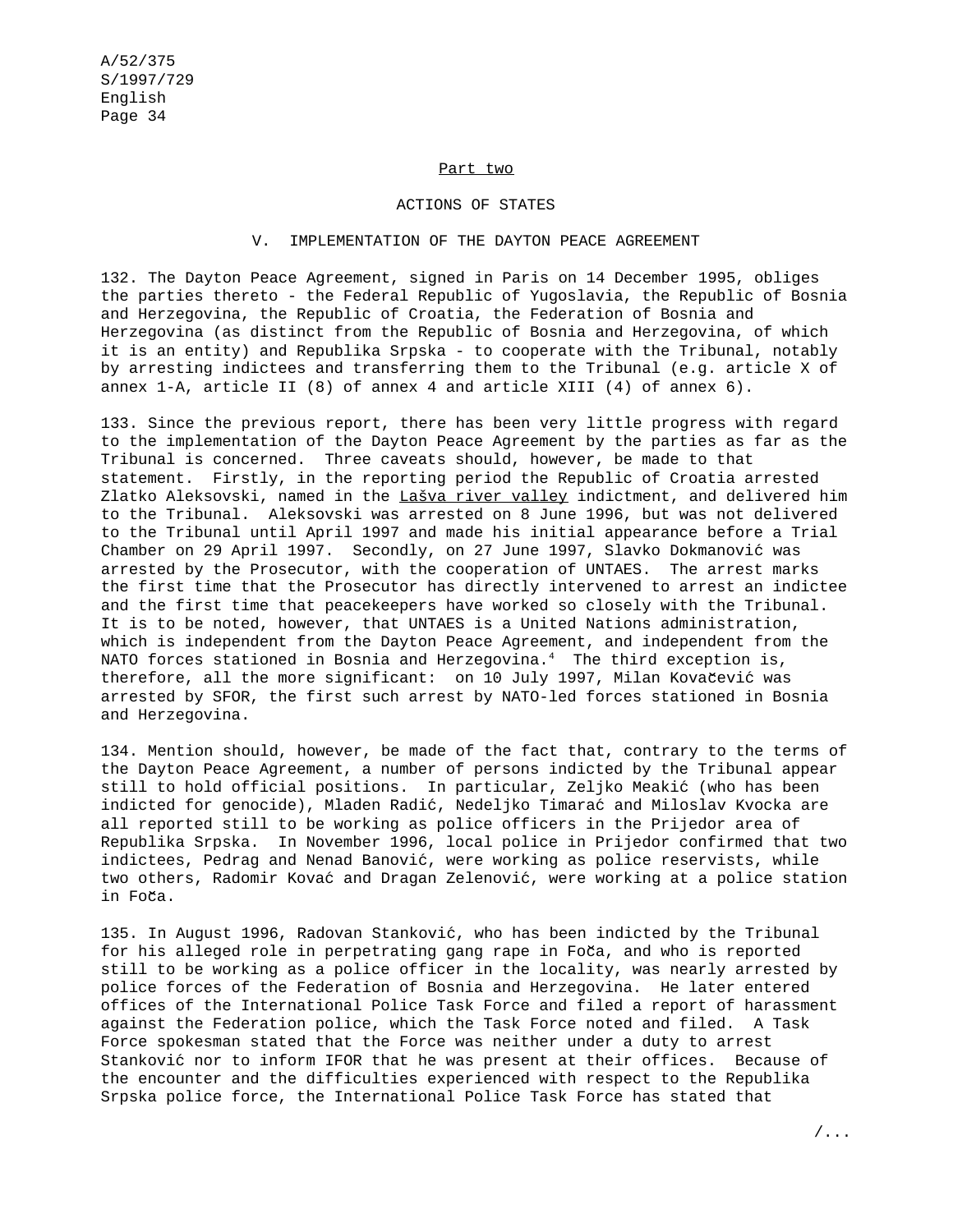## Part two

## ACTIONS OF STATES

### V. IMPLEMENTATION OF THE DAYTON PEACE AGREEMENT

132. The Dayton Peace Agreement, signed in Paris on 14 December 1995, obliges the parties thereto - the Federal Republic of Yugoslavia, the Republic of Bosnia and Herzegovina, the Republic of Croatia, the Federation of Bosnia and Herzegovina (as distinct from the Republic of Bosnia and Herzegovina, of which it is an entity) and Republika Srpska - to cooperate with the Tribunal, notably by arresting indictees and transferring them to the Tribunal (e.g. article X of annex 1-A, article II (8) of annex 4 and article XIII (4) of annex 6).

133. Since the previous report, there has been very little progress with regard to the implementation of the Dayton Peace Agreement by the parties as far as the Tribunal is concerned. Three caveats should, however, be made to that statement. Firstly, in the reporting period the Republic of Croatia arrested Zlatko Aleksovski, named in the Lašva river valley indictment, and delivered him to the Tribunal. Aleksovski was arrested on 8 June 1996, but was not delivered to the Tribunal until April 1997 and made his initial appearance before a Trial Chamber on 29 April 1997. Secondly, on 27 June 1997, Slavko Dokmanović was arrested by the Prosecutor, with the cooperation of UNTAES. The arrest marks the first time that the Prosecutor has directly intervened to arrest an indictee and the first time that peacekeepers have worked so closely with the Tribunal. It is to be noted, however, that UNTAES is a United Nations administration, which is independent from the Dayton Peace Agreement, and independent from the NATO forces stationed in Bosnia and Herzegovina.[4] The third exception is, therefore, all the more significant: on 10 July 1997, Milan Kovačević was arrested by SFOR, the first such arrest by NATO-led forces stationed in Bosnia and Herzegovina.

134. Mention should, however, be made of the fact that, contrary to the terms of the Dayton Peace Agreement, a number of persons indicted by the Tribunal appear still to hold official positions. In particular, Zeljko Meakić (who has been indicted for genocide), Mladen Radić, Nedeljko Timarać and Miloslav Kvocka are all reported still to be working as police officers in the Prijedor area of Republika Srpska. In November 1996, local police in Prijedor confirmed that two indictees, Pedrag and Nenad Banović, were working as police reservists, while two others, Radomir Kovać and Dragan Zelenović, were working at a police station in Foča.

135. In August 1996, Radovan Stanković, who has been indicted by the Tribunal for his alleged role in perpetrating gang rape in Foča, and who is reported still to be working as a police officer in the locality, was nearly arrested by police forces of the Federation of Bosnia and Herzegovina. He later entered offices of the International Police Task Force and filed a report of harassment against the Federation police, which the Task Force noted and filed. A Task Force spokesman stated that the Force was neither under a duty to arrest Stanković nor to inform IFOR that he was present at their offices. Because of the encounter and the difficulties experienced with respect to the Republika Srpska police force, the International Police Task Force has stated that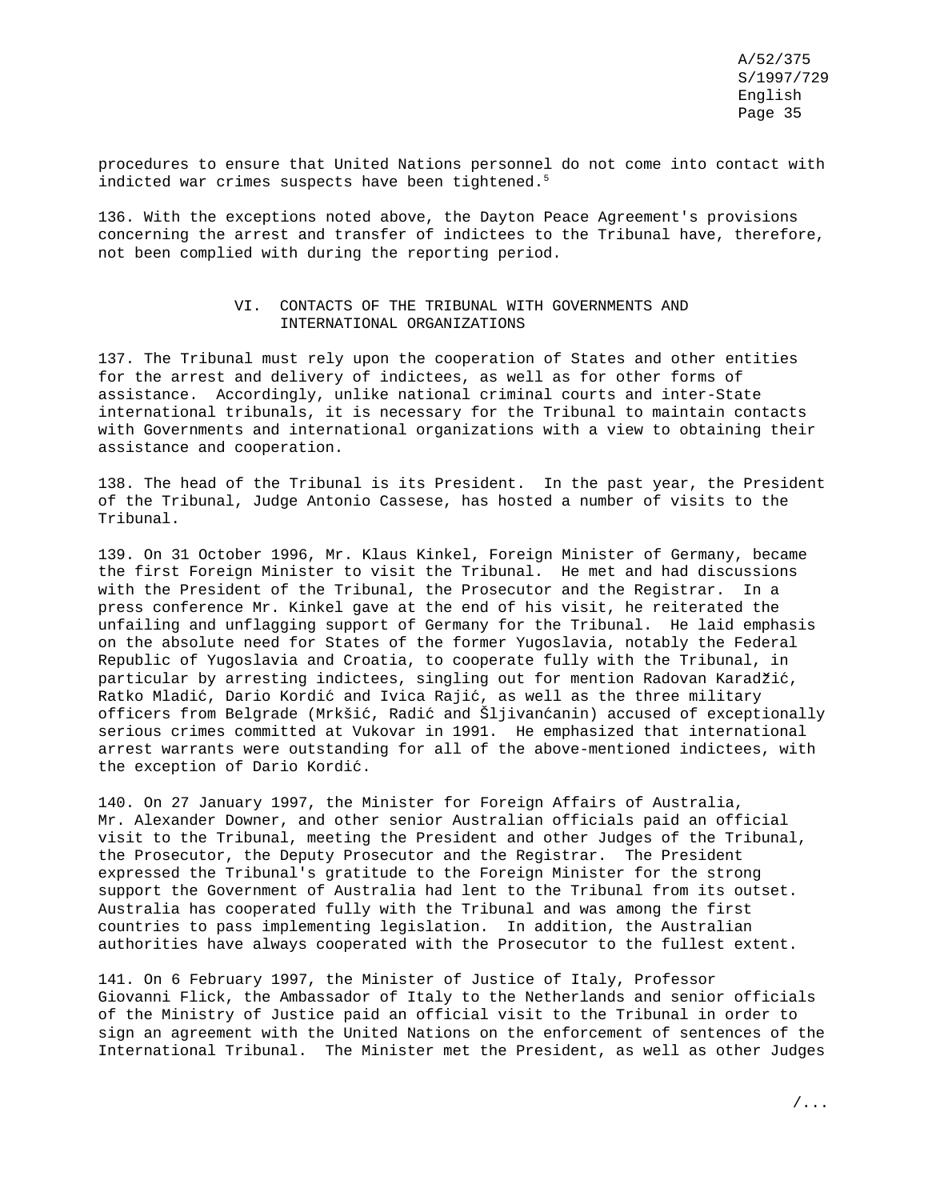procedures to ensure that United Nations personnel do not come into contact with indicted war crimes suspects have been tightened.[5]

136. With the exceptions noted above, the Dayton Peace Agreement's provisions concerning the arrest and transfer of indictees to the Tribunal have, therefore, not been complied with during the reporting period.

## VI. CONTACTS OF THE TRIBUNAL WITH GOVERNMENTS AND INTERNATIONAL ORGANIZATIONS

137. The Tribunal must rely upon the cooperation of States and other entities for the arrest and delivery of indictees, as well as for other forms of assistance. Accordingly, unlike national criminal courts and inter-State international tribunals, it is necessary for the Tribunal to maintain contacts with Governments and international organizations with a view to obtaining their assistance and cooperation.

138. The head of the Tribunal is its President. In the past year, the President of the Tribunal, Judge Antonio Cassese, has hosted a number of visits to the Tribunal.

139. On 31 October 1996, Mr. Klaus Kinkel, Foreign Minister of Germany, became the first Foreign Minister to visit the Tribunal. He met and had discussions with the President of the Tribunal, the Prosecutor and the Registrar. In a press conference Mr. Kinkel gave at the end of his visit, he reiterated the unfailing and unflagging support of Germany for the Tribunal. He laid emphasis on the absolute need for States of the former Yugoslavia, notably the Federal Republic of Yugoslavia and Croatia, to cooperate fully with the Tribunal, in particular by arresting indictees, singling out for mention Radovan Karadžić, Ratko Mladić, Dario Kordić and Ivica Rajić, as well as the three military officers from Belgrade (Mrkšić, Radić and Šljivanćanin) accused of exceptionally serious crimes committed at Vukovar in 1991. He emphasized that international arrest warrants were outstanding for all of the above-mentioned indictees, with the exception of Dario Kordić.

140. On 27 January 1997, the Minister for Foreign Affairs of Australia, Mr. Alexander Downer, and other senior Australian officials paid an official visit to the Tribunal, meeting the President and other Judges of the Tribunal, the Prosecutor, the Deputy Prosecutor and the Registrar. The President expressed the Tribunal's gratitude to the Foreign Minister for the strong support the Government of Australia had lent to the Tribunal from its outset. Australia has cooperated fully with the Tribunal and was among the first countries to pass implementing legislation. In addition, the Australian authorities have always cooperated with the Prosecutor to the fullest extent.

141. On 6 February 1997, the Minister of Justice of Italy, Professor Giovanni Flick, the Ambassador of Italy to the Netherlands and senior officials of the Ministry of Justice paid an official visit to the Tribunal in order to sign an agreement with the United Nations on the enforcement of sentences of the International Tribunal. The Minister met the President, as well as other Judges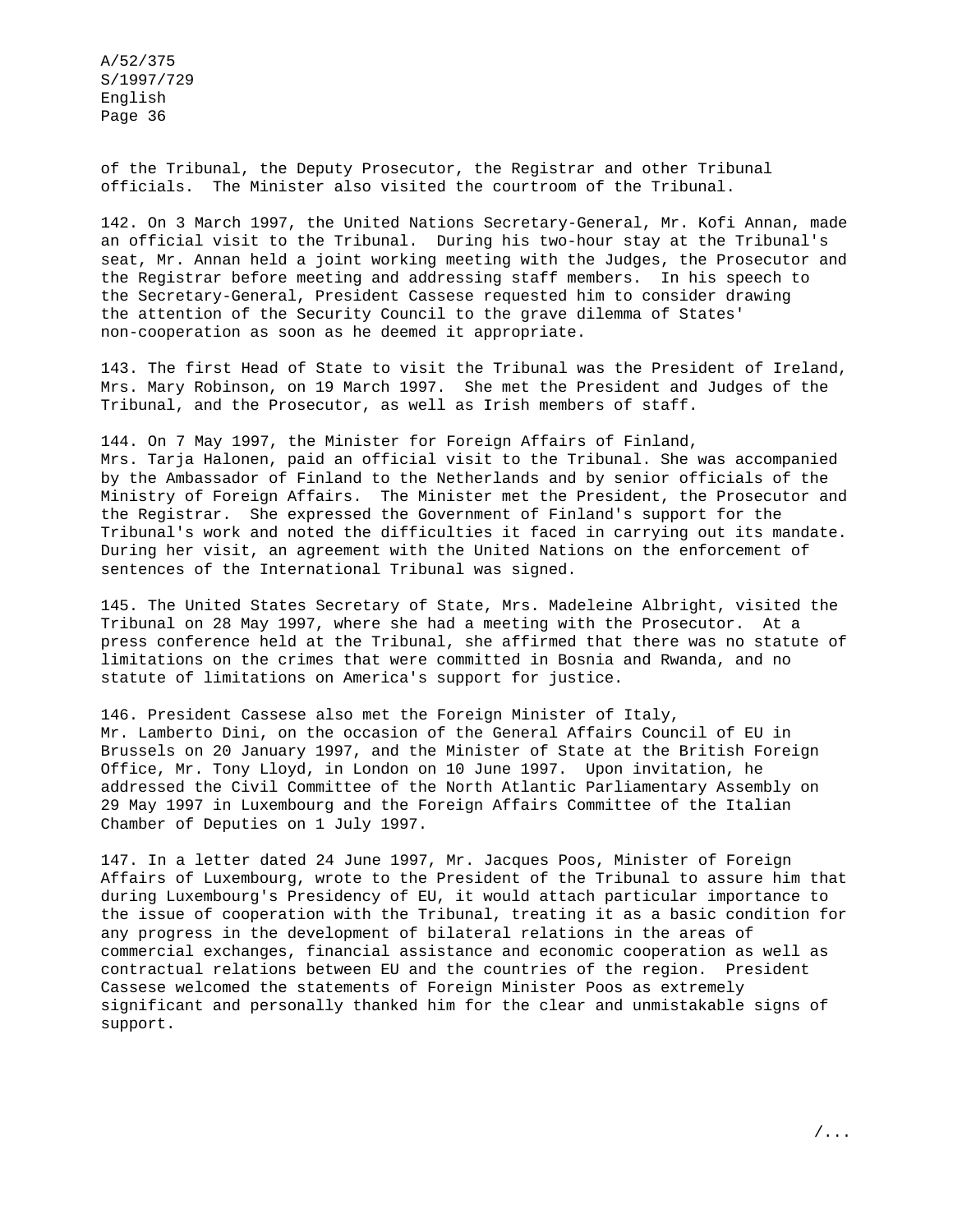of the Tribunal, the Deputy Prosecutor, the Registrar and other Tribunal officials. The Minister also visited the courtroom of the Tribunal.

142. On 3 March 1997, the United Nations Secretary-General, Mr. Kofi Annan, made an official visit to the Tribunal. During his two-hour stay at the Tribunal's seat, Mr. Annan held a joint working meeting with the Judges, the Prosecutor and the Registrar before meeting and addressing staff members. In his speech to the Secretary-General, President Cassese requested him to consider drawing the attention of the Security Council to the grave dilemma of States' non-cooperation as soon as he deemed it appropriate.

143. The first Head of State to visit the Tribunal was the President of Ireland, Mrs. Mary Robinson, on 19 March 1997. She met the President and Judges of the Tribunal, and the Prosecutor, as well as Irish members of staff.

144. On 7 May 1997, the Minister for Foreign Affairs of Finland, Mrs. Tarja Halonen, paid an official visit to the Tribunal. She was accompanied by the Ambassador of Finland to the Netherlands and by senior officials of the Ministry of Foreign Affairs. The Minister met the President, the Prosecutor and the Registrar. She expressed the Government of Finland's support for the Tribunal's work and noted the difficulties it faced in carrying out its mandate. During her visit, an agreement with the United Nations on the enforcement of sentences of the International Tribunal was signed.

145. The United States Secretary of State, Mrs. Madeleine Albright, visited the Tribunal on 28 May 1997, where she had a meeting with the Prosecutor. At a press conference held at the Tribunal, she affirmed that there was no statute of limitations on the crimes that were committed in Bosnia and Rwanda, and no statute of limitations on America's support for justice.

146. President Cassese also met the Foreign Minister of Italy, Mr. Lamberto Dini, on the occasion of the General Affairs Council of EU in Brussels on 20 January 1997, and the Minister of State at the British Foreign Office, Mr. Tony Lloyd, in London on 10 June 1997. Upon invitation, he addressed the Civil Committee of the North Atlantic Parliamentary Assembly on 29 May 1997 in Luxembourg and the Foreign Affairs Committee of the Italian Chamber of Deputies on 1 July 1997.

147. In a letter dated 24 June 1997, Mr. Jacques Poos, Minister of Foreign Affairs of Luxembourg, wrote to the President of the Tribunal to assure him that during Luxembourg's Presidency of EU, it would attach particular importance to the issue of cooperation with the Tribunal, treating it as a basic condition for any progress in the development of bilateral relations in the areas of commercial exchanges, financial assistance and economic cooperation as well as contractual relations between EU and the countries of the region. President Cassese welcomed the statements of Foreign Minister Poos as extremely significant and personally thanked him for the clear and unmistakable signs of support.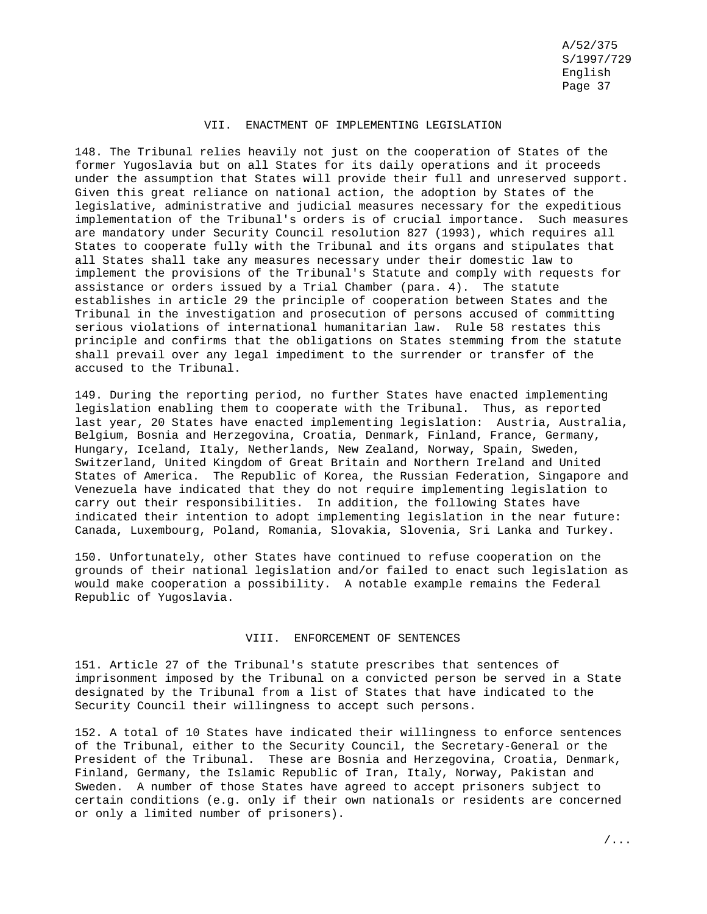## VII. ENACTMENT OF IMPLEMENTING LEGISLATION

148. The Tribunal relies heavily not just on the cooperation of States of the former Yugoslavia but on all States for its daily operations and it proceeds under the assumption that States will provide their full and unreserved support. Given this great reliance on national action, the adoption by States of the legislative, administrative and judicial measures necessary for the expeditious implementation of the Tribunal's orders is of crucial importance. Such measures are mandatory under Security Council resolution 827 (1993), which requires all States to cooperate fully with the Tribunal and its organs and stipulates that all States shall take any measures necessary under their domestic law to implement the provisions of the Tribunal's Statute and comply with requests for assistance or orders issued by a Trial Chamber (para. 4). The statute establishes in article 29 the principle of cooperation between States and the Tribunal in the investigation and prosecution of persons accused of committing serious violations of international humanitarian law. Rule 58 restates this principle and confirms that the obligations on States stemming from the statute shall prevail over any legal impediment to the surrender or transfer of the accused to the Tribunal.

149. During the reporting period, no further States have enacted implementing legislation enabling them to cooperate with the Tribunal. Thus, as reported last year, 20 States have enacted implementing legislation: Austria, Australia, Belgium, Bosnia and Herzegovina, Croatia, Denmark, Finland, France, Germany, Hungary, Iceland, Italy, Netherlands, New Zealand, Norway, Spain, Sweden, Switzerland, United Kingdom of Great Britain and Northern Ireland and United States of America. The Republic of Korea, the Russian Federation, Singapore and Venezuela have indicated that they do not require implementing legislation to carry out their responsibilities. In addition, the following States have indicated their intention to adopt implementing legislation in the near future: Canada, Luxembourg, Poland, Romania, Slovakia, Slovenia, Sri Lanka and Turkey.

150. Unfortunately, other States have continued to refuse cooperation on the grounds of their national legislation and/or failed to enact such legislation as would make cooperation a possibility. A notable example remains the Federal Republic of Yugoslavia.

## VIII. ENFORCEMENT OF SENTENCES

151. Article 27 of the Tribunal's statute prescribes that sentences of imprisonment imposed by the Tribunal on a convicted person be served in a State designated by the Tribunal from a list of States that have indicated to the Security Council their willingness to accept such persons.

152. A total of 10 States have indicated their willingness to enforce sentences of the Tribunal, either to the Security Council, the Secretary-General or the President of the Tribunal. These are Bosnia and Herzegovina, Croatia, Denmark, Finland, Germany, the Islamic Republic of Iran, Italy, Norway, Pakistan and Sweden. A number of those States have agreed to accept prisoners subject to certain conditions (e.g. only if their own nationals or residents are concerned or only a limited number of prisoners).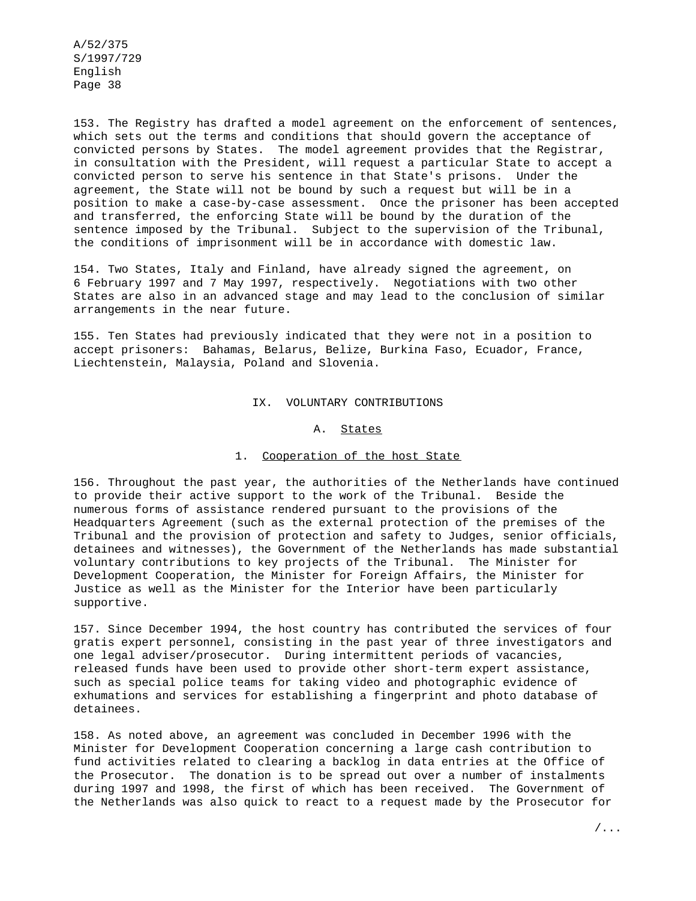153. The Registry has drafted a model agreement on the enforcement of sentences, which sets out the terms and conditions that should govern the acceptance of convicted persons by States. The model agreement provides that the Registrar, in consultation with the President, will request a particular State to accept a convicted person to serve his sentence in that State's prisons. Under the agreement, the State will not be bound by such a request but will be in a position to make a case-by-case assessment. Once the prisoner has been accepted and transferred, the enforcing State will be bound by the duration of the sentence imposed by the Tribunal. Subject to the supervision of the Tribunal, the conditions of imprisonment will be in accordance with domestic law.

154. Two States, Italy and Finland, have already signed the agreement, on 6 February 1997 and 7 May 1997, respectively. Negotiations with two other States are also in an advanced stage and may lead to the conclusion of similar arrangements in the near future.

155. Ten States had previously indicated that they were not in a position to accept prisoners: Bahamas, Belarus, Belize, Burkina Faso, Ecuador, France, Liechtenstein, Malaysia, Poland and Slovenia.

# IX. VOLUNTARY CONTRIBUTIONS

## A. States

### 1. Cooperation of the host State

156. Throughout the past year, the authorities of the Netherlands have continued to provide their active support to the work of the Tribunal. Beside the numerous forms of assistance rendered pursuant to the provisions of the Headquarters Agreement (such as the external protection of the premises of the Tribunal and the provision of protection and safety to Judges, senior officials, detainees and witnesses), the Government of the Netherlands has made substantial voluntary contributions to key projects of the Tribunal. The Minister for Development Cooperation, the Minister for Foreign Affairs, the Minister for Justice as well as the Minister for the Interior have been particularly supportive.

157. Since December 1994, the host country has contributed the services of four gratis expert personnel, consisting in the past year of three investigators and one legal adviser/prosecutor. During intermittent periods of vacancies, released funds have been used to provide other short-term expert assistance, such as special police teams for taking video and photographic evidence of exhumations and services for establishing a fingerprint and photo database of detainees.

158. As noted above, an agreement was concluded in December 1996 with the Minister for Development Cooperation concerning a large cash contribution to fund activities related to clearing a backlog in data entries at the Office of the Prosecutor. The donation is to be spread out over a number of instalments during 1997 and 1998, the first of which has been received. The Government of the Netherlands was also quick to react to a request made by the Prosecutor for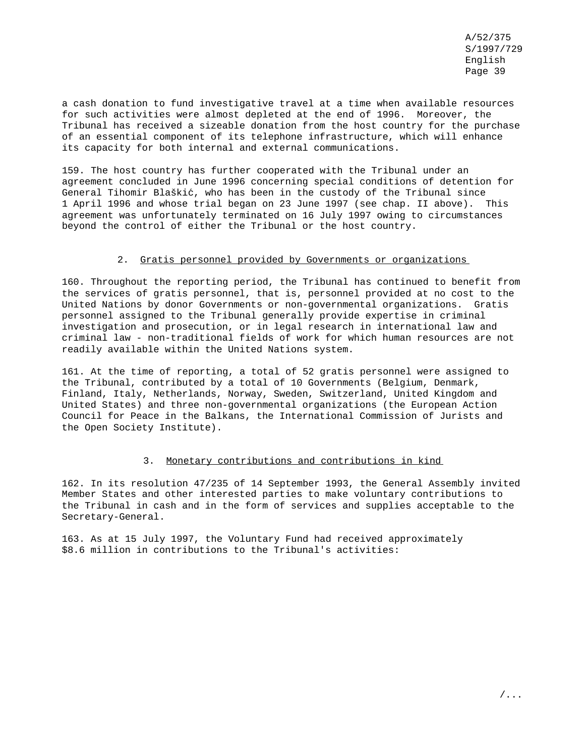a cash donation to fund investigative travel at a time when available resources for such activities were almost depleted at the end of 1996. Moreover, the Tribunal has received a sizeable donation from the host country for the purchase of an essential component of its telephone infrastructure, which will enhance its capacity for both internal and external communications.

159. The host country has further cooperated with the Tribunal under an agreement concluded in June 1996 concerning special conditions of detention for General Tihomir Blaškić, who has been in the custody of the Tribunal since 1 April 1996 and whose trial began on 23 June 1997 (see chap. II above). This agreement was unfortunately terminated on 16 July 1997 owing to circumstances beyond the control of either the Tribunal or the host country.

### 2. Gratis personnel provided by Governments or organizations

160. Throughout the reporting period, the Tribunal has continued to benefit from the services of gratis personnel, that is, personnel provided at no cost to the United Nations by donor Governments or non-governmental organizations. Gratis personnel assigned to the Tribunal generally provide expertise in criminal investigation and prosecution, or in legal research in international law and criminal law - non-traditional fields of work for which human resources are not readily available within the United Nations system.

161. At the time of reporting, a total of 52 gratis personnel were assigned to the Tribunal, contributed by a total of 10 Governments (Belgium, Denmark, Finland, Italy, Netherlands, Norway, Sweden, Switzerland, United Kingdom and United States) and three non-governmental organizations (the European Action Council for Peace in the Balkans, the International Commission of Jurists and the Open Society Institute).

### 3. Monetary contributions and contributions in kind

162. In its resolution 47/235 of 14 September 1993, the General Assembly invited Member States and other interested parties to make voluntary contributions to the Tribunal in cash and in the form of services and supplies acceptable to the Secretary-General.

163. As at 15 July 1997, the Voluntary Fund had received approximately $8.6 million in contributions to the Tribunal's activities: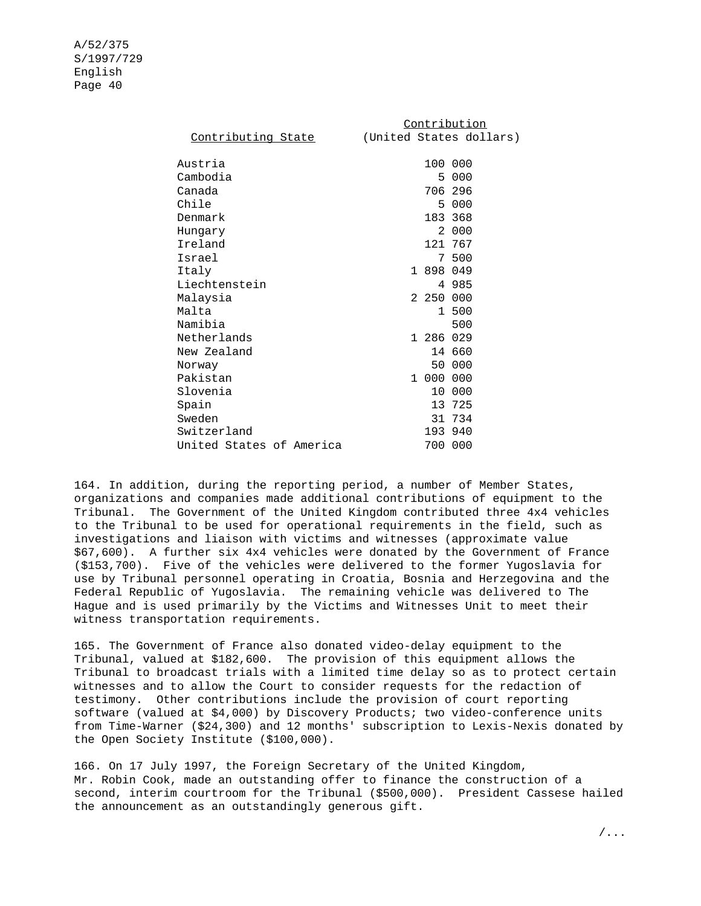| Contributing State | Contribution (United States dollars) |
| --- | --- |
| Austria | 100 000 |
| Cambodia | 5 000 |
| Canada | 706 296 |
| Chile | 5 000 |
| Denmark | 183 368 |
| Hungary | 2 000 |
| Ireland | 121 767 |
| Israel | 7 500 |
| Italy | 1 898 049 |
| Liechtenstein | 4 985 |
| Malaysia | 2 250 000 |
| Malta | 1 500 |
| Namibia | 500 |
| Netherlands | 1 286 029 |
| New Zealand | 14 660 |
| Norway | 50 000 |
| Pakistan | 1 000 000 |
| Slovenia | 10 000 |
| Spain | 13 725 |
| Sweden | 31 734 |
| Switzerland | 193 940 |
| United States of America | 700 000 |

164. In addition, during the reporting period, a number of Member States, organizations and companies made additional contributions of equipment to the Tribunal. The Government of the United Kingdom contributed three 4x4 vehicles to the Tribunal to be used for operational requirements in the field, such as investigations and liaison with victims and witnesses (approximate value $67,600). A further six 4x4 vehicles were donated by the Government of France ($153,700). Five of the vehicles were delivered to the former Yugoslavia for use by Tribunal personnel operating in Croatia, Bosnia and Herzegovina and the Federal Republic of Yugoslavia. The remaining vehicle was delivered to The Hague and is used primarily by the Victims and Witnesses Unit to meet their witness transportation requirements.

165. The Government of France also donated video-delay equipment to the Tribunal, valued at $182,600. The provision of this equipment allows the Tribunal to broadcast trials with a limited time delay so as to protect certain witnesses and to allow the Court to consider requests for the redaction of testimony. Other contributions include the provision of court reporting software (valued at $4,000) by Discovery Products; two video-conference units from Time-Warner ($24,300) and 12 months' subscription to Lexis-Nexis donated by the Open Society Institute ($100,000).

166. On 17 July 1997, the Foreign Secretary of the United Kingdom, Mr. Robin Cook, made an outstanding offer to finance the construction of a second, interim courtroom for the Tribunal ($500,000). President Cassese hailed the announcement as an outstandingly generous gift.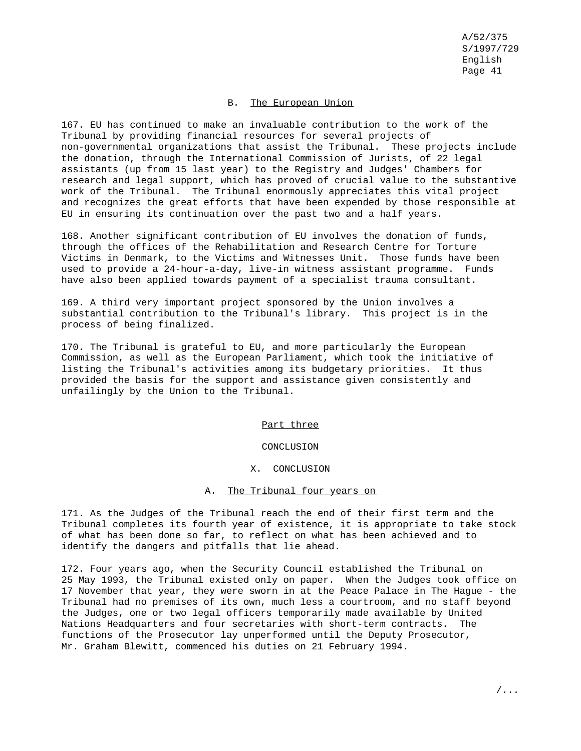### B. The European Union

167. EU has continued to make an invaluable contribution to the work of the Tribunal by providing financial resources for several projects of non-governmental organizations that assist the Tribunal. These projects include the donation, through the International Commission of Jurists, of 22 legal assistants (up from 15 last year) to the Registry and Judges' Chambers for research and legal support, which has proved of crucial value to the substantive work of the Tribunal. The Tribunal enormously appreciates this vital project and recognizes the great efforts that have been expended by those responsible at EU in ensuring its continuation over the past two and a half years.

168. Another significant contribution of EU involves the donation of funds, through the offices of the Rehabilitation and Research Centre for Torture Victims in Denmark, to the Victims and Witnesses Unit. Those funds have been used to provide a 24-hour-a-day, live-in witness assistant programme. Funds have also been applied towards payment of a specialist trauma consultant.

169. A third very important project sponsored by the Union involves a substantial contribution to the Tribunal's library. This project is in the process of being finalized.

170. The Tribunal is grateful to EU, and more particularly the European Commission, as well as the European Parliament, which took the initiative of listing the Tribunal's activities among its budgetary priorities. It thus provided the basis for the support and assistance given consistently and unfailingly by the Union to the Tribunal.

# Part three

# CONCLUSION

## X. CONCLUSION

### A. The Tribunal four years on

171. As the Judges of the Tribunal reach the end of their first term and the Tribunal completes its fourth year of existence, it is appropriate to take stock of what has been done so far, to reflect on what has been achieved and to identify the dangers and pitfalls that lie ahead.

172. Four years ago, when the Security Council established the Tribunal on 25 May 1993, the Tribunal existed only on paper. When the Judges took office on 17 November that year, they were sworn in at the Peace Palace in The Hague - the Tribunal had no premises of its own, much less a courtroom, and no staff beyond the Judges, one or two legal officers temporarily made available by United Nations Headquarters and four secretaries with short-term contracts. The functions of the Prosecutor lay unperformed until the Deputy Prosecutor, Mr. Graham Blewitt, commenced his duties on 21 February 1994.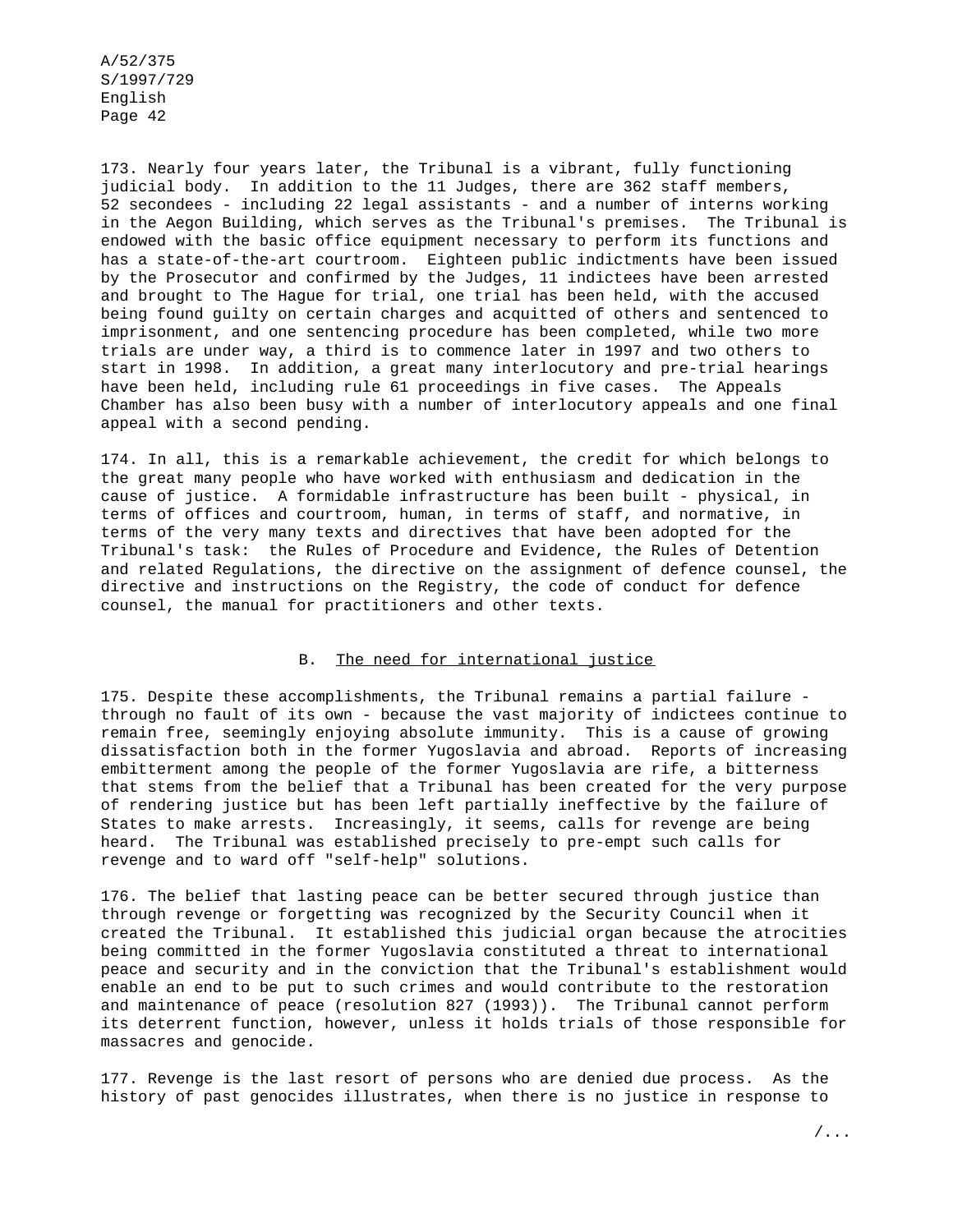173. Nearly four years later, the Tribunal is a vibrant, fully functioning judicial body. In addition to the 11 Judges, there are 362 staff members, 52 secondees - including 22 legal assistants - and a number of interns working in the Aegon Building, which serves as the Tribunal's premises. The Tribunal is endowed with the basic office equipment necessary to perform its functions and has a state-of-the-art courtroom. Eighteen public indictments have been issued by the Prosecutor and confirmed by the Judges, 11 indictees have been arrested and brought to The Hague for trial, one trial has been held, with the accused being found guilty on certain charges and acquitted of others and sentenced to imprisonment, and one sentencing procedure has been completed, while two more trials are under way, a third is to commence later in 1997 and two others to start in 1998. In addition, a great many interlocutory and pre-trial hearings have been held, including rule 61 proceedings in five cases. The Appeals Chamber has also been busy with a number of interlocutory appeals and one final appeal with a second pending.

174. In all, this is a remarkable achievement, the credit for which belongs to the great many people who have worked with enthusiasm and dedication in the cause of justice. A formidable infrastructure has been built - physical, in terms of offices and courtroom, human, in terms of staff, and normative, in terms of the very many texts and directives that have been adopted for the Tribunal's task: the Rules of Procedure and Evidence, the Rules of Detention and related Regulations, the directive on the assignment of defence counsel, the directive and instructions on the Registry, the code of conduct for defence counsel, the manual for practitioners and other texts.

## B. The need for international justice

175. Despite these accomplishments, the Tribunal remains a partial failure - through no fault of its own - because the vast majority of indictees continue to remain free, seemingly enjoying absolute immunity. This is a cause of growing dissatisfaction both in the former Yugoslavia and abroad. Reports of increasing embitterment among the people of the former Yugoslavia are rife, a bitterness that stems from the belief that a Tribunal has been created for the very purpose of rendering justice but has been left partially ineffective by the failure of States to make arrests. Increasingly, it seems, calls for revenge are being heard. The Tribunal was established precisely to pre-empt such calls for revenge and to ward off "self-help" solutions.

176. The belief that lasting peace can be better secured through justice than through revenge or forgetting was recognized by the Security Council when it created the Tribunal. It established this judicial organ because the atrocities being committed in the former Yugoslavia constituted a threat to international peace and security and in the conviction that the Tribunal's establishment would enable an end to be put to such crimes and would contribute to the restoration and maintenance of peace (resolution 827 (1993)). The Tribunal cannot perform its deterrent function, however, unless it holds trials of those responsible for massacres and genocide.

177. Revenge is the last resort of persons who are denied due process. As the history of past genocides illustrates, when there is no justice in response to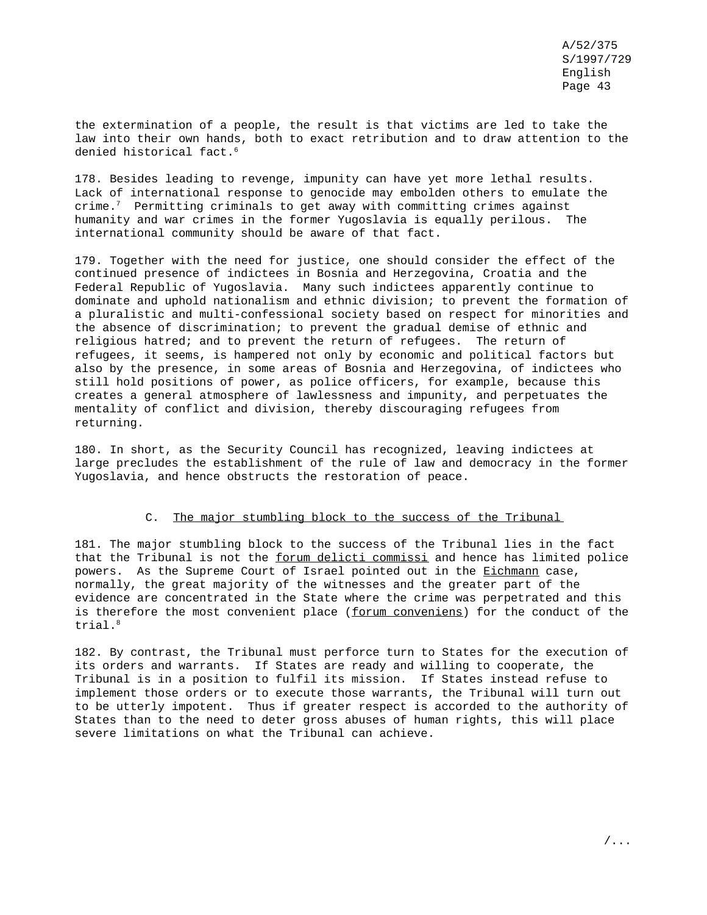the extermination of a people, the result is that victims are led to take the law into their own hands, both to exact retribution and to draw attention to the denied historical fact.[6]

178. Besides leading to revenge, impunity can have yet more lethal results. Lack of international response to genocide may embolden others to emulate the crime.[7] Permitting criminals to get away with committing crimes against humanity and war crimes in the former Yugoslavia is equally perilous. The international community should be aware of that fact.

179. Together with the need for justice, one should consider the effect of the continued presence of indictees in Bosnia and Herzegovina, Croatia and the Federal Republic of Yugoslavia. Many such indictees apparently continue to dominate and uphold nationalism and ethnic division; to prevent the formation of a pluralistic and multi-confessional society based on respect for minorities and the absence of discrimination; to prevent the gradual demise of ethnic and religious hatred; and to prevent the return of refugees. The return of refugees, it seems, is hampered not only by economic and political factors but also by the presence, in some areas of Bosnia and Herzegovina, of indictees who still hold positions of power, as police officers, for example, because this creates a general atmosphere of lawlessness and impunity, and perpetuates the mentality of conflict and division, thereby discouraging refugees from returning.

180. In short, as the Security Council has recognized, leaving indictees at large precludes the establishment of the rule of law and democracy in the former Yugoslavia, and hence obstructs the restoration of peace.

## C. The major stumbling block to the success of the Tribunal

181. The major stumbling block to the success of the Tribunal lies in the fact that the Tribunal is not the *forum delicti commissi* and hence has limited police powers. As the Supreme Court of Israel pointed out in the *Eichmann* case, normally, the great majority of the witnesses and the greater part of the evidence are concentrated in the State where the crime was perpetrated and this is therefore the most convenient place (*forum conveniens*) for the conduct of the trial.[8]

182. By contrast, the Tribunal must perforce turn to States for the execution of its orders and warrants. If States are ready and willing to cooperate, the Tribunal is in a position to fulfil its mission. If States instead refuse to implement those orders or to execute those warrants, the Tribunal will turn out to be utterly impotent. Thus if greater respect is accorded to the authority of States than to the need to deter gross abuses of human rights, this will place severe limitations on what the Tribunal can achieve.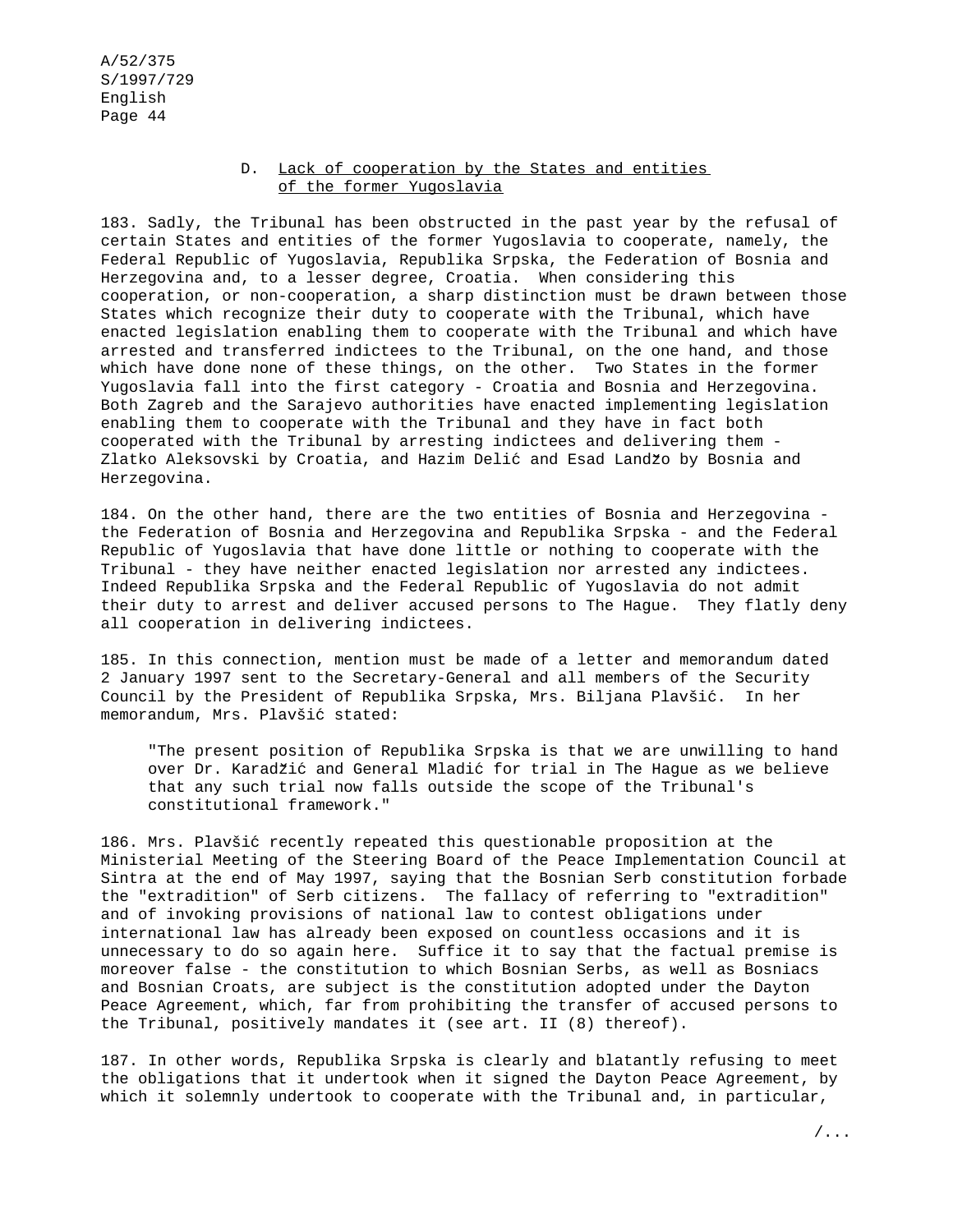### D. Lack of cooperation by the States and entities of the former Yugoslavia

183. Sadly, the Tribunal has been obstructed in the past year by the refusal of certain States and entities of the former Yugoslavia to cooperate, namely, the Federal Republic of Yugoslavia, Republika Srpska, the Federation of Bosnia and Herzegovina and, to a lesser degree, Croatia. When considering this cooperation, or non-cooperation, a sharp distinction must be drawn between those States which recognize their duty to cooperate with the Tribunal, which have enacted legislation enabling them to cooperate with the Tribunal and which have arrested and transferred indictees to the Tribunal, on the one hand, and those which have done none of these things, on the other. Two States in the former Yugoslavia fall into the first category - Croatia and Bosnia and Herzegovina. Both Zagreb and the Sarajevo authorities have enacted implementing legislation enabling them to cooperate with the Tribunal and they have in fact both cooperated with the Tribunal by arresting indictees and delivering them - Zlatko Aleksovski by Croatia, and Hazim Delić and Esad Landžo by Bosnia and Herzegovina.

184. On the other hand, there are the two entities of Bosnia and Herzegovina - the Federation of Bosnia and Herzegovina and Republika Srpska - and the Federal Republic of Yugoslavia that have done little or nothing to cooperate with the Tribunal - they have neither enacted legislation nor arrested any indictees. Indeed Republika Srpska and the Federal Republic of Yugoslavia do not admit their duty to arrest and deliver accused persons to The Hague. They flatly deny all cooperation in delivering indictees.

185. In this connection, mention must be made of a letter and memorandum dated 2 January 1997 sent to the Secretary-General and all members of the Security Council by the President of Republika Srpska, Mrs. Biljana Plavšić. In her memorandum, Mrs. Plavšić stated:

> "The present position of Republika Srpska is that we are unwilling to hand over Dr. Karadžić and General Mladić for trial in The Hague as we believe that any such trial now falls outside the scope of the Tribunal's constitutional framework."

186. Mrs. Plavšić recently repeated this questionable proposition at the Ministerial Meeting of the Steering Board of the Peace Implementation Council at Sintra at the end of May 1997, saying that the Bosnian Serb constitution forbade the "extradition" of Serb citizens. The fallacy of referring to "extradition" and of invoking provisions of national law to contest obligations under international law has already been exposed on countless occasions and it is unnecessary to do so again here. Suffice it to say that the factual premise is moreover false - the constitution to which Bosnian Serbs, as well as Bosniacs and Bosnian Croats, are subject is the constitution adopted under the Dayton Peace Agreement, which, far from prohibiting the transfer of accused persons to the Tribunal, positively mandates it (see art. II (8) thereof).

187. In other words, Republika Srpska is clearly and blatantly refusing to meet the obligations that it undertook when it signed the Dayton Peace Agreement, by which it solemnly undertook to cooperate with the Tribunal and, in particular,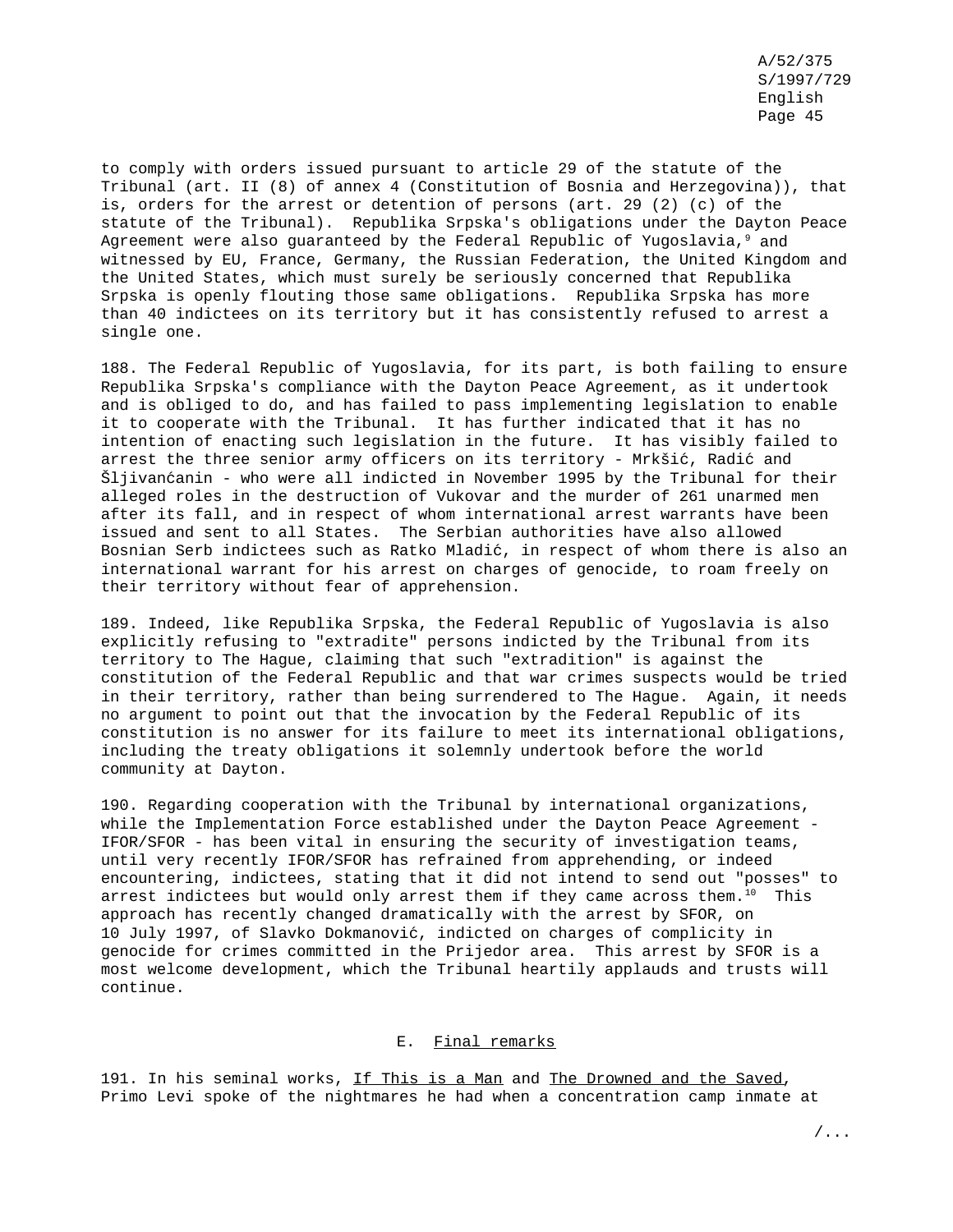to comply with orders issued pursuant to article 29 of the statute of the Tribunal (art. II (8) of annex 4 (Constitution of Bosnia and Herzegovina)), that is, orders for the arrest or detention of persons (art. 29 (2) (c) of the statute of the Tribunal). Republika Srpska's obligations under the Dayton Peace Agreement were also guaranteed by the Federal Republic of Yugoslavia,[9] and witnessed by EU, France, Germany, the Russian Federation, the United Kingdom and the United States, which must surely be seriously concerned that Republika Srpska is openly flouting those same obligations. Republika Srpska has more than 40 indictees on its territory but it has consistently refused to arrest a single one.

188. The Federal Republic of Yugoslavia, for its part, is both failing to ensure Republika Srpska's compliance with the Dayton Peace Agreement, as it undertook and is obliged to do, and has failed to pass implementing legislation to enable it to cooperate with the Tribunal. It has further indicated that it has no intention of enacting such legislation in the future. It has visibly failed to arrest the three senior army officers on its territory - Mrkšić, Radić and Šljivanćanin - who were all indicted in November 1995 by the Tribunal for their alleged roles in the destruction of Vukovar and the murder of 261 unarmed men after its fall, and in respect of whom international arrest warrants have been issued and sent to all States. The Serbian authorities have also allowed Bosnian Serb indictees such as Ratko Mladić, in respect of whom there is also an international warrant for his arrest on charges of genocide, to roam freely on their territory without fear of apprehension.

189. Indeed, like Republika Srpska, the Federal Republic of Yugoslavia is also explicitly refusing to "extradite" persons indicted by the Tribunal from its territory to The Hague, claiming that such "extradition" is against the constitution of the Federal Republic and that war crimes suspects would be tried in their territory, rather than being surrendered to The Hague. Again, it needs no argument to point out that the invocation by the Federal Republic of its constitution is no answer for its failure to meet its international obligations, including the treaty obligations it solemnly undertook before the world community at Dayton.

190. Regarding cooperation with the Tribunal by international organizations, while the Implementation Force established under the Dayton Peace Agreement - IFOR/SFOR - has been vital in ensuring the security of investigation teams, until very recently IFOR/SFOR has refrained from apprehending, or indeed encountering, indictees, stating that it did not intend to send out "posses" to arrest indictees but would only arrest them if they came across them.[10] This approach has recently changed dramatically with the arrest by SFOR, on 10 July 1997, of Slavko Dokmanović, indicted on charges of complicity in genocide for crimes committed in the Prijedor area. This arrest by SFOR is a most welcome development, which the Tribunal heartily applauds and trusts will continue.

### E. Final remarks

191. In his seminal works, If This is a Man and The Drowned and the Saved, Primo Levi spoke of the nightmares he had when a concentration camp inmate at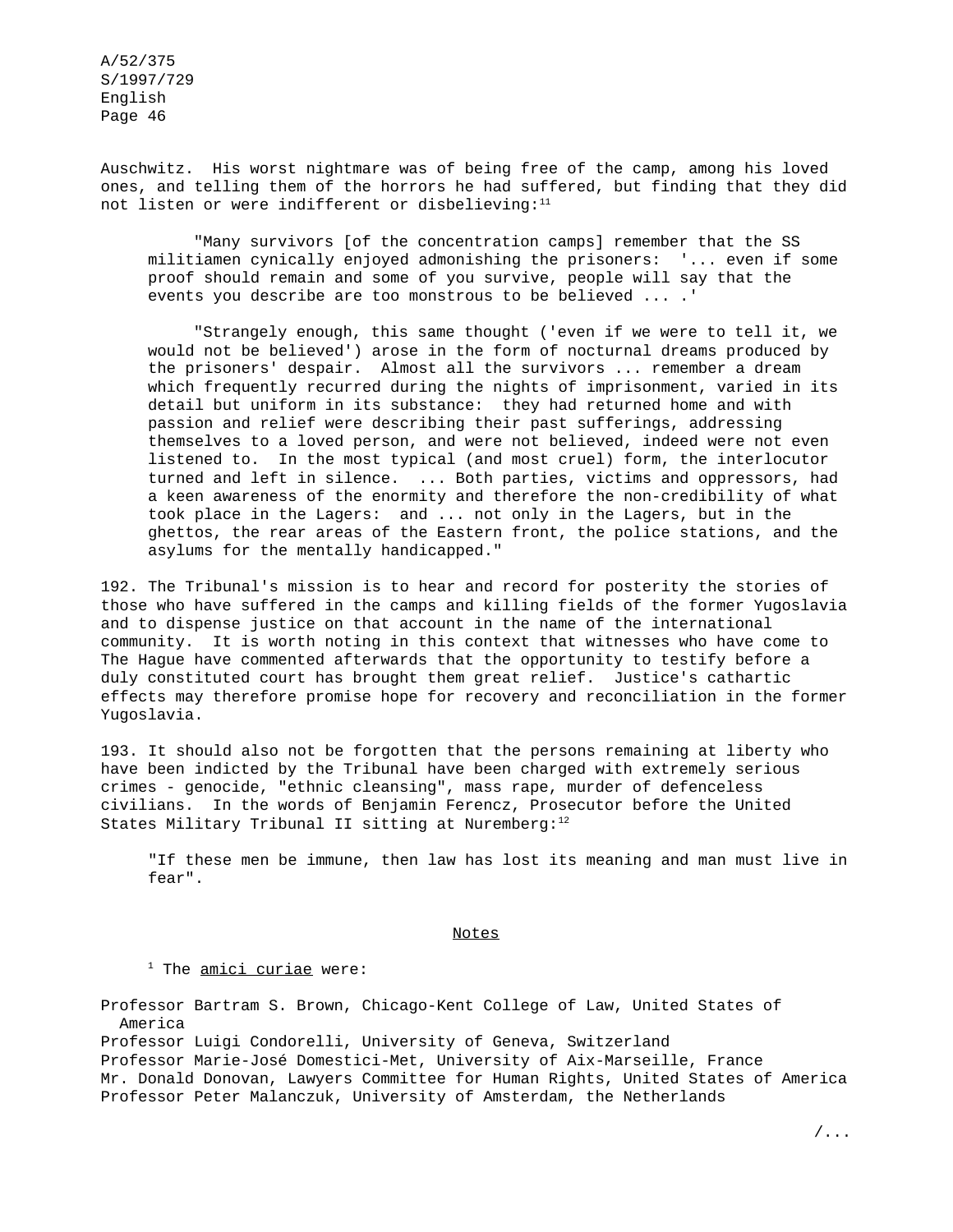Auschwitz. His worst nightmare was of being free of the camp, among his loved ones, and telling them of the horrors he had suffered, but finding that they did not listen or were indifferent or disbelieving:[11]

> "Many survivors [of the concentration camps] remember that the SS militiamen cynically enjoyed admonishing the prisoners: '... even if some proof should remain and some of you survive, people will say that the events you describe are too monstrous to be believed ... .'
>
> "Strangely enough, this same thought ('even if we were to tell it, we would not be believed') arose in the form of nocturnal dreams produced by the prisoners' despair. Almost all the survivors ... remember a dream which frequently recurred during the nights of imprisonment, varied in its detail but uniform in its substance: they had returned home and with passion and relief were describing their past sufferings, addressing themselves to a loved person, and were not believed, indeed were not even listened to. In the most typical (and most cruel) form, the interlocutor turned and left in silence. ... Both parties, victims and oppressors, had a keen awareness of the enormity and therefore the non-credibility of what took place in the Lagers: and ... not only in the Lagers, but in the ghettos, the rear areas of the Eastern front, the police stations, and the asylums for the mentally handicapped."

192. The Tribunal's mission is to hear and record for posterity the stories of those who have suffered in the camps and killing fields of the former Yugoslavia and to dispense justice on that account in the name of the international community. It is worth noting in this context that witnesses who have come to The Hague have commented afterwards that the opportunity to testify before a duly constituted court has brought them great relief. Justice's cathartic effects may therefore promise hope for recovery and reconciliation in the former Yugoslavia.

193. It should also not be forgotten that the persons remaining at liberty who have been indicted by the Tribunal have been charged with extremely serious crimes - genocide, "ethnic cleansing", mass rape, murder of defenceless civilians. In the words of Benjamin Ferencz, Prosecutor before the United States Military Tribunal II sitting at Nuremberg:[12]

> "If these men be immune, then law has lost its meaning and man must live in fear".

## Notes

[1] The *amici curiae* were:

Professor Bartram S. Brown, Chicago-Kent College of Law, United States of America
Professor Luigi Condorelli, University of Geneva, Switzerland
Professor Marie-José Domestici-Met, University of Aix-Marseille, France
Mr. Donald Donovan, Lawyers Committee for Human Rights, United States of America
Professor Peter Malanczuk, University of Amsterdam, the Netherlands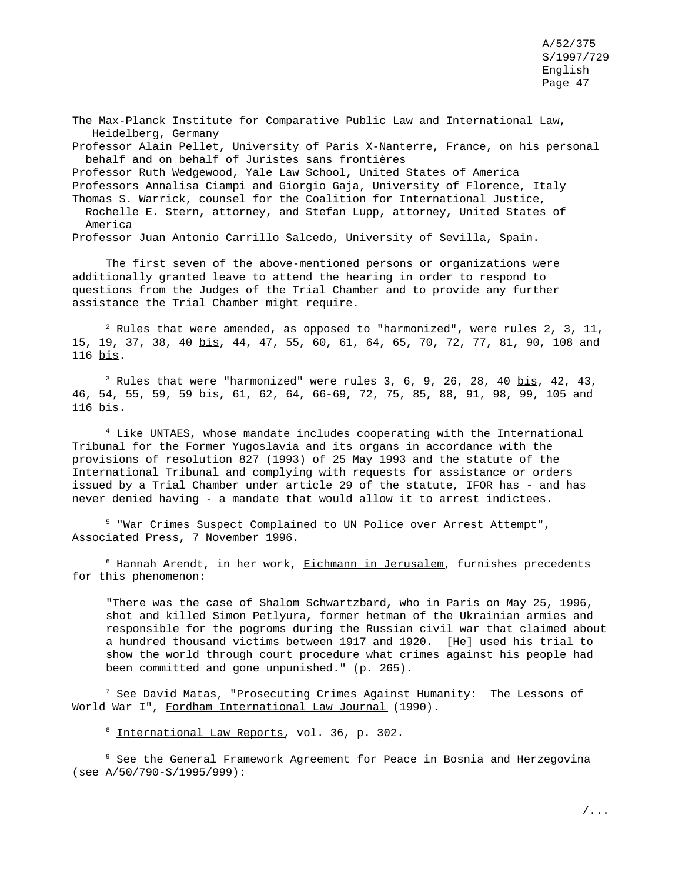The Max-Planck Institute for Comparative Public Law and International Law, Heidelberg, Germany
Professor Alain Pellet, University of Paris X-Nanterre, France, on his personal behalf and on behalf of Juristes sans frontières
Professor Ruth Wedgewood, Yale Law School, United States of America
Professors Annalisa Ciampi and Giorgio Gaja, University of Florence, Italy
Thomas S. Warrick, counsel for the Coalition for International Justice, Rochelle E. Stern, attorney, and Stefan Lupp, attorney, United States of America
Professor Juan Antonio Carrillo Salcedo, University of Sevilla, Spain.

The first seven of the above-mentioned persons or organizations were additionally granted leave to attend the hearing in order to respond to questions from the Judges of the Trial Chamber and to provide any further assistance the Trial Chamber might require.

[2] Rules that were amended, as opposed to "harmonized", were rules 2, 3, 11, 15, 19, 37, 38, 40 _bis_, 44, 47, 55, 60, 61, 64, 65, 70, 72, 77, 81, 90, 108 and 116 _bis_.

[3] Rules that were "harmonized" were rules 3, 6, 9, 26, 28, 40 _bis_, 42, 43, 46, 54, 55, 59, 59 _bis_, 61, 62, 64, 66-69, 72, 75, 85, 88, 91, 98, 99, 105 and 116 _bis_.

[4] Like UNTAES, whose mandate includes cooperating with the International Tribunal for the Former Yugoslavia and its organs in accordance with the provisions of resolution 827 (1993) of 25 May 1993 and the statute of the International Tribunal and complying with requests for assistance or orders issued by a Trial Chamber under article 29 of the statute, IFOR has - and has never denied having - a mandate that would allow it to arrest indictees.

[5] "War Crimes Suspect Complained to UN Police over Arrest Attempt", Associated Press, 7 November 1996.

[6] Hannah Arendt, in her work, _Eichmann in Jerusalem_, furnishes precedents for this phenomenon:

> "There was the case of Shalom Schwartzbard, who in Paris on May 25, 1996, shot and killed Simon Petlyura, former hetman of the Ukrainian armies and responsible for the pogroms during the Russian civil war that claimed about a hundred thousand victims between 1917 and 1920. [He] used his trial to show the world through court procedure what crimes against his people had been committed and gone unpunished." (p. 265).

[7] See David Matas, "Prosecuting Crimes Against Humanity: The Lessons of World War I", _Fordham International Law Journal_ (1990).

[8] _International Law Reports_, vol. 36, p. 302.

[9] See the General Framework Agreement for Peace in Bosnia and Herzegovina (see A/50/790-S/1995/999):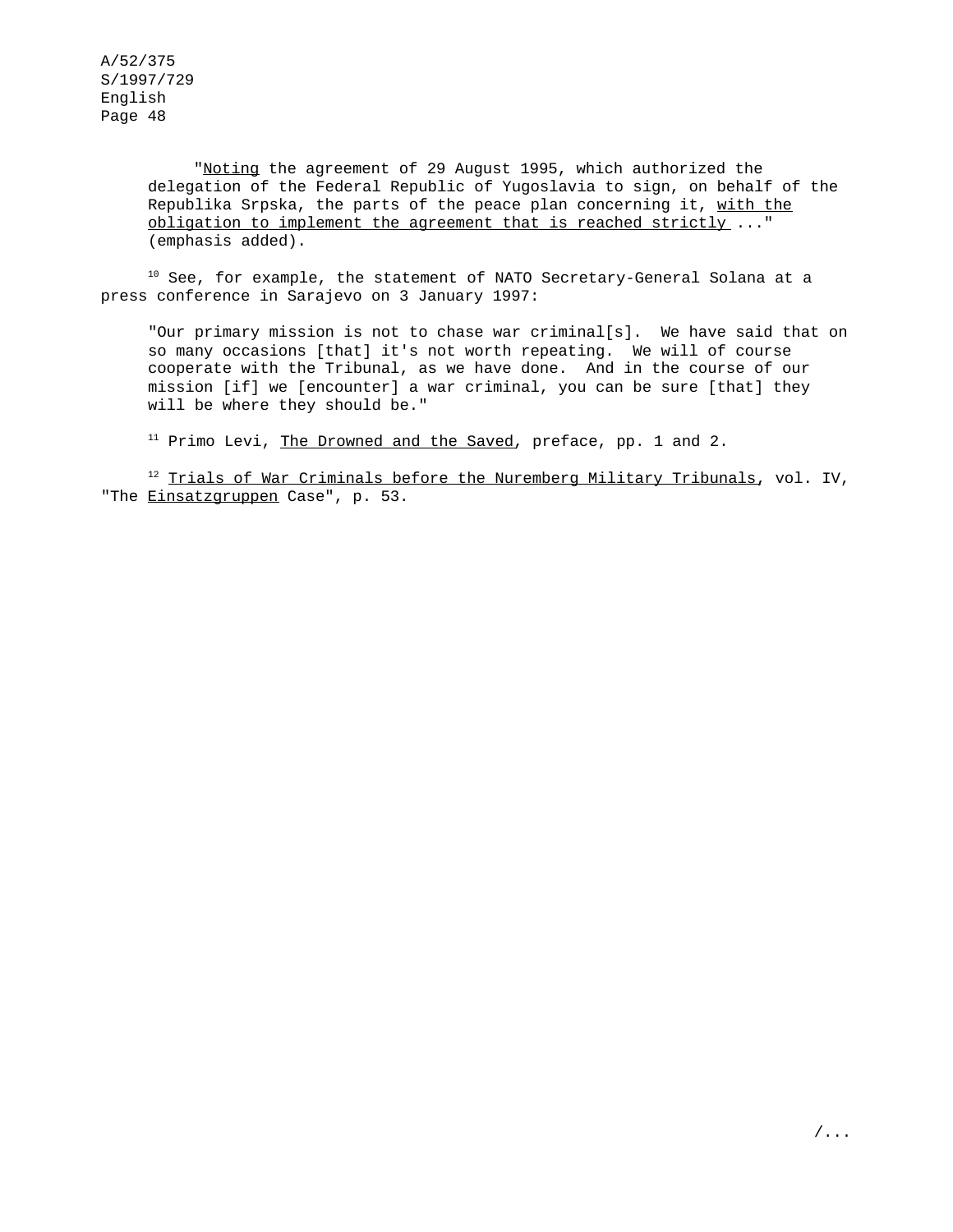"*Noting* the agreement of 29 August 1995, which authorized the delegation of the Federal Republic of Yugoslavia to sign, on behalf of the Republika Srpska, the parts of the peace plan concerning it, *with the obligation to implement the agreement that is reached strictly* ..." (emphasis added).

[10] See, for example, the statement of NATO Secretary-General Solana at a press conference in Sarajevo on 3 January 1997:

> "Our primary mission is not to chase war criminal[s]. We have said that on so many occasions [that] it's not worth repeating. We will of course cooperate with the Tribunal, as we have done. And in the course of our mission [if] we [encounter] a war criminal, you can be sure [that] they will be where they should be."

[11] Primo Levi, *The Drowned and the Saved*, preface, pp. 1 and 2.

[12] *Trials of War Criminals before the Nuremberg Military Tribunals*, vol. IV, "The *Einsatzgruppen* Case", p. 53.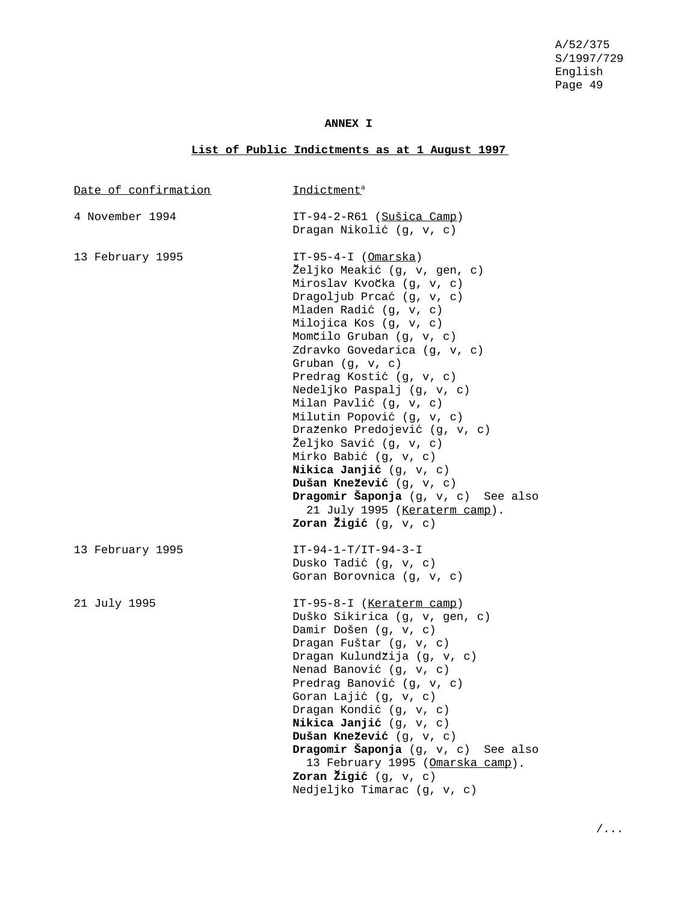# ANNEX I

## List of Public Indictments as at 1 August 1997

| Date of confirmation | Indictment[a] |
| --- | --- |
| 4 November 1994 | IT-94-2-R61 (Sušica Camp)<br>Dragan Nikolić (g, v, c) |
| 13 February 1995 | IT-95-4-I (Omarska)<br>Željko Meakić (g, v, gen, c)<br>Miroslav Kvočka (g, v, c)<br>Dragoljub Prcać (g, v, c)<br>Mladen Radić (g, v, c)<br>Milojica Kos (g, v, c)<br>Momčilo Gruban (g, v, c)<br>Zdravko Govedarica (g, v, c)<br>Gruban (g, v, c)<br>Predrag Kostić (g, v, c)<br>Nedeljko Paspalj (g, v, c)<br>Milan Pavlić (g, v, c)<br>Milutin Popović (g, v, c)<br>Draženko Predojević (g, v, c)<br>Željko Savić (g, v, c)<br>Mirko Babić (g, v, c)<br>**Nikica Janjić** (g, v, c)<br>**Dušan Knežević** (g, v, c)<br>**Dragomir Šaponja** (g, v, c) See also 21 July 1995 (Keraterm camp).<br>**Zoran Žigić** (g, v, c) |
| 13 February 1995 | IT-94-1-T/IT-94-3-I<br>Dusko Tadić (g, v, c)<br>Goran Borovnica (g, v, c) |
| 21 July 1995 | IT-95-8-I (Keraterm camp)<br>Duško Sikirica (g, v, gen, c)<br>Damir Došen (g, v, c)<br>Dragan Fuštar (g, v, c)<br>Dragan Kulundžija (g, v, c)<br>Nenad Banović (g, v, c)<br>Predrag Banović (g, v, c)<br>Goran Lajić (g, v, c)<br>Dragan Kondić (g, v, c)<br>**Nikica Janjić** (g, v, c)<br>**Dušan Knežević** (g, v, c)<br>**Dragomir Šaponja** (g, v, c) See also 13 February 1995 (Omarska camp).<br>**Zoran Žigić** (g, v, c)<br>Nedjeljko Timarac (g, v, c) |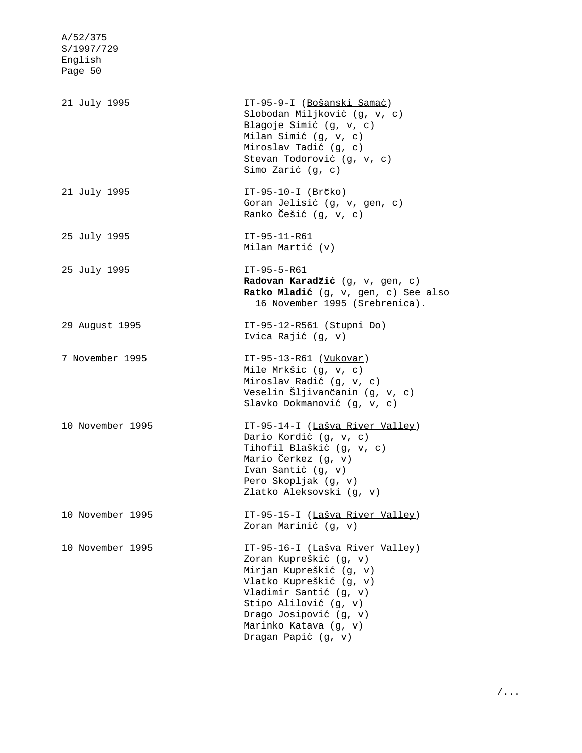| | |
|---|---|
| 21 July 1995 | IT-95-9-I (Bošanski Samać)<br>Slobodan Miljković (g, v, c)<br>Blagoje Simić (g, v, c)<br>Milan Simić (g, v, c)<br>Miroslav Tadić (g, c)<br>Stevan Todorović (g, v, c)<br>Simo Zarić (g, c) |
| 21 July 1995 | IT-95-10-I (Brčko)<br>Goran Jelisić (g, v, gen, c)<br>Ranko Češić (g, v, c) |
| 25 July 1995 | IT-95-11-R61<br>Milan Martić (v) |
| 25 July 1995 | IT-95-5-R61<br>**Radovan Karadžić** (g, v, gen, c)<br>**Ratko Mladić** (g, v, gen, c) See also 16 November 1995 (Srebrenica). |
| 29 August 1995 | IT-95-12-R561 (Stupni Do)<br>Ivica Rajić (g, v) |
| 7 November 1995 | IT-95-13-R61 (Vukovar)<br>Mile Mrkšic (g, v, c)<br>Miroslav Radić (g, v, c)<br>Veselin Šljivančanin (g, v, c)<br>Slavko Dokmanović (g, v, c) |
| 10 November 1995 | IT-95-14-I (Lašva River Valley)<br>Dario Kordić (g, v, c)<br>Tihofil Blaškić (g, v, c)<br>Mario Čerkez (g, v)<br>Ivan Santić (g, v)<br>Pero Skopljak (g, v)<br>Zlatko Aleksovski (g, v) |
| 10 November 1995 | IT-95-15-I (Lašva River Valley)<br>Zoran Marinić (g, v) |
| 10 November 1995 | IT-95-16-I (Lašva River Valley)<br>Zoran Kupreškić (g, v)<br>Mirjan Kupreškić (g, v)<br>Vlatko Kupreškić (g, v)<br>Vladimir Santić (g, v)<br>Stipo Alilović (g, v)<br>Drago Josipović (g, v)<br>Marinko Katava (g, v)<br>Dragan Papić (g, v) |

/...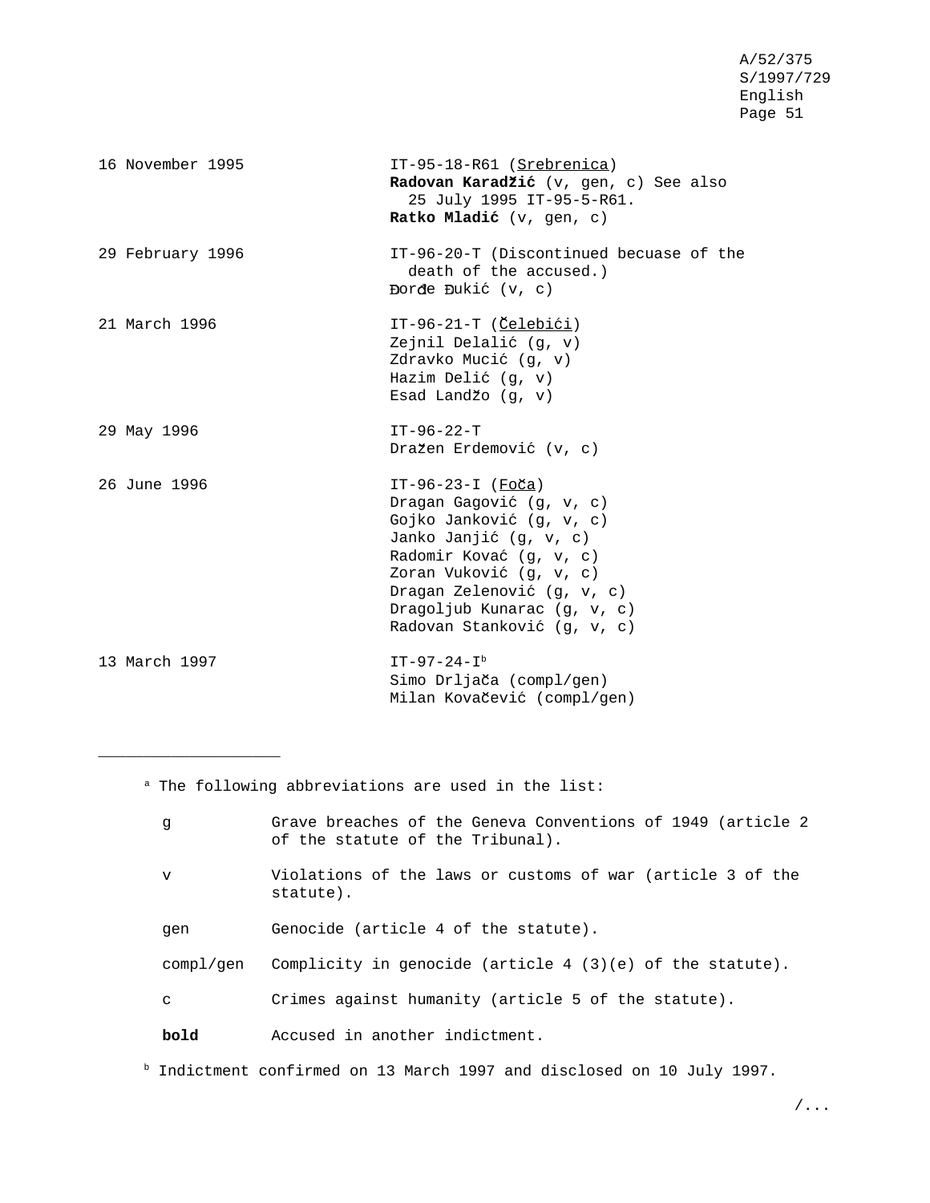| | |
|---|---|
| 16 November 1995 | IT-95-18-R61 (Srebrenica)<br>**Radovan Karadžić** (v, gen, c) See also 25 July 1995 IT-95-5-R61.<br>**Ratko Mladić** (v, gen, c) |
| 29 February 1996 | IT-96-20-T (Discontinued becuase of the death of the accused.)<br>Đorđe Đukić (v, c) |
| 21 March 1996 | IT-96-21-T (Čelebići)<br>Zejnil Delalić (g, v)<br>Zdravko Mucić (g, v)<br>Hazim Delić (g, v)<br>Esad Landžo (g, v) |
| 29 May 1996 | IT-96-22-T<br>Dražen Erdemović (v, c) |
| 26 June 1996 | IT-96-23-I (Foča)<br>Dragan Gagović (g, v, c)<br>Gojko Janković (g, v, c)<br>Janko Janjić (g, v, c)<br>Radomir Kovać (g, v, c)<br>Zoran Vuković (g, v, c)<br>Dragan Zelenović (g, v, c)<br>Dragoljub Kunarac (g, v, c)<br>Radovan Stanković (g, v, c) |
| 13 March 1997 | IT-97-24-I[b]<br>Simo Drljača (compl/gen)<br>Milan Kovačević (compl/gen) |

---

[a] The following abbreviations are used in the list:

| | |
|---|---|
| g | Grave breaches of the Geneva Conventions of 1949 (article 2 of the statute of the Tribunal). |
| v | Violations of the laws or customs of war (article 3 of the statute). |
| gen | Genocide (article 4 of the statute). |
| compl/gen | Complicity in genocide (article 4 (3)(e) of the statute). |
| c | Crimes against humanity (article 5 of the statute). |
| **bold** | Accused in another indictment. |

[b] Indictment confirmed on 13 March 1997 and disclosed on 10 July 1997.

/...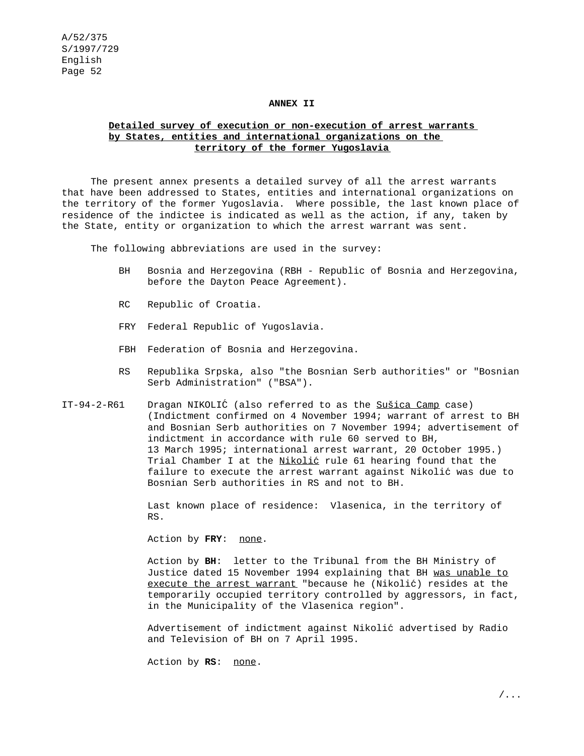## ANNEX II

**Detailed survey of execution or non-execution of arrest warrants by States, entities and international organizations on the territory of the former Yugoslavia**

The present annex presents a detailed survey of all the arrest warrants that have been addressed to States, entities and international organizations on the territory of the former Yugoslavia. Where possible, the last known place of residence of the indictee is indicated as well as the action, if any, taken by the State, entity or organization to which the arrest warrant was sent.

The following abbreviations are used in the survey:

- BH  Bosnia and Herzegovina (RBH - Republic of Bosnia and Herzegovina, before the Dayton Peace Agreement).
- RC  Republic of Croatia.
- FRY  Federal Republic of Yugoslavia.
- FBH  Federation of Bosnia and Herzegovina.
- RS  Republika Srpska, also "the Bosnian Serb authorities" or "Bosnian Serb Administration" ("BSA").

IT-94-2-R61  Dragan NIKOLIĆ (also referred to as the Sušica Camp case) (Indictment confirmed on 4 November 1994; warrant of arrest to BH and Bosnian Serb authorities on 7 November 1994; advertisement of indictment in accordance with rule 60 served to BH, 13 March 1995; international arrest warrant, 20 October 1995.) Trial Chamber I at the Nikolić rule 61 hearing found that the failure to execute the arrest warrant against Nikolić was due to Bosnian Serb authorities in RS and not to BH.

Last known place of residence: Vlasenica, in the territory of RS.

Action by **FRY**: none.

Action by **BH**: letter to the Tribunal from the BH Ministry of Justice dated 15 November 1994 explaining that BH was unable to execute the arrest warrant "because he (Nikolić) resides at the temporarily occupied territory controlled by aggressors, in fact, in the Municipality of the Vlasenica region".

Advertisement of indictment against Nikolić advertised by Radio and Television of BH on 7 April 1995.

Action by **RS**: none.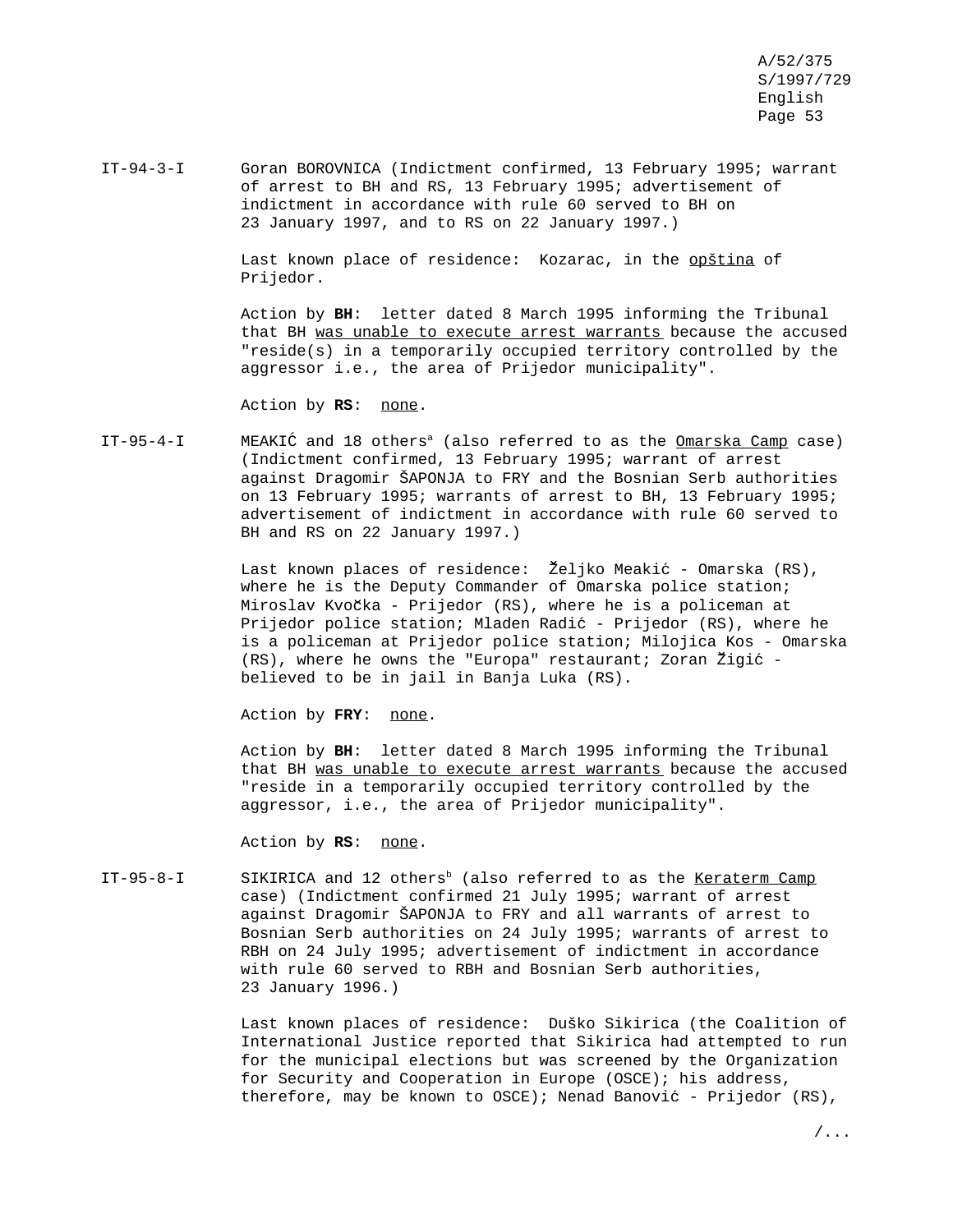IT-94-3-I Goran BOROVNICA (Indictment confirmed, 13 February 1995; warrant of arrest to BH and RS, 13 February 1995; advertisement of indictment in accordance with rule 60 served to BH on 23 January 1997, and to RS on 22 January 1997.)

Last known place of residence: Kozarac, in the opština of Prijedor.

Action by **BH**: letter dated 8 March 1995 informing the Tribunal that BH was unable to execute arrest warrants because the accused "reside(s) in a temporarily occupied territory controlled by the aggressor i.e., the area of Prijedor municipality".

Action by **RS**: none.

IT-95-4-I MEAKIĆ and 18 others[a] (also referred to as the Omarska Camp case) (Indictment confirmed, 13 February 1995; warrant of arrest against Dragomir ŠAPONJA to FRY and the Bosnian Serb authorities on 13 February 1995; warrants of arrest to BH, 13 February 1995; advertisement of indictment in accordance with rule 60 served to BH and RS on 22 January 1997.)

Last known places of residence: Željko Meakić - Omarska (RS), where he is the Deputy Commander of Omarska police station; Miroslav Kvočka - Prijedor (RS), where he is a policeman at Prijedor police station; Mladen Radić - Prijedor (RS), where he is a policeman at Prijedor police station; Milojica Kos - Omarska (RS), where he owns the "Europa" restaurant; Zoran Žigić - believed to be in jail in Banja Luka (RS).

Action by **FRY**: none.

Action by **BH**: letter dated 8 March 1995 informing the Tribunal that BH was unable to execute arrest warrants because the accused "reside in a temporarily occupied territory controlled by the aggressor, i.e., the area of Prijedor municipality".

Action by **RS**: none.

IT-95-8-I SIKIRICA and 12 others[b] (also referred to as the Keraterm Camp case) (Indictment confirmed 21 July 1995; warrant of arrest against Dragomir ŠAPONJA to FRY and all warrants of arrest to Bosnian Serb authorities on 24 July 1995; warrants of arrest to RBH on 24 July 1995; advertisement of indictment in accordance with rule 60 served to RBH and Bosnian Serb authorities, 23 January 1996.)

Last known places of residence: Duško Sikirica (the Coalition of International Justice reported that Sikirica had attempted to run for the municipal elections but was screened by the Organization for Security and Cooperation in Europe (OSCE); his address, therefore, may be known to OSCE); Nenad Banović - Prijedor (RS),

/...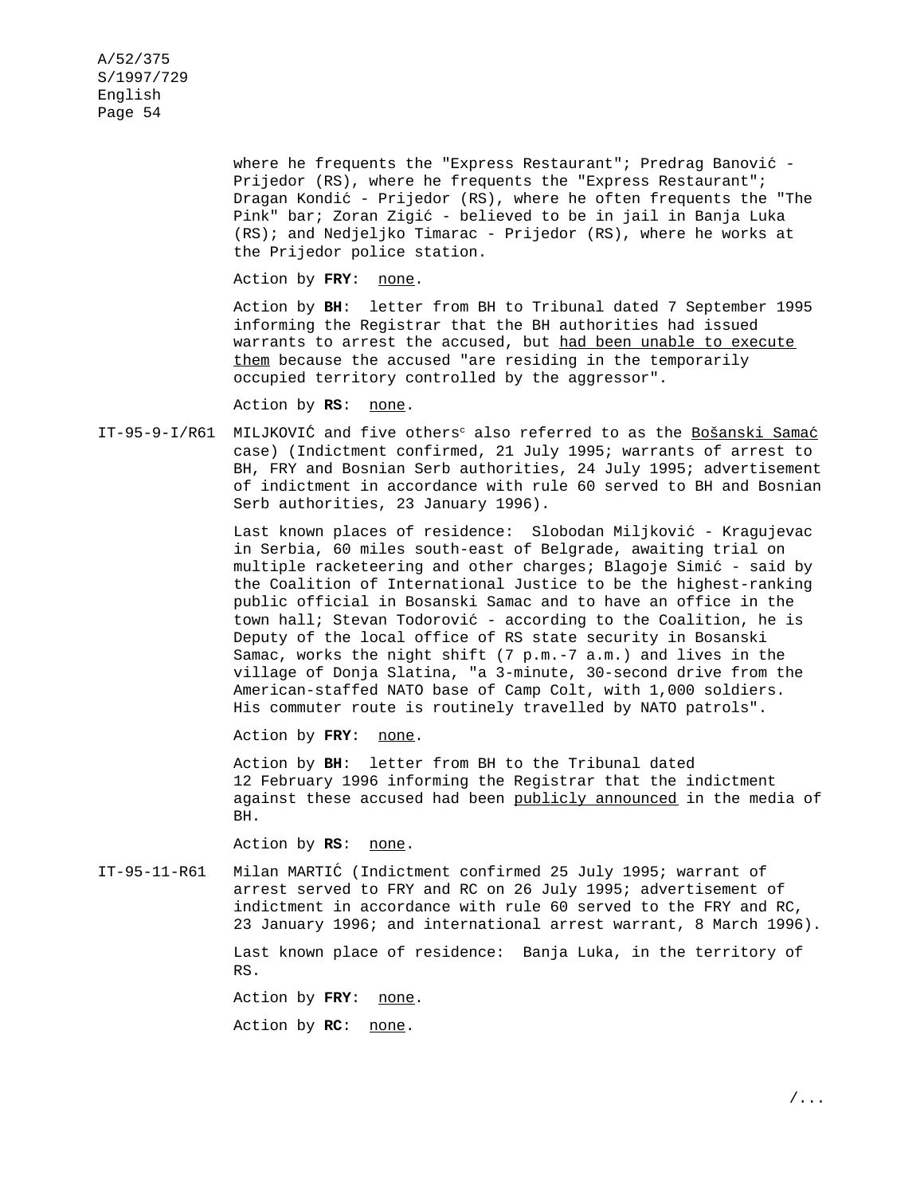where he frequents the "Express Restaurant"; Predrag Banović - Prijedor (RS), where he frequents the "Express Restaurant"; Dragan Kondić - Prijedor (RS), where he often frequents the "The Pink" bar; Zoran Zigić - believed to be in jail in Banja Luka (RS); and Nedjeljko Timarac - Prijedor (RS), where he works at the Prijedor police station.

Action by **FRY**: none.

Action by **BH**: letter from BH to Tribunal dated 7 September 1995 informing the Registrar that the BH authorities had issued warrants to arrest the accused, but had been unable to execute them because the accused "are residing in the temporarily occupied territory controlled by the aggressor".

Action by **RS**: none.

IT-95-9-I/R61 MILJKOVIĆ and five others[c] also referred to as the Bošanski Samać case) (Indictment confirmed, 21 July 1995; warrants of arrest to BH, FRY and Bosnian Serb authorities, 24 July 1995; advertisement of indictment in accordance with rule 60 served to BH and Bosnian Serb authorities, 23 January 1996).

Last known places of residence: Slobodan Miljković - Kragujevac in Serbia, 60 miles south-east of Belgrade, awaiting trial on multiple racketeering and other charges; Blagoje Simić - said by the Coalition of International Justice to be the highest-ranking public official in Bosanski Samac and to have an office in the town hall; Stevan Todorović - according to the Coalition, he is Deputy of the local office of RS state security in Bosanski Samac, works the night shift (7 p.m.-7 a.m.) and lives in the village of Donja Slatina, "a 3-minute, 30-second drive from the American-staffed NATO base of Camp Colt, with 1,000 soldiers. His commuter route is routinely travelled by NATO patrols".

Action by **FRY**: none.

Action by **BH**: letter from BH to the Tribunal dated 12 February 1996 informing the Registrar that the indictment against these accused had been publicly announced in the media of BH.

Action by **RS**: none.

IT-95-11-R61 Milan MARTIĆ (Indictment confirmed 25 July 1995; warrant of arrest served to FRY and RC on 26 July 1995; advertisement of indictment in accordance with rule 60 served to the FRY and RC, 23 January 1996; and international arrest warrant, 8 March 1996).

Last known place of residence: Banja Luka, in the territory of RS.

Action by **FRY**: none.

Action by **RC**: none.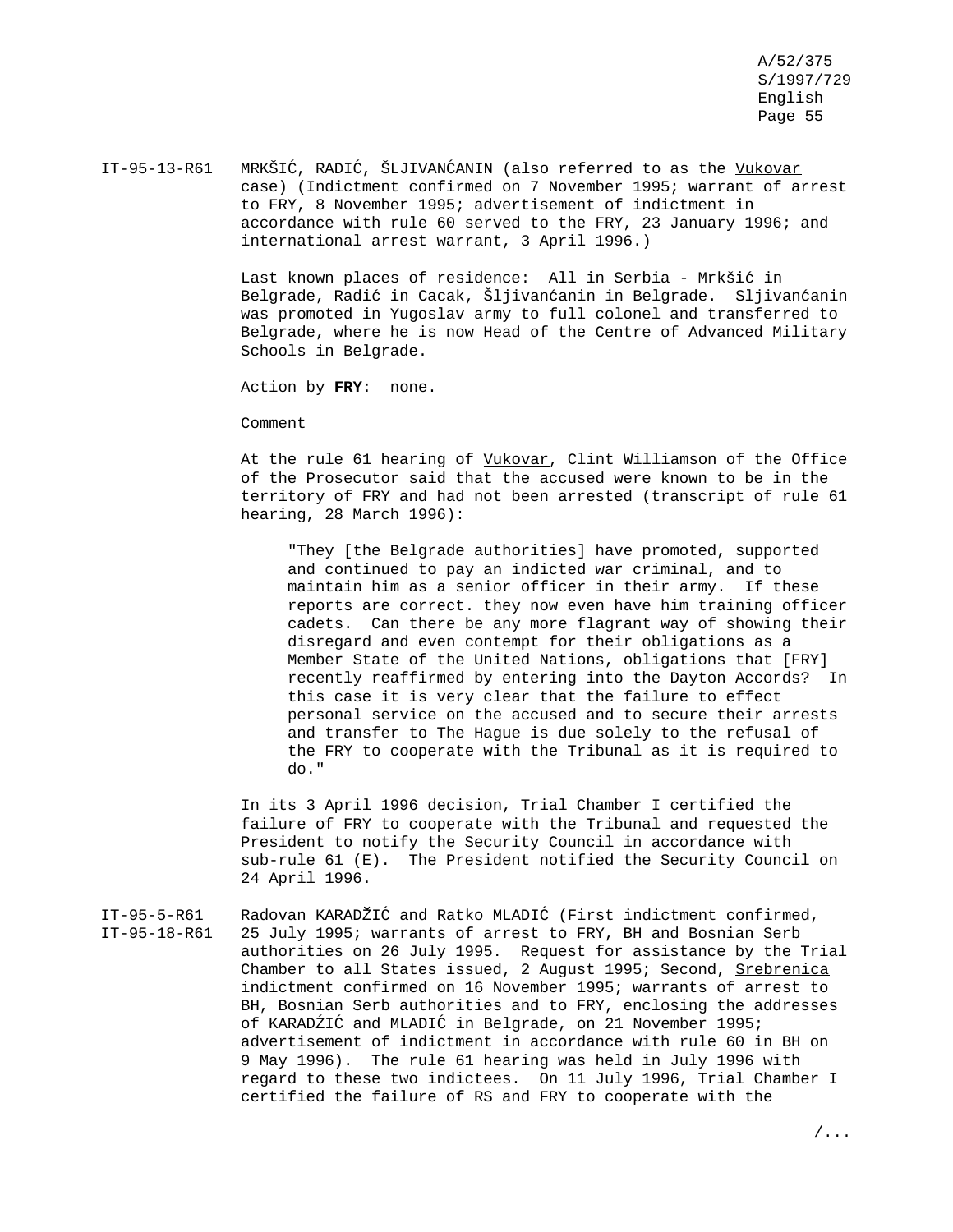IT-95-13-R61 MRKŠIĆ, RADIĆ, ŠLJIVANĆANIN (also referred to as the _Vukovar_ case) (Indictment confirmed on 7 November 1995; warrant of arrest to FRY, 8 November 1995; advertisement of indictment in accordance with rule 60 served to the FRY, 23 January 1996; and international arrest warrant, 3 April 1996.)

Last known places of residence: All in Serbia - Mrkšić in Belgrade, Radić in Cacak, Šljivanćanin in Belgrade. Sljivanćanin was promoted in Yugoslav army to full colonel and transferred to Belgrade, where he is now Head of the Centre of Advanced Military Schools in Belgrade.

Action by **FRY**: _none_.

_Comment_

At the rule 61 hearing of _Vukovar_, Clint Williamson of the Office of the Prosecutor said that the accused were known to be in the territory of FRY and had not been arrested (transcript of rule 61 hearing, 28 March 1996):

> "They [the Belgrade authorities] have promoted, supported and continued to pay an indicted war criminal, and to maintain him as a senior officer in their army. If these reports are correct. they now even have him training officer cadets. Can there be any more flagrant way of showing their disregard and even contempt for their obligations as a Member State of the United Nations, obligations that [FRY] recently reaffirmed by entering into the Dayton Accords? In this case it is very clear that the failure to effect personal service on the accused and to secure their arrests and transfer to The Hague is due solely to the refusal of the FRY to cooperate with the Tribunal as it is required to do."

In its 3 April 1996 decision, Trial Chamber I certified the failure of FRY to cooperate with the Tribunal and requested the President to notify the Security Council in accordance with sub-rule 61 (E). The President notified the Security Council on 24 April 1996.

IT-95-5-R61
IT-95-18-R61 Radovan KARADŽIĆ and Ratko MLADIĆ (First indictment confirmed, 25 July 1995; warrants of arrest to FRY, BH and Bosnian Serb authorities on 26 July 1995. Request for assistance by the Trial Chamber to all States issued, 2 August 1995; Second, _Srebrenica_ indictment confirmed on 16 November 1995; warrants of arrest to BH, Bosnian Serb authorities and to FRY, enclosing the addresses of KARADŹIĆ and MLADIĆ in Belgrade, on 21 November 1995; advertisement of indictment in accordance with rule 60 in BH on 9 May 1996). The rule 61 hearing was held in July 1996 with regard to these two indictees. On 11 July 1996, Trial Chamber I certified the failure of RS and FRY to cooperate with the

/...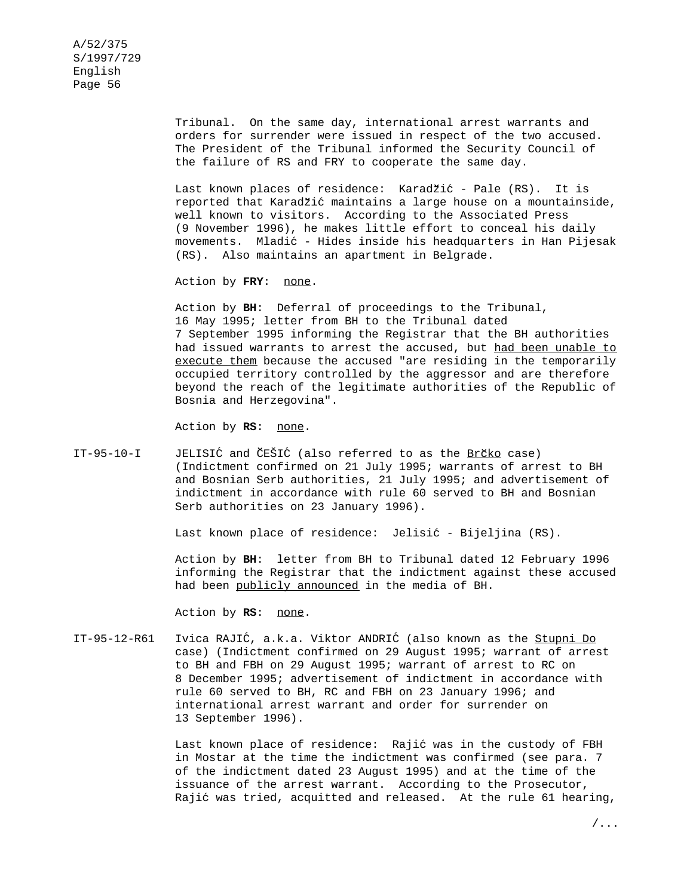Tribunal. On the same day, international arrest warrants and orders for surrender were issued in respect of the two accused. The President of the Tribunal informed the Security Council of the failure of RS and FRY to cooperate the same day.

Last known places of residence: Karadžić - Pale (RS). It is reported that Karadžić maintains a large house on a mountainside, well known to visitors. According to the Associated Press (9 November 1996), he makes little effort to conceal his daily movements. Mladić - Hides inside his headquarters in Han Pijesak (RS). Also maintains an apartment in Belgrade.

Action by **FRY**: <u>none</u>.

Action by **BH**: Deferral of proceedings to the Tribunal, 16 May 1995; letter from BH to the Tribunal dated 7 September 1995 informing the Registrar that the BH authorities had issued warrants to arrest the accused, but <u>had been unable to execute them</u> because the accused "are residing in the temporarily occupied territory controlled by the aggressor and are therefore beyond the reach of the legitimate authorities of the Republic of Bosnia and Herzegovina".

Action by **RS**: <u>none</u>.

IT-95-10-I JELISIĆ and ČEŠIĆ (also referred to as the <u>Brčko</u> case) (Indictment confirmed on 21 July 1995; warrants of arrest to BH and Bosnian Serb authorities, 21 July 1995; and advertisement of indictment in accordance with rule 60 served to BH and Bosnian Serb authorities on 23 January 1996).

Last known place of residence: Jelisić - Bijeljina (RS).

Action by **BH**: letter from BH to Tribunal dated 12 February 1996 informing the Registrar that the indictment against these accused had been <u>publicly announced</u> in the media of BH.

Action by **RS**: <u>none</u>.

IT-95-12-R61 Ivica RAJIĆ, a.k.a. Viktor ANDRIĆ (also known as the <u>Stupni Do</u> case) (Indictment confirmed on 29 August 1995; warrant of arrest to BH and FBH on 29 August 1995; warrant of arrest to RC on 8 December 1995; advertisement of indictment in accordance with rule 60 served to BH, RC and FBH on 23 January 1996; and international arrest warrant and order for surrender on 13 September 1996).

Last known place of residence: Rajić was in the custody of FBH in Mostar at the time the indictment was confirmed (see para. 7 of the indictment dated 23 August 1995) and at the time of the issuance of the arrest warrant. According to the Prosecutor, Rajić was tried, acquitted and released. At the rule 61 hearing,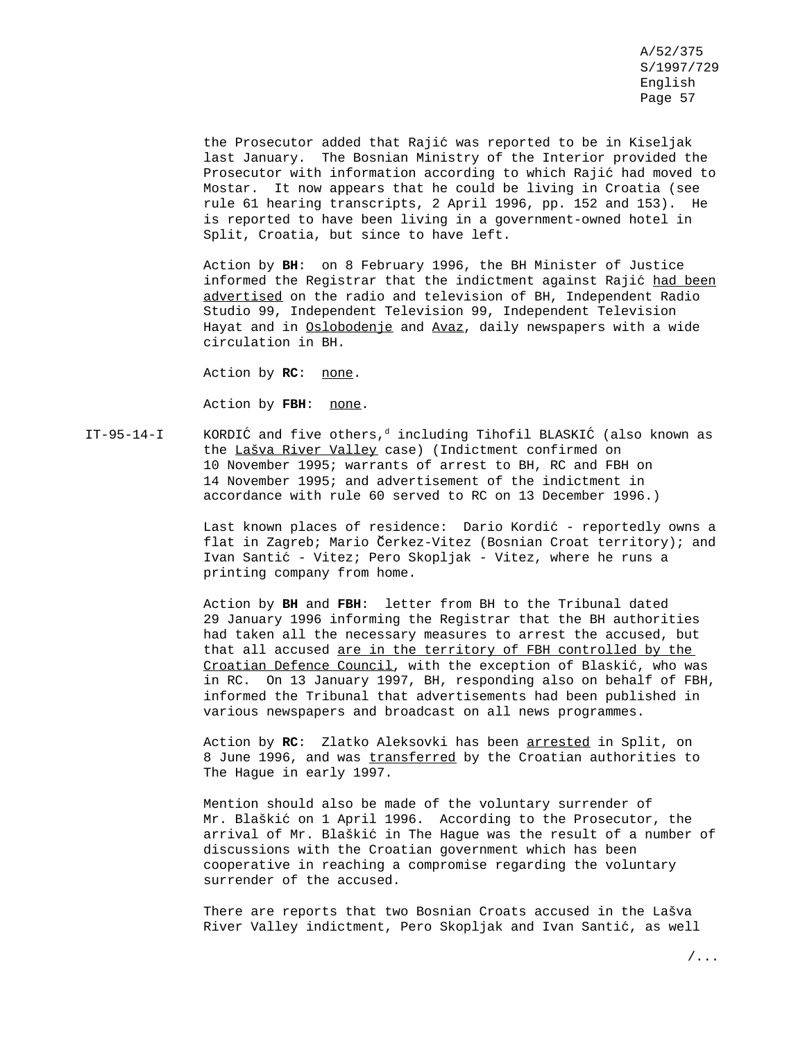the Prosecutor added that Rajić was reported to be in Kiseljak last January. The Bosnian Ministry of the Interior provided the Prosecutor with information according to which Rajić had moved to Mostar. It now appears that he could be living in Croatia (see rule 61 hearing transcripts, 2 April 1996, pp. 152 and 153). He is reported to have been living in a government-owned hotel in Split, Croatia, but since to have left.

Action by **BH**: on 8 February 1996, the BH Minister of Justice informed the Registrar that the indictment against Rajić had been advertised on the radio and television of BH, Independent Radio Studio 99, Independent Television 99, Independent Television Hayat and in Oslobodenje and Avaz, daily newspapers with a wide circulation in BH.

Action by **RC**: none.

Action by **FBH**: none.

IT-95-14-I KORDIĆ and five others,[d] including Tihofil BLASKIĆ (also known as the Lašva River Valley case) (Indictment confirmed on 10 November 1995; warrants of arrest to BH, RC and FBH on 14 November 1995; and advertisement of the indictment in accordance with rule 60 served to RC on 13 December 1996.)

Last known places of residence: Dario Kordić - reportedly owns a flat in Zagreb; Mario Čerkez-Vitez (Bosnian Croat territory); and Ivan Santić - Vitez; Pero Skopljak - Vitez, where he runs a printing company from home.

Action by **BH** and **FBH**: letter from BH to the Tribunal dated 29 January 1996 informing the Registrar that the BH authorities had taken all the necessary measures to arrest the accused, but that all accused are in the territory of FBH controlled by the Croatian Defence Council, with the exception of Blaskić, who was in RC. On 13 January 1997, BH, responding also on behalf of FBH, informed the Tribunal that advertisements had been published in various newspapers and broadcast on all news programmes.

Action by **RC**: Zlatko Aleksovki has been arrested in Split, on 8 June 1996, and was transferred by the Croatian authorities to The Hague in early 1997.

Mention should also be made of the voluntary surrender of Mr. Blaškić on 1 April 1996. According to the Prosecutor, the arrival of Mr. Blaškić in The Hague was the result of a number of discussions with the Croatian government which has been cooperative in reaching a compromise regarding the voluntary surrender of the accused.

There are reports that two Bosnian Croats accused in the Lašva River Valley indictment, Pero Skopljak and Ivan Santić, as well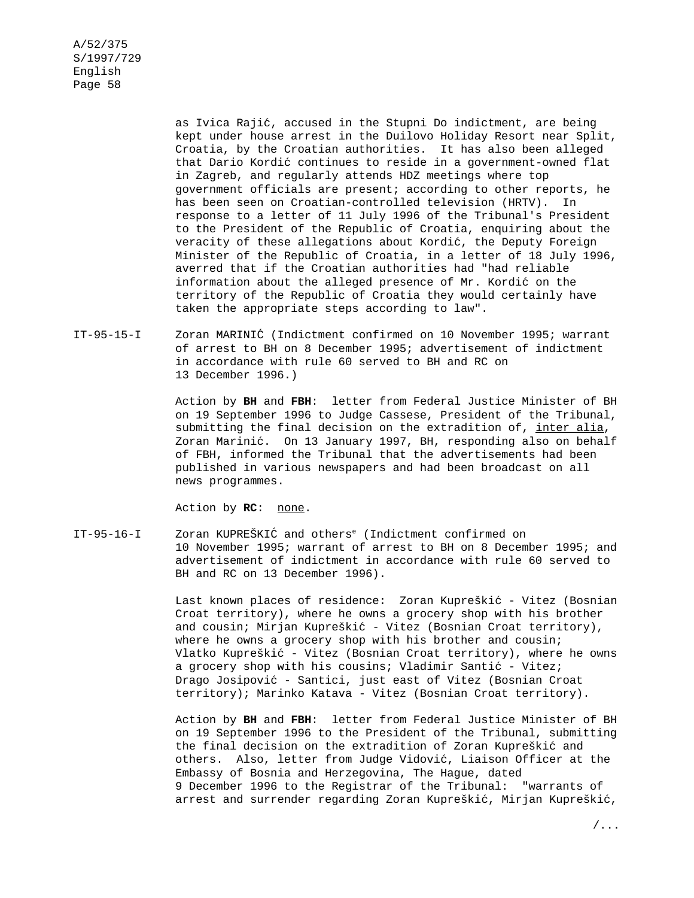as Ivica Rajić, accused in the Stupni Do indictment, are being kept under house arrest in the Duilovo Holiday Resort near Split, Croatia, by the Croatian authorities. It has also been alleged that Dario Kordić continues to reside in a government-owned flat in Zagreb, and regularly attends HDZ meetings where top government officials are present; according to other reports, he has been seen on Croatian-controlled television (HRTV). In response to a letter of 11 July 1996 of the Tribunal's President to the President of the Republic of Croatia, enquiring about the veracity of these allegations about Kordić, the Deputy Foreign Minister of the Republic of Croatia, in a letter of 18 July 1996, averred that if the Croatian authorities had "had reliable information about the alleged presence of Mr. Kordić on the territory of the Republic of Croatia they would certainly have taken the appropriate steps according to law".

IT-95-15-I Zoran MARINIĆ (Indictment confirmed on 10 November 1995; warrant of arrest to BH on 8 December 1995; advertisement of indictment in accordance with rule 60 served to BH and RC on 13 December 1996.)

Action by **BH** and **FBH**: letter from Federal Justice Minister of BH on 19 September 1996 to Judge Cassese, President of the Tribunal, submitting the final decision on the extradition of, inter alia, Zoran Marinić. On 13 January 1997, BH, responding also on behalf of FBH, informed the Tribunal that the advertisements had been published in various newspapers and had been broadcast on all news programmes.

Action by **RC**: none.

IT-95-16-I Zoran KUPREŠKIĆ and others[e] (Indictment confirmed on 10 November 1995; warrant of arrest to BH on 8 December 1995; and advertisement of indictment in accordance with rule 60 served to BH and RC on 13 December 1996).

Last known places of residence: Zoran Kupreškić - Vitez (Bosnian Croat territory), where he owns a grocery shop with his brother and cousin; Mirjan Kupreškić - Vitez (Bosnian Croat territory), where he owns a grocery shop with his brother and cousin; Vlatko Kupreškić - Vitez (Bosnian Croat territory), where he owns a grocery shop with his cousins; Vladimir Santić - Vitez; Drago Josipović - Santici, just east of Vitez (Bosnian Croat territory); Marinko Katava - Vitez (Bosnian Croat territory).

Action by **BH** and **FBH**: letter from Federal Justice Minister of BH on 19 September 1996 to the President of the Tribunal, submitting the final decision on the extradition of Zoran Kupreškić and others. Also, letter from Judge Vidović, Liaison Officer at the Embassy of Bosnia and Herzegovina, The Hague, dated 9 December 1996 to the Registrar of the Tribunal: "warrants of arrest and surrender regarding Zoran Kupreškić, Mirjan Kupreškić,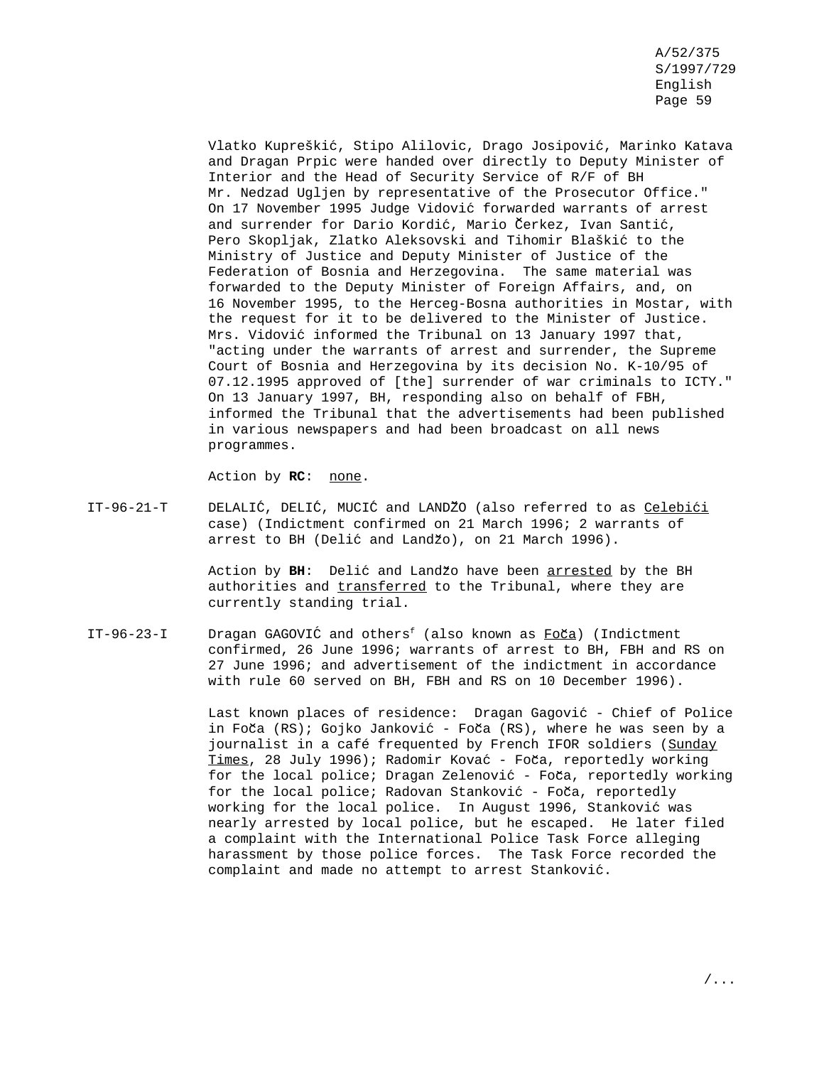Vlatko Kupreškić, Stipo Alilovic, Drago Josipović, Marinko Katava and Dragan Prpic were handed over directly to Deputy Minister of Interior and the Head of Security Service of R/F of BH Mr. Nedzad Ugljen by representative of the Prosecutor Office." On 17 November 1995 Judge Vidović forwarded warrants of arrest and surrender for Dario Kordić, Mario Čerkez, Ivan Santić, Pero Skopljak, Zlatko Aleksovski and Tihomir Blaškić to the Ministry of Justice and Deputy Minister of Justice of the Federation of Bosnia and Herzegovina. The same material was forwarded to the Deputy Minister of Foreign Affairs, and, on 16 November 1995, to the Herceg-Bosna authorities in Mostar, with the request for it to be delivered to the Minister of Justice. Mrs. Vidović informed the Tribunal on 13 January 1997 that, "acting under the warrants of arrest and surrender, the Supreme Court of Bosnia and Herzegovina by its decision No. K-10/95 of 07.12.1995 approved of [the] surrender of war criminals to ICTY." On 13 January 1997, BH, responding also on behalf of FBH, informed the Tribunal that the advertisements had been published in various newspapers and had been broadcast on all news programmes.

Action by **RC**: none.

IT-96-21-T DELALIĆ, DELIĆ, MUCIĆ and LANDŽO (also referred to as Celebići case) (Indictment confirmed on 21 March 1996; 2 warrants of arrest to BH (Delić and Landžo), on 21 March 1996).

Action by **BH**: Delić and Landžo have been arrested by the BH authorities and transferred to the Tribunal, where they are currently standing trial.

IT-96-23-I Dragan GAGOVIĆ and others[f] (also known as Foča) (Indictment confirmed, 26 June 1996; warrants of arrest to BH, FBH and RS on 27 June 1996; and advertisement of the indictment in accordance with rule 60 served on BH, FBH and RS on 10 December 1996).

Last known places of residence: Dragan Gagović - Chief of Police in Foča (RS); Gojko Janković - Foča (RS), where he was seen by a journalist in a café frequented by French IFOR soldiers (Sunday Times, 28 July 1996); Radomir Kovać - Foča, reportedly working for the local police; Dragan Zelenović - Foča, reportedly working for the local police; Radovan Stanković - Foča, reportedly working for the local police. In August 1996, Stanković was nearly arrested by local police, but he escaped. He later filed a complaint with the International Police Task Force alleging harassment by those police forces. The Task Force recorded the complaint and made no attempt to arrest Stanković.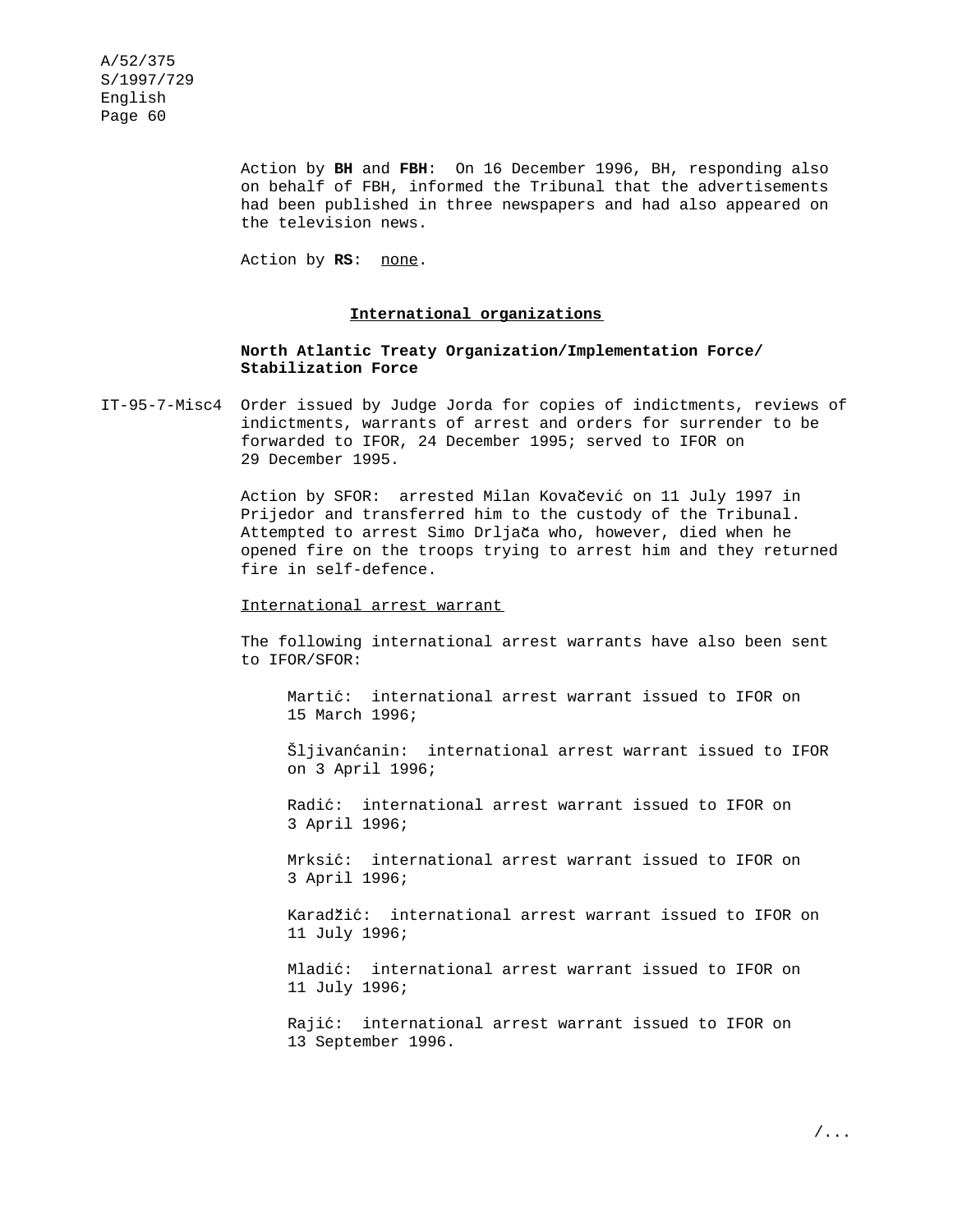Action by **BH** and **FBH**: On 16 December 1996, BH, responding also on behalf of FBH, informed the Tribunal that the advertisements had been published in three newspapers and had also appeared on the television news.

Action by **RS**: none.

## International organizations

**North Atlantic Treaty Organization/Implementation Force/ Stabilization Force**

IT-95-7-Misc4 Order issued by Judge Jorda for copies of indictments, reviews of indictments, warrants of arrest and orders for surrender to be forwarded to IFOR, 24 December 1995; served to IFOR on 29 December 1995.

Action by SFOR: arrested Milan Kovačević on 11 July 1997 in Prijedor and transferred him to the custody of the Tribunal. Attempted to arrest Simo Drljača who, however, died when he opened fire on the troops trying to arrest him and they returned fire in self-defence.

International arrest warrant

The following international arrest warrants have also been sent to IFOR/SFOR:

Martić: international arrest warrant issued to IFOR on 15 March 1996;

Šljivanćanin: international arrest warrant issued to IFOR on 3 April 1996;

Radić: international arrest warrant issued to IFOR on 3 April 1996;

Mrksić: international arrest warrant issued to IFOR on 3 April 1996;

Karadžić: international arrest warrant issued to IFOR on 11 July 1996;

Mladić: international arrest warrant issued to IFOR on 11 July 1996;

Rajić: international arrest warrant issued to IFOR on 13 September 1996.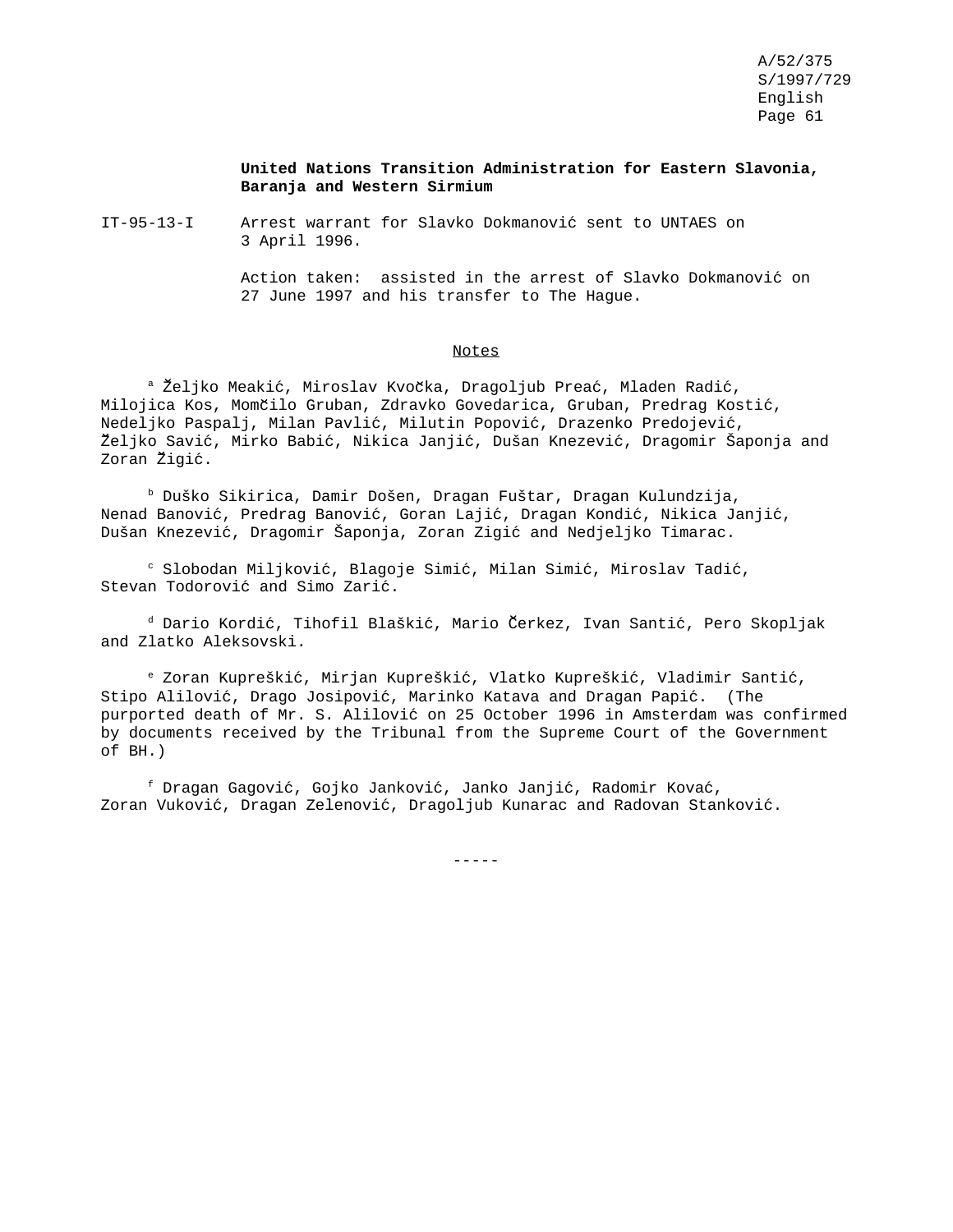**United Nations Transition Administration for Eastern Slavonia, Baranja and Western Sirmium**

IT-95-13-I Arrest warrant for Slavko Dokmanović sent to UNTAES on 3 April 1996.

Action taken: assisted in the arrest of Slavko Dokmanović on 27 June 1997 and his transfer to The Hague.

Notes

[a] Željko Meakić, Miroslav Kvočka, Dragoljub Preać, Mladen Radić, Milojica Kos, Momčilo Gruban, Zdravko Govedarica, Gruban, Predrag Kostić, Nedeljko Paspalj, Milan Pavlić, Milutin Popović, Drazenko Predojević, Željko Savić, Mirko Babić, Nikica Janjić, Dušan Knezević, Dragomir Šaponja and Zoran Žigić.

[b] Duško Sikirica, Damir Došen, Dragan Fuštar, Dragan Kulundzija, Nenad Banović, Predrag Banović, Goran Lajić, Dragan Kondić, Nikica Janjić, Dušan Knezević, Dragomir Šaponja, Zoran Zigić and Nedjeljko Timarac.

[c] Slobodan Miljković, Blagoje Simić, Milan Simić, Miroslav Tadić, Stevan Todorović and Simo Zarić.

[d] Dario Kordić, Tihofil Blaškić, Mario Čerkez, Ivan Santić, Pero Skopljak and Zlatko Aleksovski.

[e] Zoran Kupreškić, Mirjan Kupreškić, Vlatko Kupreškić, Vladimir Santić, Stipo Alilović, Drago Josipović, Marinko Katava and Dragan Papić. (The purported death of Mr. S. Alilović on 25 October 1996 in Amsterdam was confirmed by documents received by the Tribunal from the Supreme Court of the Government of BH.)

[f] Dragan Gagović, Gojko Janković, Janko Janjić, Radomir Kovać, Zoran Vuković, Dragan Zelenović, Dragoljub Kunarac and Radovan Stanković.

-----